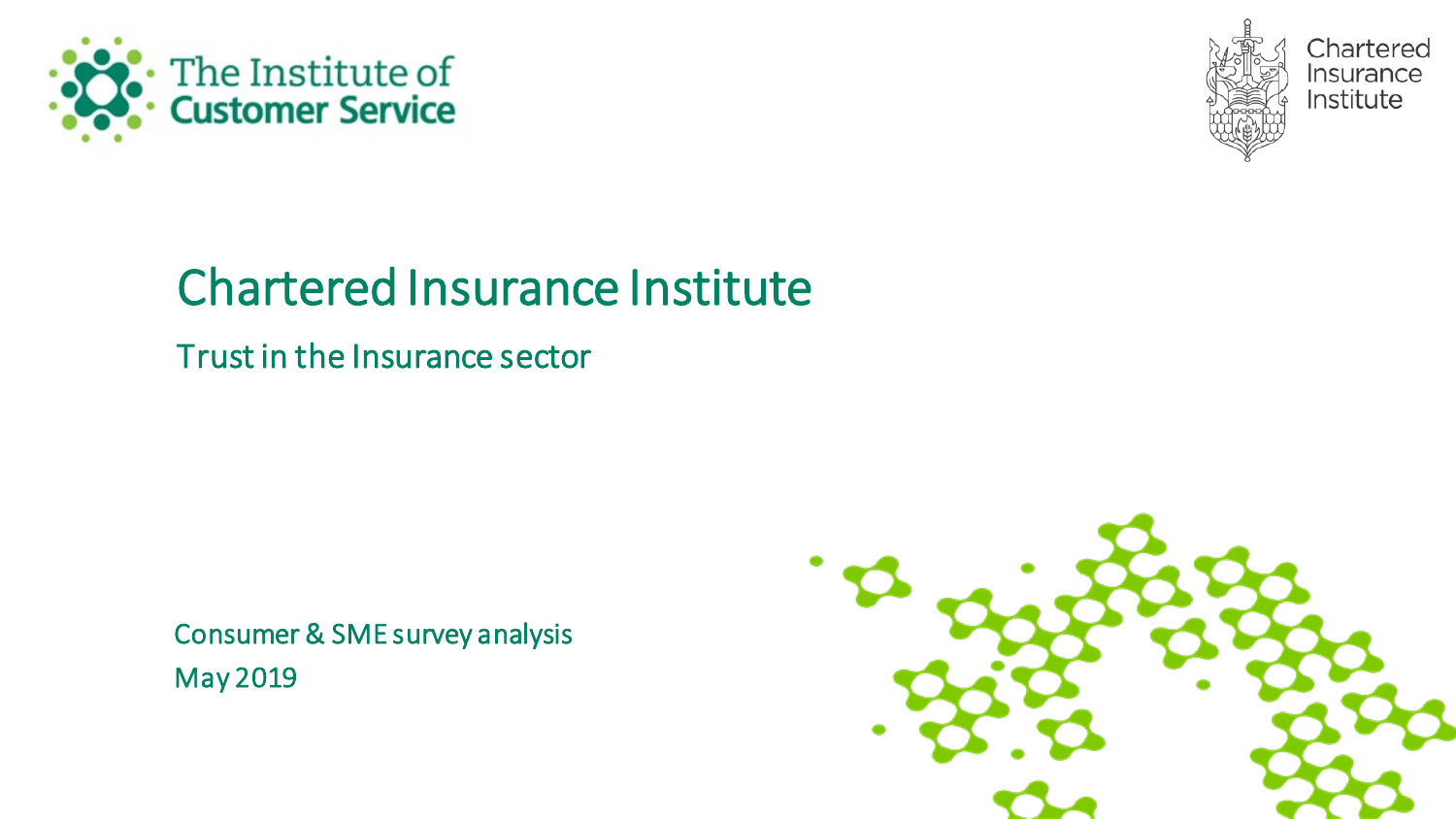The Institute of Customer Service

Chartered Insurance Institute

# Chartered Insurance Institute

## Trust in the Insurance sector

Consumer & SME survey analysis

May 2019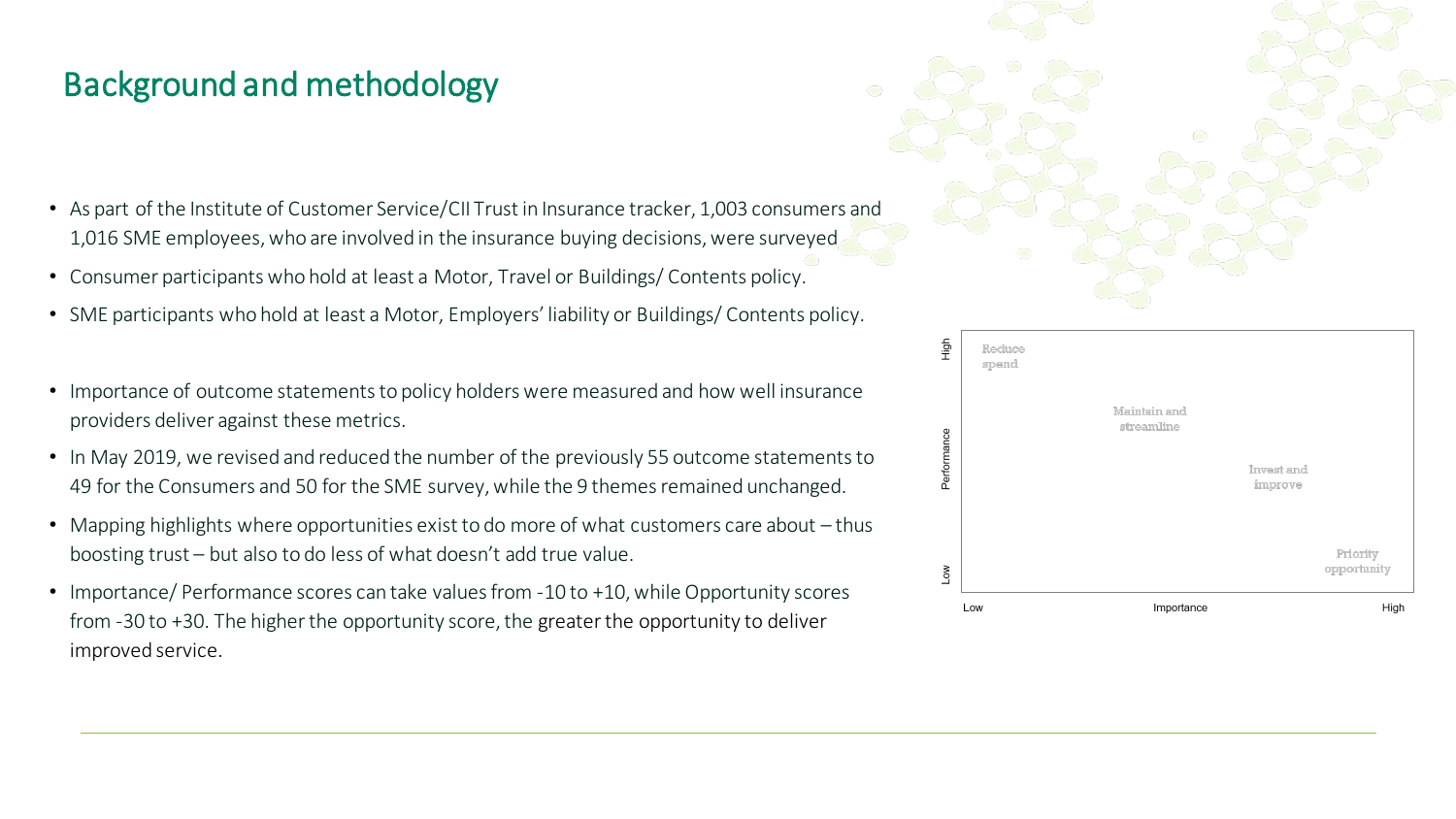# Background and methodology

- As part of the Institute of Customer Service/CII Trust in Insurance tracker, 1,003 consumers and 1,016 SME employees, who are involved in the insurance buying decisions, were surveyed
- Consumer participants who hold at least a Motor, Travel or Buildings/ Contents policy.
- SME participants who hold at least a Motor, Employers' liability or Buildings/ Contents policy.

- Importance of outcome statements to policy holders were measured and how well insurance providers deliver against these metrics.
- In May 2019, we revised and reduced the number of the previously 55 outcome statements to 49 for the Consumers and 50 for the SME survey, while the 9 themes remained unchanged.
- Mapping highlights where opportunities exist to do more of what customers care about – thus boosting trust – but also to do less of what doesn't add true value.
- Importance/ Performance scores can take values from -10 to +10, while Opportunity scores from -30 to +30. The higher the opportunity score, the greater the opportunity to deliver improved service.

Performance (Low – High) vs. Importance (Low – High):

- Reduce spend
- Maintain and streamline
- Invest and improve
- Priority opportunity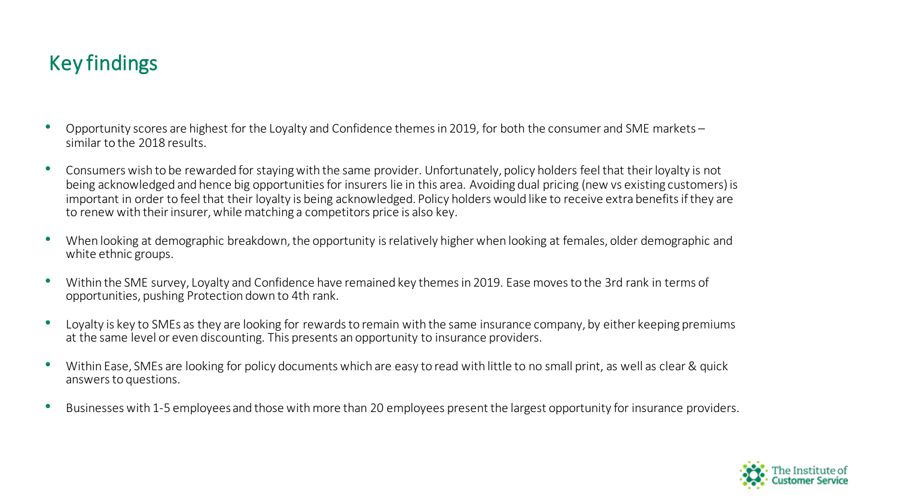# Key findings

- Opportunity scores are highest for the Loyalty and Confidence themes in 2019, for both the consumer and SME markets – similar to the 2018 results.
- Consumers wish to be rewarded for staying with the same provider. Unfortunately, policy holders feel that their loyalty is not being acknowledged and hence big opportunities for insurers lie in this area. Avoiding dual pricing (new vs existing customers) is important in order to feel that their loyalty is being acknowledged. Policy holders would like to receive extra benefits if they are to renew with their insurer, while matching a competitors price is also key.
- When looking at demographic breakdown, the opportunity is relatively higher when looking at females, older demographic and white ethnic groups.
- Within the SME survey, Loyalty and Confidence have remained key themes in 2019. Ease moves to the 3rd rank in terms of opportunities, pushing Protection down to 4th rank.
- Loyalty is key to SMEs as they are looking for rewards to remain with the same insurance company, by either keeping premiums at the same level or even discounting. This presents an opportunity to insurance providers.
- Within Ease, SMEs are looking for policy documents which are easy to read with little to no small print, as well as clear & quick answers to questions.
- Businesses with 1-5 employees and those with more than 20 employees present the largest opportunity for insurance providers.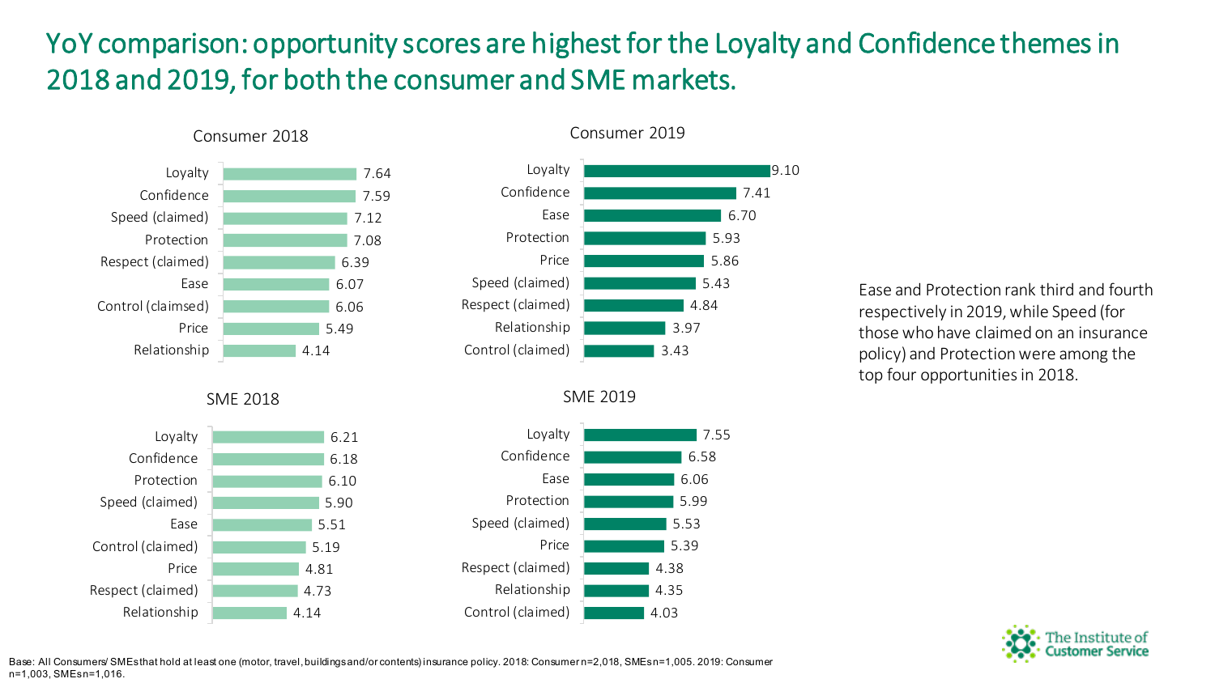# YoY comparison: opportunity scores are highest for the Loyalty and Confidence themes in 2018 and 2019, for both the consumer and SME markets.

### Consumer 2018

| Theme | Score |
|---|---|
| Loyalty | 7.64 |
| Confidence | 7.59 |
| Speed (claimed) | 7.12 |
| Protection | 7.08 |
| Respect (claimed) | 6.39 |
| Ease | 6.07 |
| Control (claimsed) | 6.06 |
| Price | 5.49 |
| Relationship | 4.14 |

### Consumer 2019

| Theme | Score |
|---|---|
| Loyalty | 9.10 |
| Confidence | 7.41 |
| Ease | 6.70 |
| Protection | 5.93 |
| Price | 5.86 |
| Speed (claimed) | 5.43 |
| Respect (claimed) | 4.84 |
| Relationship | 3.97 |
| Control (claimed) | 3.43 |

### SME 2018

| Theme | Score |
|---|---|
| Loyalty | 6.21 |
| Confidence | 6.18 |
| Protection | 6.10 |
| Speed (claimed) | 5.90 |
| Ease | 5.51 |
| Control (claimed) | 5.19 |
| Price | 4.81 |
| Respect (claimed) | 4.73 |
| Relationship | 4.14 |

### SME 2019

| Theme | Score |
|---|---|
| Loyalty | 7.55 |
| Confidence | 6.58 |
| Ease | 6.06 |
| Protection | 5.99 |
| Speed (claimed) | 5.53 |
| Price | 5.39 |
| Respect (claimed) | 4.38 |
| Relationship | 4.35 |
| Control (claimed) | 4.03 |

Ease and Protection rank third and fourth respectively in 2019, while Speed (for those who have claimed on an insurance policy) and Protection were among the top four opportunities in 2018.

Base: All Consumers/ SMEs that hold at least one (motor, travel, buildings and/or contents) insurance policy. 2018: Consumer n=2,018, SMEs n=1,005. 2019: Consumer n=1,003, SMEs n=1,016.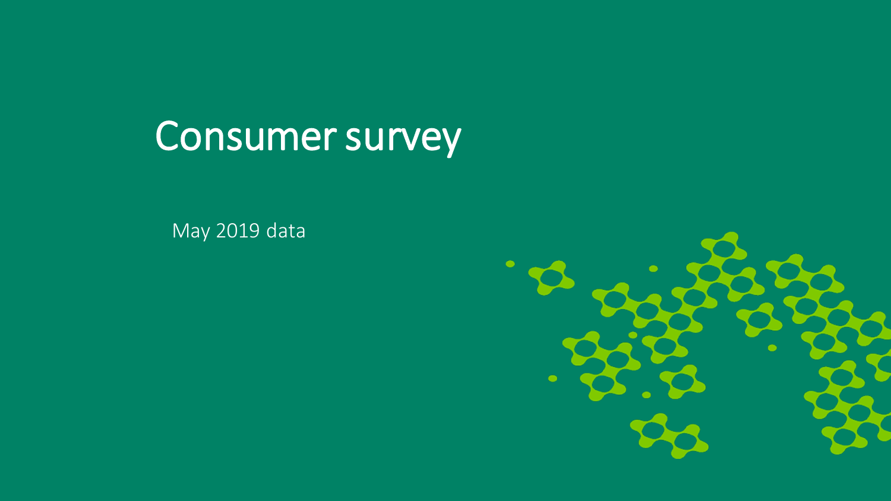# Consumer survey

May 2019 data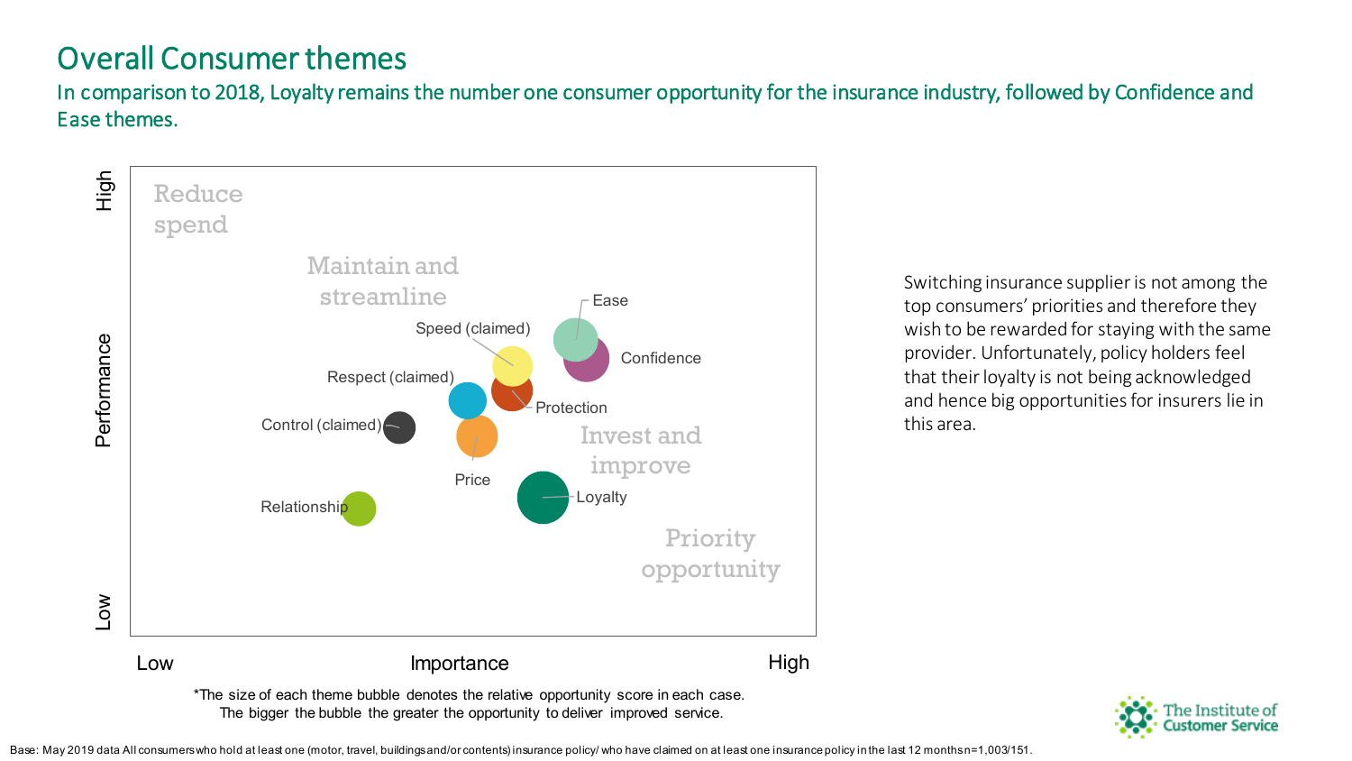# Overall Consumer themes

In comparison to 2018, Loyalty remains the number one consumer opportunity for the insurance industry, followed by Confidence and Ease themes.

Performance (Low – High) vs Importance (Low – High)

Reduce spend

Maintain and streamline

Invest and improve

Priority opportunity

Ease

Confidence

Speed (claimed)

Respect (claimed)

Protection

Control (claimed)

Price

Loyalty

Relationship

*The size of each theme bubble denotes the relative opportunity score in each case. The bigger the bubble the greater the opportunity to deliver improved service.

Switching insurance supplier is not among the top consumers' priorities and therefore they wish to be rewarded for staying with the same provider. Unfortunately, policy holders feel that their loyalty is not being acknowledged and hence big opportunities for insurers lie in this area.

Base: May 2019 data All consumers who hold at least one (motor, travel, buildings and/or contents) insurance policy/ who have claimed on at least one insurance policy in the last 12 months n=1,003/151.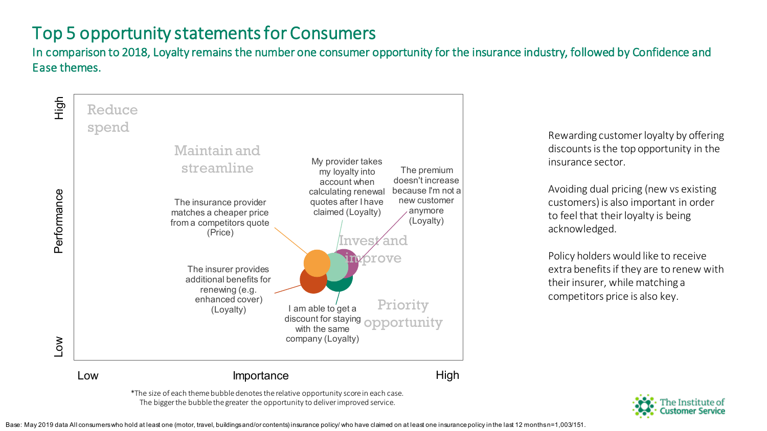# Top 5 opportunity statements for Consumers

In comparison to 2018, Loyalty remains the number one consumer opportunity for the insurance industry, followed by Confidence and Ease themes.

Performance (Low – High) / Importance (Low – High)

Reduce spend

Maintain and streamline

Invest and improve

Priority opportunity

- My provider takes my loyalty into account when calculating renewal quotes after I have claimed (Loyalty)
- The premium doesn't increase because I'm not a new customer anymore (Loyalty)
- The insurance provider matches a cheaper price from a competitors quote (Price)
- The insurer provides additional benefits for renewing (e.g. enhanced cover) (Loyalty)
- I am able to get a discount for staying with the same company (Loyalty)

*The size of each theme bubble denotes the relative opportunity score in each case. The bigger the bubble the greater the opportunity to deliver improved service.

Rewarding customer loyalty by offering discounts is the top opportunity in the insurance sector.

Avoiding dual pricing (new vs existing customers) is also important in order to feel that their loyalty is being acknowledged.

Policy holders would like to receive extra benefits if they are to renew with their insurer, while matching a competitors price is also key.

Base: May 2019 data All consumers who hold at least one (motor, travel, buildings and/or contents) insurance policy/ who have claimed on at least one insurance policy in the last 12 months n=1,003/151.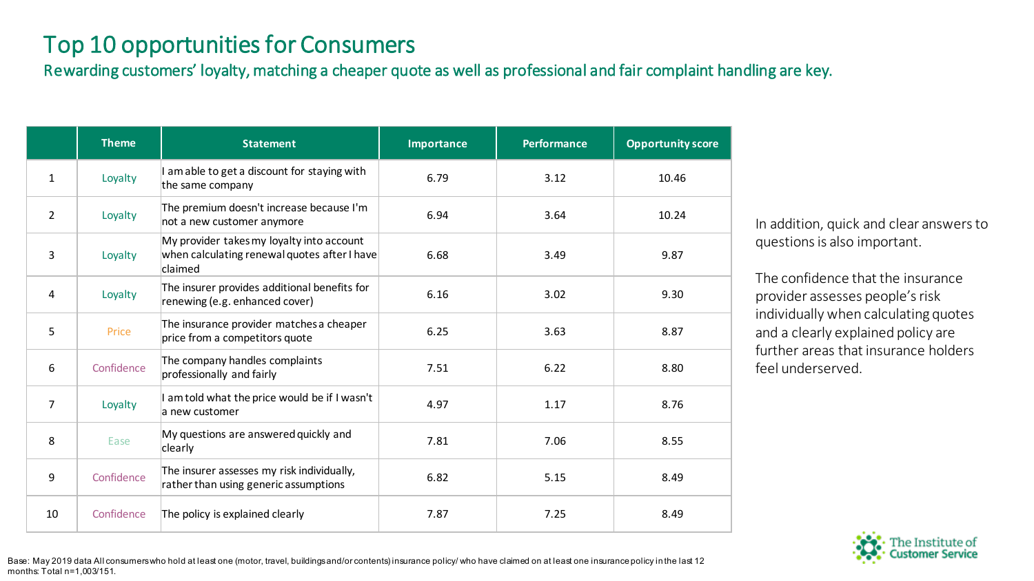# Top 10 opportunities for Consumers

## Rewarding customers' loyalty, matching a cheaper quote as well as professional and fair complaint handling are key.

| | Theme | Statement | Importance | Performance | Opportunity score |
|---|---|---|---|---|---|
| 1 | Loyalty | I am able to get a discount for staying with the same company | 6.79 | 3.12 | 10.46 |
| 2 | Loyalty | The premium doesn't increase because I'm not a new customer anymore | 6.94 | 3.64 | 10.24 |
| 3 | Loyalty | My provider takes my loyalty into account when calculating renewal quotes after I have claimed | 6.68 | 3.49 | 9.87 |
| 4 | Loyalty | The insurer provides additional benefits for renewing (e.g. enhanced cover) | 6.16 | 3.02 | 9.30 |
| 5 | Price | The insurance provider matches a cheaper price from a competitors quote | 6.25 | 3.63 | 8.87 |
| 6 | Confidence | The company handles complaints professionally and fairly | 7.51 | 6.22 | 8.80 |
| 7 | Loyalty | I am told what the price would be if I wasn't a new customer | 4.97 | 1.17 | 8.76 |
| 8 | Ease | My questions are answered quickly and clearly | 7.81 | 7.06 | 8.55 |
| 9 | Confidence | The insurer assesses my risk individually, rather than using generic assumptions | 6.82 | 5.15 | 8.49 |
| 10 | Confidence | The policy is explained clearly | 7.87 | 7.25 | 8.49 |

In addition, quick and clear answers to questions is also important.

The confidence that the insurance provider assesses people's risk individually when calculating quotes and a clearly explained policy are further areas that insurance holders feel underserved.

Base: May 2019 data All consumers who hold at least one (motor, travel, buildings and/or contents) insurance policy/ who have claimed on at least one insurance policy in the last 12 months: Total n=1,003/151.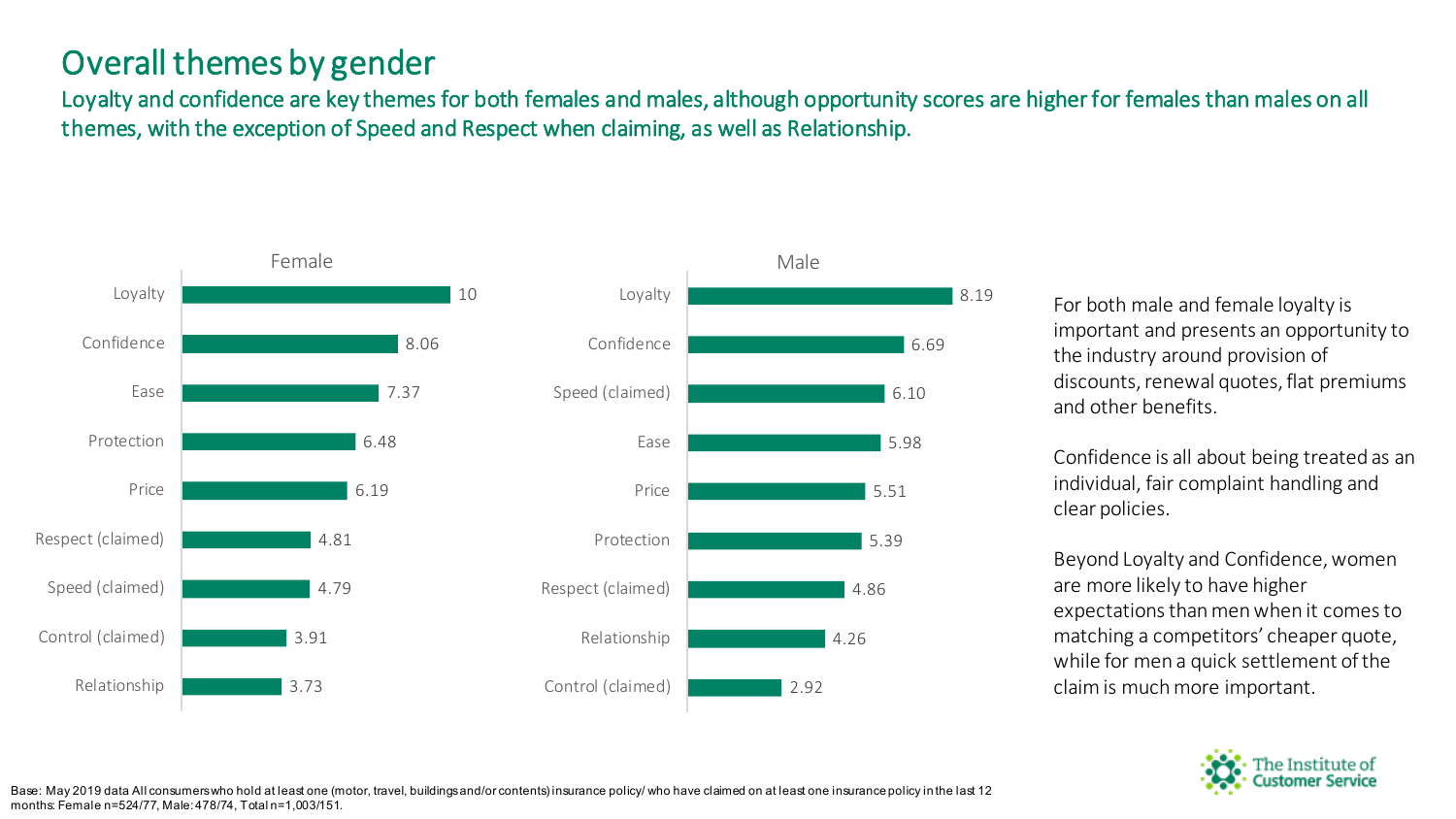# Overall themes by gender

Loyalty and confidence are key themes for both females and males, although opportunity scores are higher for females than males on all themes, with the exception of Speed and Respect when claiming, as well as Relationship.

**Female**

| Theme | Score |
|---|---|
| Loyalty | 10 |
| Confidence | 8.06 |
| Ease | 7.37 |
| Protection | 6.48 |
| Price | 6.19 |
| Respect (claimed) | 4.81 |
| Speed (claimed) | 4.79 |
| Control (claimed) | 3.91 |
| Relationship | 3.73 |

**Male**

| Theme | Score |
|---|---|
| Loyalty | 8.19 |
| Confidence | 6.69 |
| Speed (claimed) | 6.10 |
| Ease | 5.98 |
| Price | 5.51 |
| Protection | 5.39 |
| Respect (claimed) | 4.86 |
| Relationship | 4.26 |
| Control (claimed) | 2.92 |

For both male and female loyalty is important and presents an opportunity to the industry around provision of discounts, renewal quotes, flat premiums and other benefits.

Confidence is all about being treated as an individual, fair complaint handling and clear policies.

Beyond Loyalty and Confidence, women are more likely to have higher expectations than men when it comes to matching a competitors' cheaper quote, while for men a quick settlement of the claim is much more important.

Base: May 2019 data All consumers who hold at least one (motor, travel, buildings and/or contents) insurance policy/ who have claimed on at least one insurance policy in the last 12 months: Female n=524/77, Male: 478/74, Total n=1,003/151.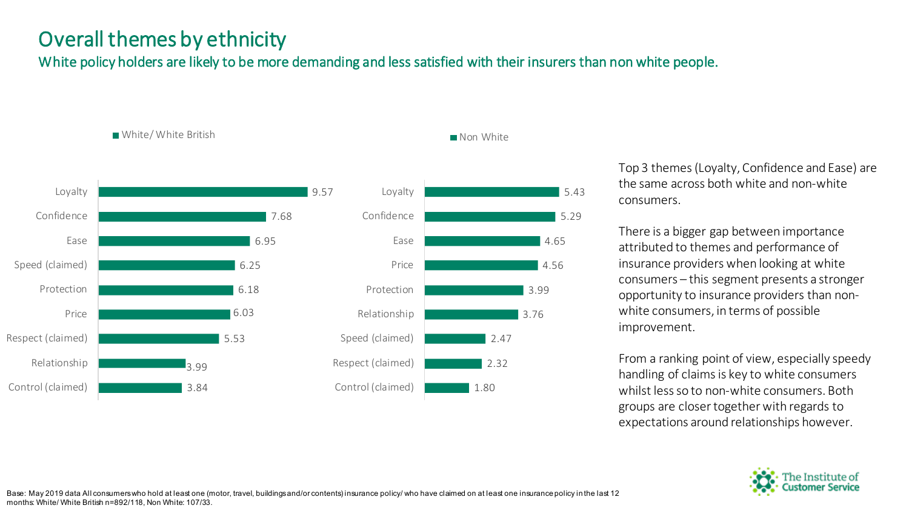# Overall themes by ethnicity

## White policy holders are likely to be more demanding and less satisfied with their insurers than non white people.

**White/ White British**

| Theme | Score |
|---|---|
| Loyalty | 9.57 |
| Confidence | 7.68 |
| Ease | 6.95 |
| Speed (claimed) | 6.25 |
| Protection | 6.18 |
| Price | 6.03 |
| Respect (claimed) | 5.53 |
| Relationship | 3.99 |
| Control (claimed) | 3.84 |

**Non White**

| Theme | Score |
|---|---|
| Loyalty | 5.43 |
| Confidence | 5.29 |
| Ease | 4.65 |
| Price | 4.56 |
| Protection | 3.99 |
| Relationship | 3.76 |
| Speed (claimed) | 2.47 |
| Respect (claimed) | 2.32 |
| Control (claimed) | 1.80 |

Top 3 themes (Loyalty, Confidence and Ease) are the same across both white and non-white consumers.

There is a bigger gap between importance attributed to themes and performance of insurance providers when looking at white consumers – this segment presents a stronger opportunity to insurance providers than non-white consumers, in terms of possible improvement.

From a ranking point of view, especially speedy handling of claims is key to white consumers whilst less so to non-white consumers. Both groups are closer together with regards to expectations around relationships however.

Base: May 2019 data All consumers who hold at least one (motor, travel, buildings and/or contents) insurance policy/ who have claimed on at least one insurance policy in the last 12 months: White/ White British n=892/118, Non White: 107/33.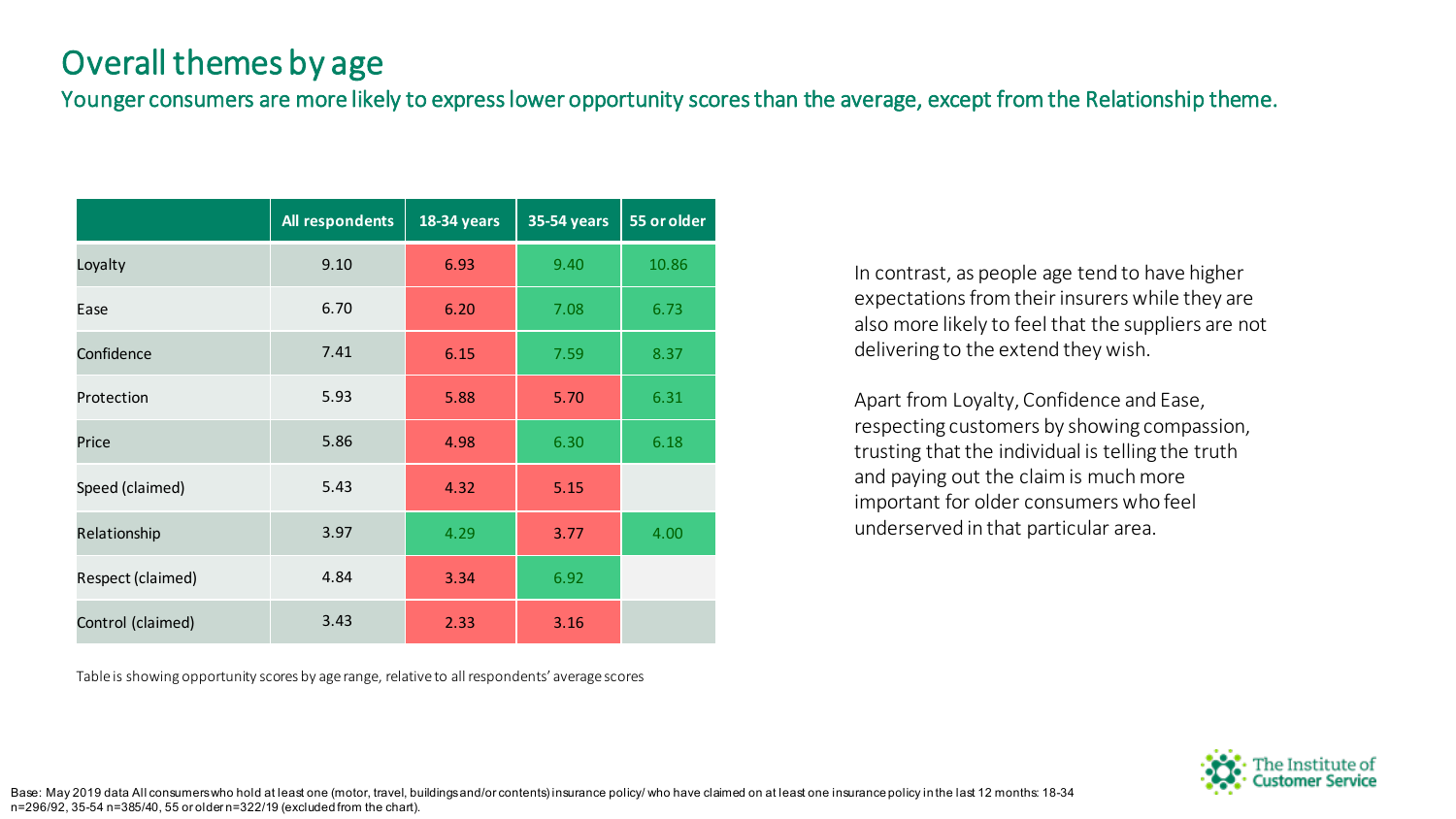# Overall themes by age

## Younger consumers are more likely to express lower opportunity scores than the average, except from the Relationship theme.

| | All respondents | 18-34 years | 35-54 years | 55 or older |
|---|---|---|---|---|
| Loyalty | 9.10 | 6.93 | 9.40 | 10.86 |
| Ease | 6.70 | 6.20 | 7.08 | 6.73 |
| Confidence | 7.41 | 6.15 | 7.59 | 8.37 |
| Protection | 5.93 | 5.88 | 5.70 | 6.31 |
| Price | 5.86 | 4.98 | 6.30 | 6.18 |
| Speed (claimed) | 5.43 | 4.32 | 5.15 | |
| Relationship | 3.97 | 4.29 | 3.77 | 4.00 |
| Respect (claimed) | 4.84 | 3.34 | 6.92 | |
| Control (claimed) | 3.43 | 2.33 | 3.16 | |

Table is showing opportunity scores by age range, relative to all respondents' average scores

In contrast, as people age tend to have higher expectations from their insurers while they are also more likely to feel that the suppliers are not delivering to the extend they wish.

Apart from Loyalty, Confidence and Ease, respecting customers by showing compassion, trusting that the individual is telling the truth and paying out the claim is much more important for older consumers who feel underserved in that particular area.

Base: May 2019 data All consumers who hold at least one (motor, travel, buildings and/or contents) insurance policy/ who have claimed on at least one insurance policy in the last 12 months: 18-34 n=296/92, 35-54 n=385/40, 55 or older n=322/19 (excluded from the chart).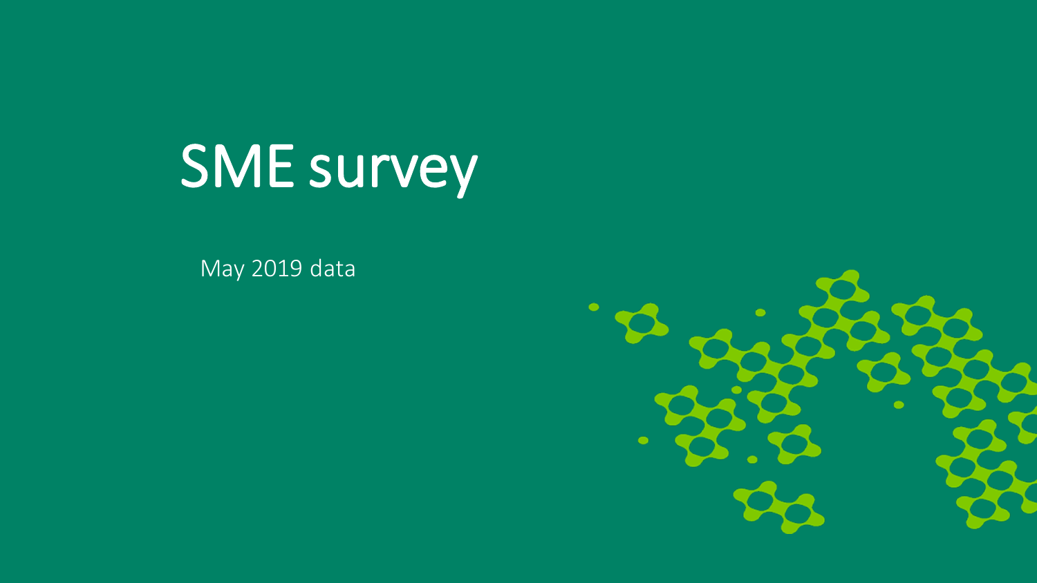# SME survey

May 2019 data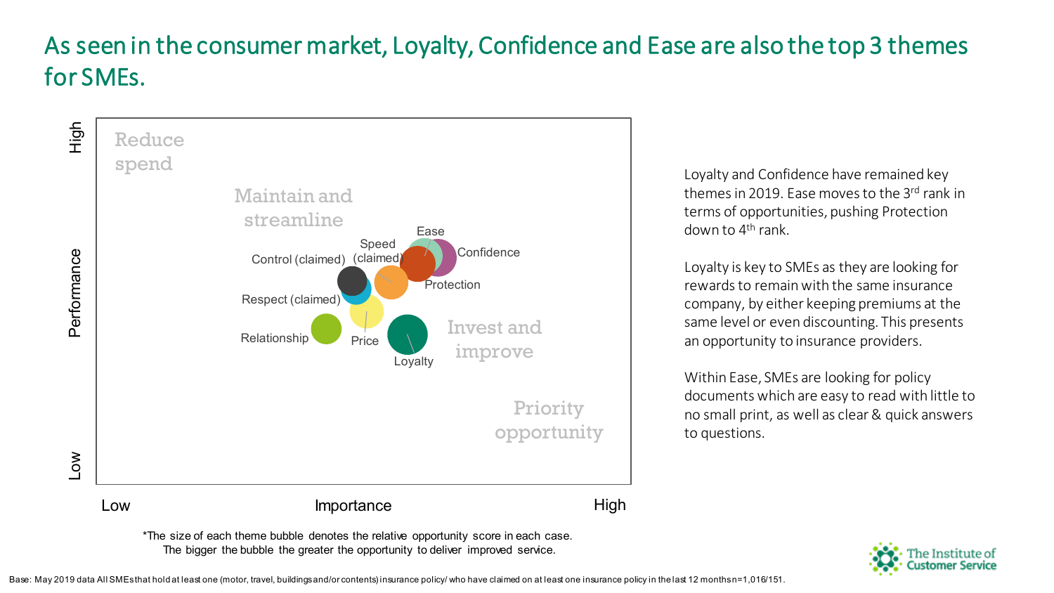# As seen in the consumer market, Loyalty, Confidence and Ease are also the top 3 themes for SMEs.

Reduce spend

Maintain and streamline

Invest and improve

Priority opportunity

Ease, Confidence, Speed (claimed), Control (claimed), Protection, Respect (claimed), Relationship, Price, Loyalty

Performance (Low – High)

Importance (Low – High)

*The size of each theme bubble denotes the relative opportunity score in each case. The bigger the bubble the greater the opportunity to deliver improved service.

Loyalty and Confidence have remained key themes in 2019. Ease moves to the 3rd rank in terms of opportunities, pushing Protection down to 4th rank.

Loyalty is key to SMEs as they are looking for rewards to remain with the same insurance company, by either keeping premiums at the same level or even discounting. This presents an opportunity to insurance providers.

Within Ease, SMEs are looking for policy documents which are easy to read with little to no small print, as well as clear & quick answers to questions.

Base: May 2019 data All SMEs that hold at least one (motor, travel, buildings and/or contents) insurance policy/ who have claimed on at least one insurance policy in the last 12 months n=1,016/151.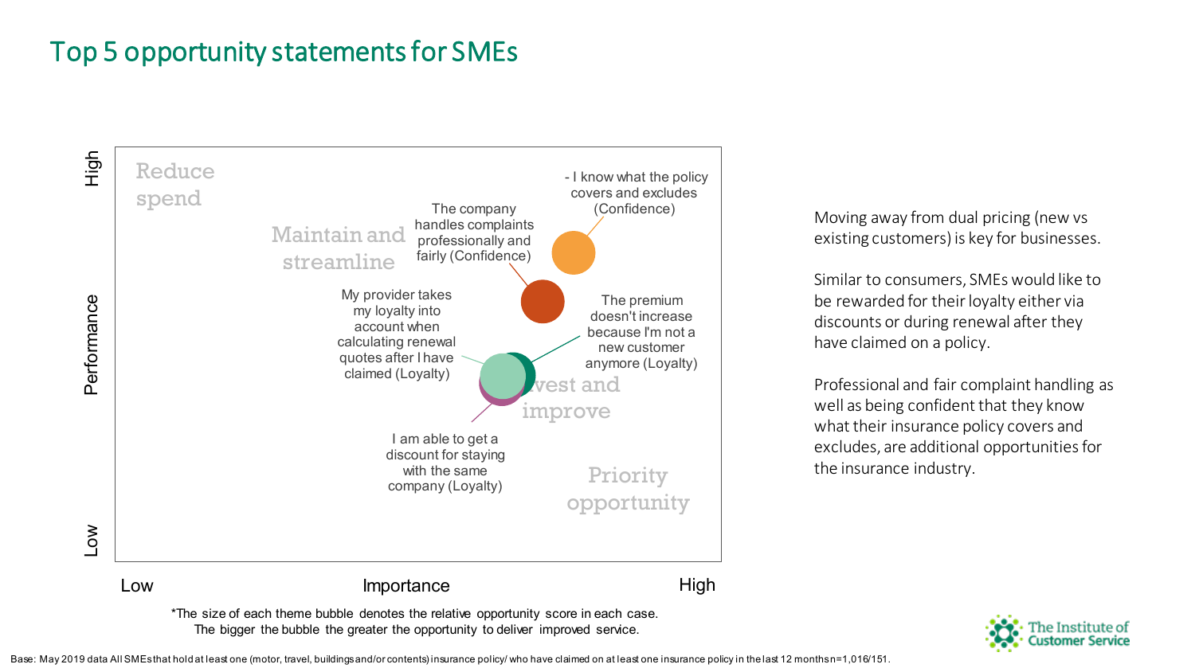# Top 5 opportunity statements for SMEs

| Statement | Theme |
|---|---|
| - I know what the policy covers and excludes | Confidence |
| The company handles complaints professionally and fairly | Confidence |
| My provider takes my loyalty into account when calculating renewal quotes after I have claimed | Loyalty |
| The premium doesn't increase because I'm not a new customer anymore | Loyalty |
| I am able to get a discount for staying with the same company | Loyalty |

Chart axes: Importance (Low – High) vs Performance (Low – High). Quadrants: Reduce spend; Maintain and streamline; Invest and improve; Priority opportunity.

*The size of each theme bubble denotes the relative opportunity score in each case. The bigger the bubble the greater the opportunity to deliver improved service.

Moving away from dual pricing (new vs existing customers) is key for businesses.

Similar to consumers, SMEs would like to be rewarded for their loyalty either via discounts or during renewal after they have claimed on a policy.

Professional and fair complaint handling as well as being confident that they know what their insurance policy covers and excludes, are additional opportunities for the insurance industry.

Base: May 2019 data All SMEs that hold at least one (motor, travel, buildings and/or contents) insurance policy/ who have claimed on at least one insurance policy in the last 12 months n=1,016/151.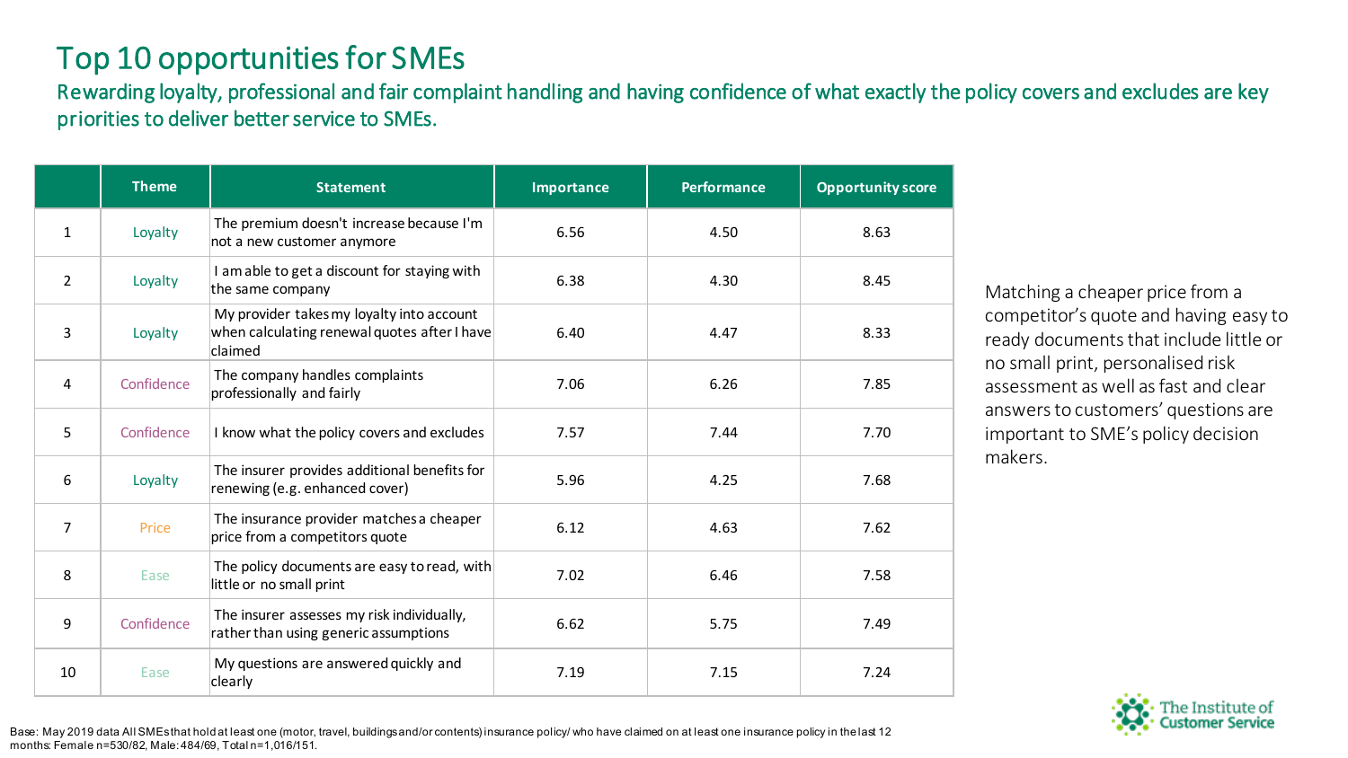# Top 10 opportunities for SMEs

Rewarding loyalty, professional and fair complaint handling and having confidence of what exactly the policy covers and excludes are key priorities to deliver better service to SMEs.

| | Theme | Statement | Importance | Performance | Opportunity score |
|---|---|---|---|---|---|
| 1 | Loyalty | The premium doesn't increase because I'm not a new customer anymore | 6.56 | 4.50 | 8.63 |
| 2 | Loyalty | I am able to get a discount for staying with the same company | 6.38 | 4.30 | 8.45 |
| 3 | Loyalty | My provider takes my loyalty into account when calculating renewal quotes after I have claimed | 6.40 | 4.47 | 8.33 |
| 4 | Confidence | The company handles complaints professionally and fairly | 7.06 | 6.26 | 7.85 |
| 5 | Confidence | I know what the policy covers and excludes | 7.57 | 7.44 | 7.70 |
| 6 | Loyalty | The insurer provides additional benefits for renewing (e.g. enhanced cover) | 5.96 | 4.25 | 7.68 |
| 7 | Price | The insurance provider matches a cheaper price from a competitors quote | 6.12 | 4.63 | 7.62 |
| 8 | Ease | The policy documents are easy to read, with little or no small print | 7.02 | 6.46 | 7.58 |
| 9 | Confidence | The insurer assesses my risk individually, rather than using generic assumptions | 6.62 | 5.75 | 7.49 |
| 10 | Ease | My questions are answered quickly and clearly | 7.19 | 7.15 | 7.24 |

Matching a cheaper price from a competitor's quote and having easy to ready documents that include little or no small print, personalised risk assessment as well as fast and clear answers to customers' questions are important to SME's policy decision makers.

Base: May 2019 data All SMEs that hold at least one (motor, travel, buildings and/or contents) insurance policy/ who have claimed on at least one insurance policy in the last 12 months: Female n=530/82, Male: 484/69, Total n=1,016/151.

The Institute of Customer Service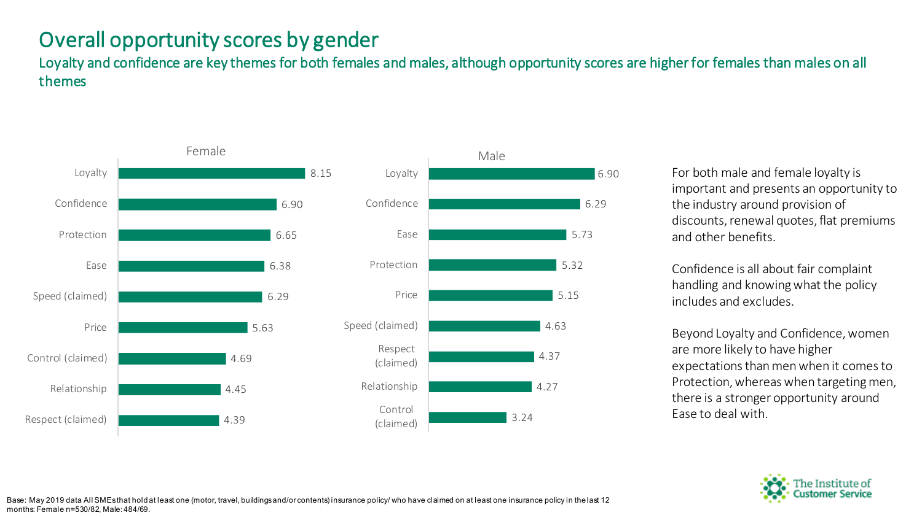# Overall opportunity scores by gender

## Loyalty and confidence are key themes for both females and males, although opportunity scores are higher for females than males on all themes

**Female**

| Theme | Score |
|---|---|
| Loyalty | 8.15 |
| Confidence | 6.90 |
| Protection | 6.65 |
| Ease | 6.38 |
| Speed (claimed) | 6.29 |
| Price | 5.63 |
| Control (claimed) | 4.69 |
| Relationship | 4.45 |
| Respect (claimed) | 4.39 |

**Male**

| Theme | Score |
|---|---|
| Loyalty | 6.90 |
| Confidence | 6.29 |
| Ease | 5.73 |
| Protection | 5.32 |
| Price | 5.15 |
| Speed (claimed) | 4.63 |
| Respect (claimed) | 4.37 |
| Relationship | 4.27 |
| Control (claimed) | 3.24 |

For both male and female loyalty is important and presents an opportunity to the industry around provision of discounts, renewal quotes, flat premiums and other benefits.

Confidence is all about fair complaint handling and knowing what the policy includes and excludes.

Beyond Loyalty and Confidence, women are more likely to have higher expectations than men when it comes to Protection, whereas when targeting men, there is a stronger opportunity around Ease to deal with.

Base: May 2019 data All SMEs that hold at least one (motor, travel, buildings and/or contents) insurance policy/ who have claimed on at least one insurance policy in the last 12 months: Female n=530/82, Male: 484/69.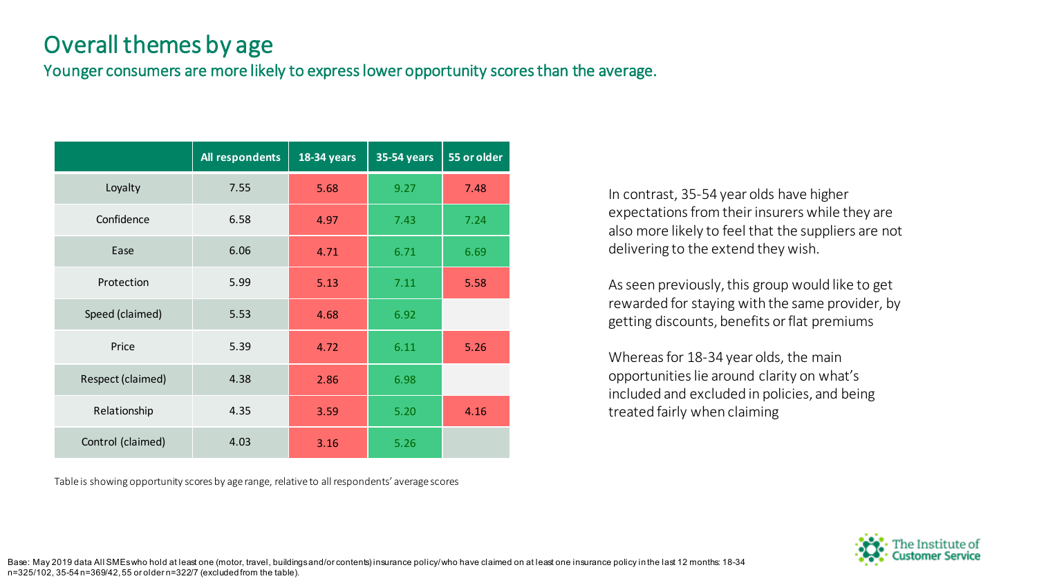# Overall themes by age

## Younger consumers are more likely to express lower opportunity scores than the average.

|  | All respondents | 18-34 years | 35-54 years | 55 or older |
|---|---|---|---|---|
| Loyalty | 7.55 | 5.68 | 9.27 | 7.48 |
| Confidence | 6.58 | 4.97 | 7.43 | 7.24 |
| Ease | 6.06 | 4.71 | 6.71 | 6.69 |
| Protection | 5.99 | 5.13 | 7.11 | 5.58 |
| Speed (claimed) | 5.53 | 4.68 | 6.92 |  |
| Price | 5.39 | 4.72 | 6.11 | 5.26 |
| Respect (claimed) | 4.38 | 2.86 | 6.98 |  |
| Relationship | 4.35 | 3.59 | 5.20 | 4.16 |
| Control (claimed) | 4.03 | 3.16 | 5.26 |  |

Table is showing opportunity scores by age range, relative to all respondents' average scores

In contrast, 35-54 year olds have higher expectations from their insurers while they are also more likely to feel that the suppliers are not delivering to the extend they wish.

As seen previously, this group would like to get rewarded for staying with the same provider, by getting discounts, benefits or flat premiums

Whereas for 18-34 year olds, the main opportunities lie around clarity on what's included and excluded in policies, and being treated fairly when claiming

Base: May 2019 data All SMEs who hold at least one (motor, travel, buildings and/or contents) insurance policy/ who have claimed on at least one insurance policy in the last 12 months: 18-34 n=325/102, 35-54 n=369/42, 55 or older n=322/7 (excluded from the table).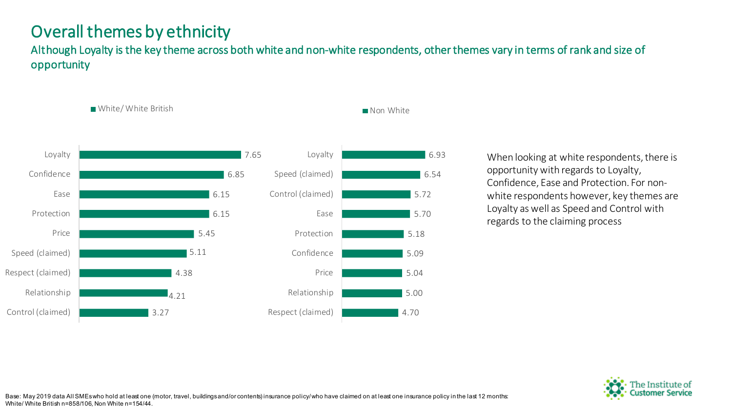# Overall themes by ethnicity

## Although Loyalty is the key theme across both white and non-white respondents, other themes vary in terms of rank and size of opportunity

**White/ White British**

| Theme | Score |
|---|---|
| Loyalty | 7.65 |
| Confidence | 6.85 |
| Ease | 6.15 |
| Protection | 6.15 |
| Price | 5.45 |
| Speed (claimed) | 5.11 |
| Respect (claimed) | 4.38 |
| Relationship | 4.21 |
| Control (claimed) | 3.27 |

**Non White**

| Theme | Score |
|---|---|
| Loyalty | 6.93 |
| Speed (claimed) | 6.54 |
| Control (claimed) | 5.72 |
| Ease | 5.70 |
| Protection | 5.18 |
| Confidence | 5.09 |
| Price | 5.04 |
| Relationship | 5.00 |
| Respect (claimed) | 4.70 |

When looking at white respondents, there is opportunity with regards to Loyalty, Confidence, Ease and Protection. For non-white respondents however, key themes are Loyalty as well as Speed and Control with regards to the claiming process

Base: May 2019 data All SMEs who hold at least one (motor, travel, buildings and/or contents) insurance policy/ who have claimed on at least one insurance policy in the last 12 months: White/ White British n=858/106, Non White n=154/44.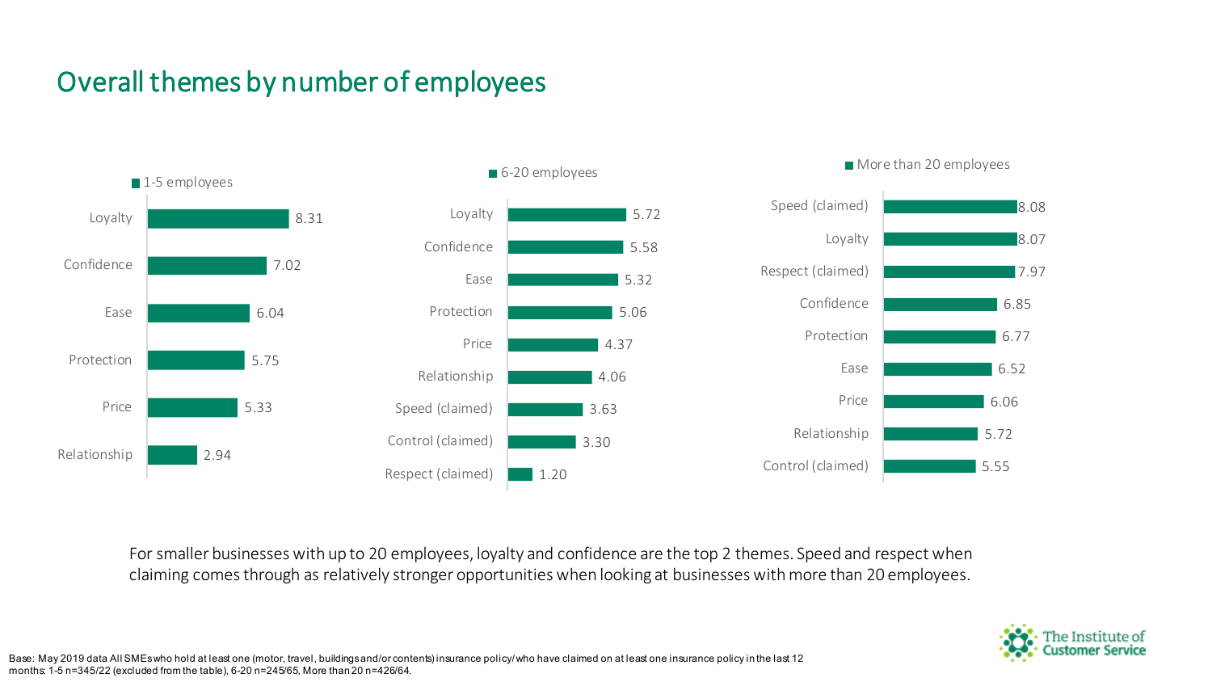# Overall themes by number of employees

**1-5 employees**

| Theme | Score |
|---|---|
| Loyalty | 8.31 |
| Confidence | 7.02 |
| Ease | 6.04 |
| Protection | 5.75 |
| Price | 5.33 |
| Relationship | 2.94 |

**6-20 employees**

| Theme | Score |
|---|---|
| Loyalty | 5.72 |
| Confidence | 5.58 |
| Ease | 5.32 |
| Protection | 5.06 |
| Price | 4.37 |
| Relationship | 4.06 |
| Speed (claimed) | 3.63 |
| Control (claimed) | 3.30 |
| Respect (claimed) | 1.20 |

**More than 20 employees**

| Theme | Score |
|---|---|
| Speed (claimed) | 8.08 |
| Loyalty | 8.07 |
| Respect (claimed) | 7.97 |
| Confidence | 6.85 |
| Protection | 6.77 |
| Ease | 6.52 |
| Price | 6.06 |
| Relationship | 5.72 |
| Control (claimed) | 5.55 |

For smaller businesses with up to 20 employees, loyalty and confidence are the top 2 themes. Speed and respect when claiming comes through as relatively stronger opportunities when looking at businesses with more than 20 employees.

Base: May 2019 data All SMEs who hold at least one (motor, travel, buildings and/or contents) insurance policy/ who have claimed on at least one insurance policy in the last 12 months: 1-5 n=345/22 (excluded from the table), 6-20 n=245/65, More than 20 n=426/64.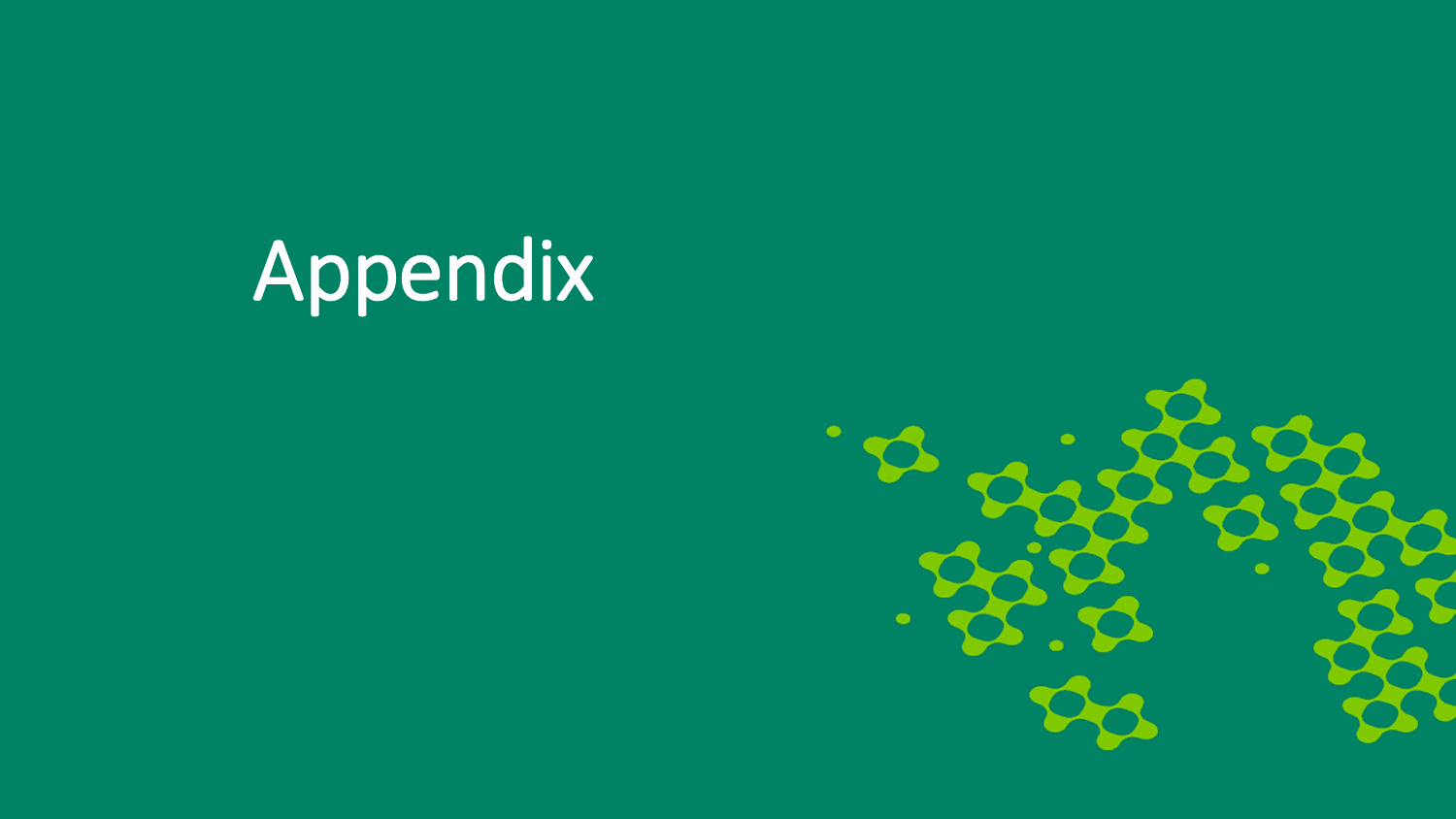# Appendix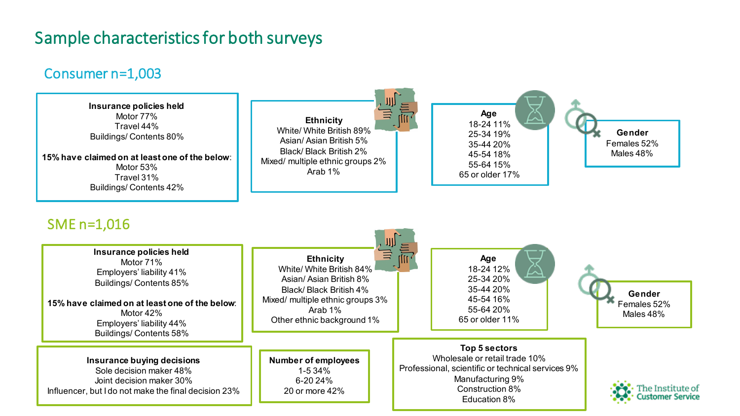# Sample characteristics for both surveys

## Consumer n=1,003

**Insurance policies held**
Motor 77%
Travel 44%
Buildings/ Contents 80%

**15% have claimed on at least one of the below**:
Motor 53%
Travel 31%
Buildings/ Contents 42%

**Ethnicity**
White/ White British 89%
Asian/ Asian British 5%
Black/ Black British 2%
Mixed/ multiple ethnic groups 2%
Arab 1%

**Age**
18-24 11%
25-34 19%
35-44 20%
45-54 18%
55-64 15%
65 or older 17%

**Gender**
Females 52%
Males 48%

## SME n=1,016

**Insurance policies held**
Motor 71%
Employers' liability 41%
Buildings/ Contents 85%

**15% have claimed on at least one of the below**:
Motor 42%
Employers' liability 44%
Buildings/ Contents 58%

**Ethnicity**
White/ White British 84%
Asian/ Asian British 8%
Black/ Black British 4%
Mixed/ multiple ethnic groups 3%
Arab 1%
Other ethnic background 1%

**Age**
18-24 12%
25-34 20%
35-44 20%
45-54 16%
55-64 20%
65 or older 11%

**Gender**
Females 52%
Males 48%

**Insurance buying decisions**
Sole decision maker 48%
Joint decision maker 30%
Influencer, but I do not make the final decision 23%

**Number of employees**
1-5 34%
6-20 24%
20 or more 42%

**Top 5 sectors**
Wholesale or retail trade 10%
Professional, scientific or technical services 9%
Manufacturing 9%
Construction 8%
Education 8%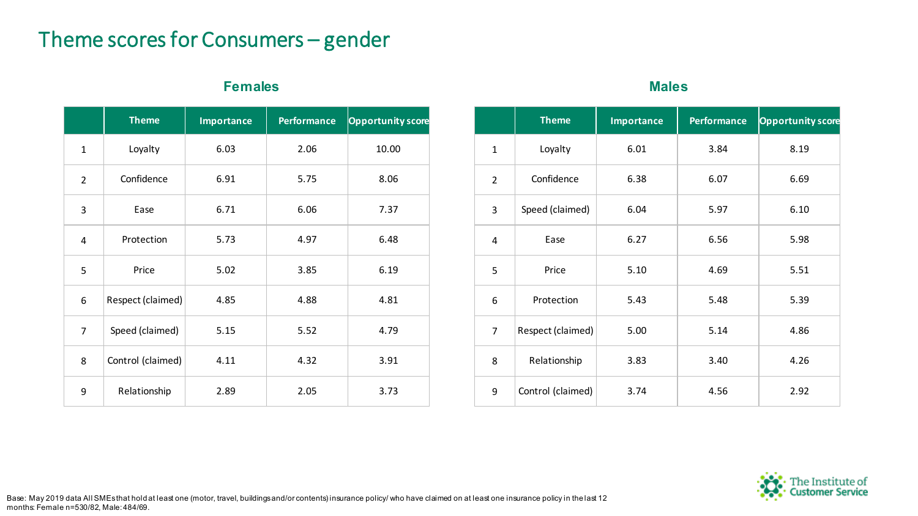# Theme scores for Consumers – gender

### Females

| | Theme | Importance | Performance | Opportunity score |
|---|---|---|---|---|
| 1 | Loyalty | 6.03 | 2.06 | 10.00 |
| 2 | Confidence | 6.91 | 5.75 | 8.06 |
| 3 | Ease | 6.71 | 6.06 | 7.37 |
| 4 | Protection | 5.73 | 4.97 | 6.48 |
| 5 | Price | 5.02 | 3.85 | 6.19 |
| 6 | Respect (claimed) | 4.85 | 4.88 | 4.81 |
| 7 | Speed (claimed) | 5.15 | 5.52 | 4.79 |
| 8 | Control (claimed) | 4.11 | 4.32 | 3.91 |
| 9 | Relationship | 2.89 | 2.05 | 3.73 |

### Males

| | Theme | Importance | Performance | Opportunity score |
|---|---|---|---|---|
| 1 | Loyalty | 6.01 | 3.84 | 8.19 |
| 2 | Confidence | 6.38 | 6.07 | 6.69 |
| 3 | Speed (claimed) | 6.04 | 5.97 | 6.10 |
| 4 | Ease | 6.27 | 6.56 | 5.98 |
| 5 | Price | 5.10 | 4.69 | 5.51 |
| 6 | Protection | 5.43 | 5.48 | 5.39 |
| 7 | Respect (claimed) | 5.00 | 5.14 | 4.86 |
| 8 | Relationship | 3.83 | 3.40 | 4.26 |
| 9 | Control (claimed) | 3.74 | 4.56 | 2.92 |

Base: May 2019 data All SMEs that hold at least one (motor, travel, buildings and/or contents) insurance policy/ who have claimed on at least one insurance policy in the last 12 months: Female n=530/82, Male: 484/69.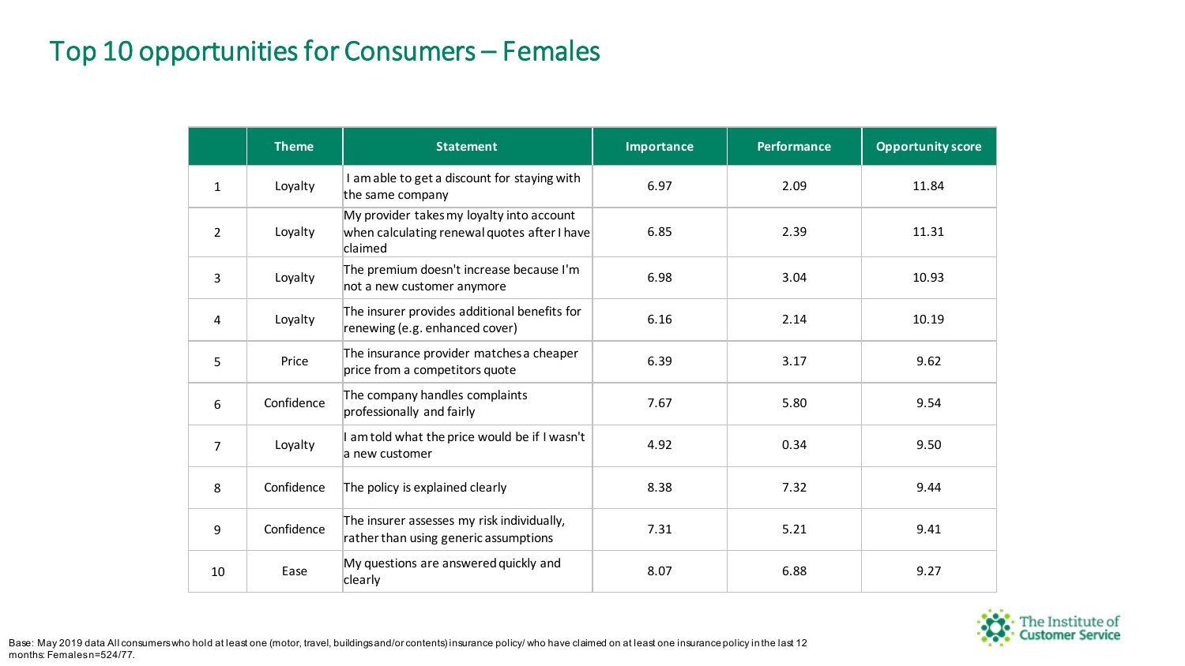# Top 10 opportunities for Consumers – Females

| | Theme | Statement | Importance | Performance | Opportunity score |
|---|---|---|---|---|---|
| 1 | Loyalty | I am able to get a discount for staying with the same company | 6.97 | 2.09 | 11.84 |
| 2 | Loyalty | My provider takes my loyalty into account when calculating renewal quotes after I have claimed | 6.85 | 2.39 | 11.31 |
| 3 | Loyalty | The premium doesn't increase because I'm not a new customer anymore | 6.98 | 3.04 | 10.93 |
| 4 | Loyalty | The insurer provides additional benefits for renewing (e.g. enhanced cover) | 6.16 | 2.14 | 10.19 |
| 5 | Price | The insurance provider matches a cheaper price from a competitors quote | 6.39 | 3.17 | 9.62 |
| 6 | Confidence | The company handles complaints professionally and fairly | 7.67 | 5.80 | 9.54 |
| 7 | Loyalty | I am told what the price would be if I wasn't a new customer | 4.92 | 0.34 | 9.50 |
| 8 | Confidence | The policy is explained clearly | 8.38 | 7.32 | 9.44 |
| 9 | Confidence | The insurer assesses my risk individually, rather than using generic assumptions | 7.31 | 5.21 | 9.41 |
| 10 | Ease | My questions are answered quickly and clearly | 8.07 | 6.88 | 9.27 |

Base: May 2019 data All consumers who hold at least one (motor, travel, buildings and/or contents) insurance policy/ who have claimed on at least one insurance policy in the last 12 months: Females n=524/77.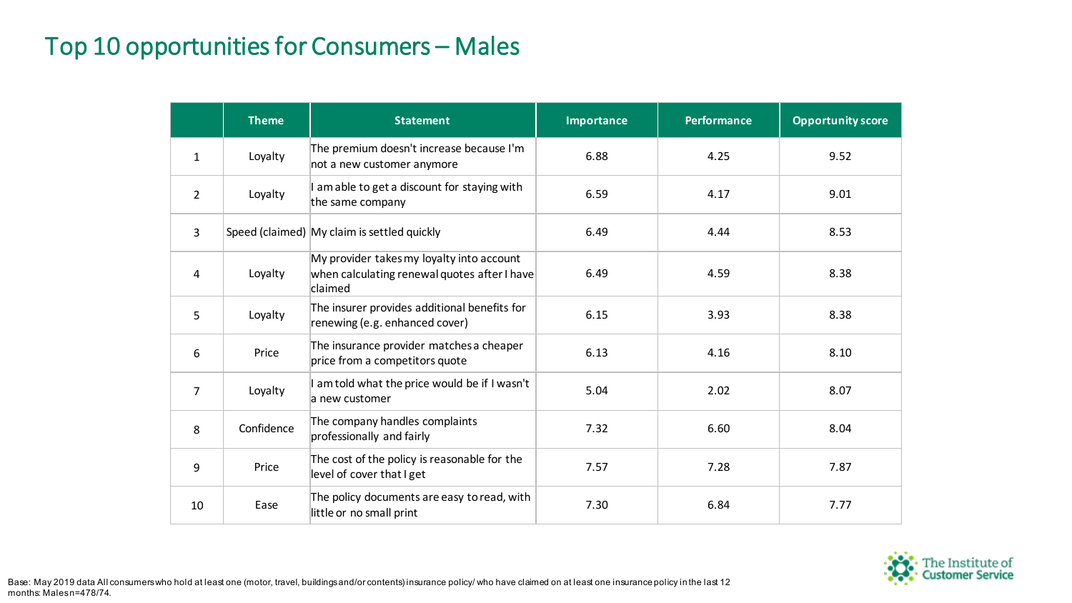# Top 10 opportunities for Consumers – Males

| | Theme | Statement | Importance | Performance | Opportunity score |
|---|---|---|---|---|---|
| 1 | Loyalty | The premium doesn't increase because I'm not a new customer anymore | 6.88 | 4.25 | 9.52 |
| 2 | Loyalty | I am able to get a discount for staying with the same company | 6.59 | 4.17 | 9.01 |
| 3 | Speed (claimed) | My claim is settled quickly | 6.49 | 4.44 | 8.53 |
| 4 | Loyalty | My provider takes my loyalty into account when calculating renewal quotes after I have claimed | 6.49 | 4.59 | 8.38 |
| 5 | Loyalty | The insurer provides additional benefits for renewing (e.g. enhanced cover) | 6.15 | 3.93 | 8.38 |
| 6 | Price | The insurance provider matches a cheaper price from a competitors quote | 6.13 | 4.16 | 8.10 |
| 7 | Loyalty | I am told what the price would be if I wasn't a new customer | 5.04 | 2.02 | 8.07 |
| 8 | Confidence | The company handles complaints professionally and fairly | 7.32 | 6.60 | 8.04 |
| 9 | Price | The cost of the policy is reasonable for the level of cover that I get | 7.57 | 7.28 | 7.87 |
| 10 | Ease | The policy documents are easy to read, with little or no small print | 7.30 | 6.84 | 7.77 |

Base: May 2019 data All consumers who hold at least one (motor, travel, buildings and/or contents) insurance policy/ who have claimed on at least one insurance policy in the last 12 months: Males n=478/74.

The Institute of Customer Service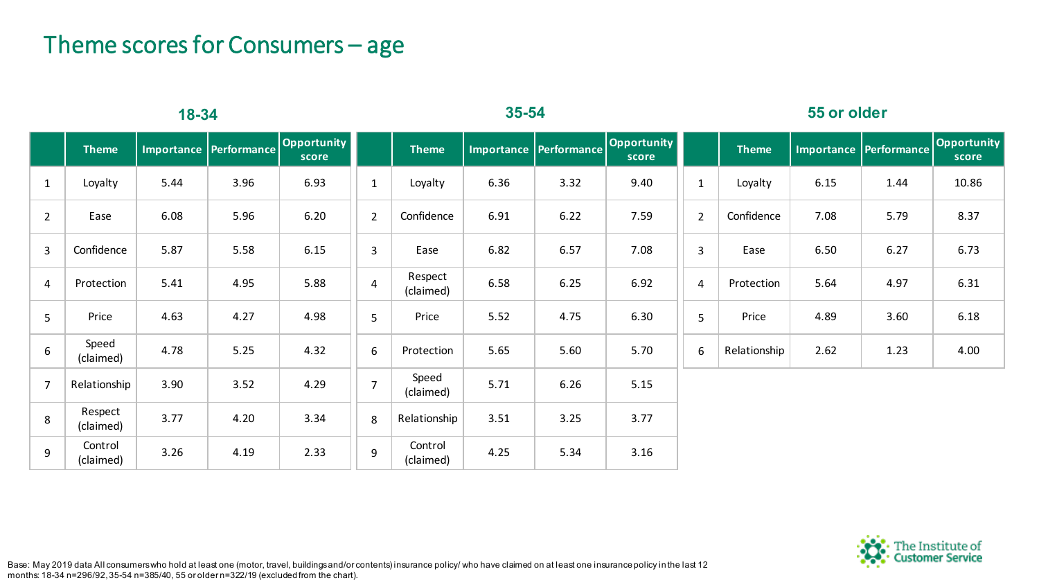# Theme scores for Consumers – age

### 18-34

| | Theme | Importance | Performance | Opportunity score |
|---|---|---|---|---|
| 1 | Loyalty | 5.44 | 3.96 | 6.93 |
| 2 | Ease | 6.08 | 5.96 | 6.20 |
| 3 | Confidence | 5.87 | 5.58 | 6.15 |
| 4 | Protection | 5.41 | 4.95 | 5.88 |
| 5 | Price | 4.63 | 4.27 | 4.98 |
| 6 | Speed (claimed) | 4.78 | 5.25 | 4.32 |
| 7 | Relationship | 3.90 | 3.52 | 4.29 |
| 8 | Respect (claimed) | 3.77 | 4.20 | 3.34 |
| 9 | Control (claimed) | 3.26 | 4.19 | 2.33 |

### 35-54

| | Theme | Importance | Performance | Opportunity score |
|---|---|---|---|---|
| 1 | Loyalty | 6.36 | 3.32 | 9.40 |
| 2 | Confidence | 6.91 | 6.22 | 7.59 |
| 3 | Ease | 6.82 | 6.57 | 7.08 |
| 4 | Respect (claimed) | 6.58 | 6.25 | 6.92 |
| 5 | Price | 5.52 | 4.75 | 6.30 |
| 6 | Protection | 5.65 | 5.60 | 5.70 |
| 7 | Speed (claimed) | 5.71 | 6.26 | 5.15 |
| 8 | Relationship | 3.51 | 3.25 | 3.77 |
| 9 | Control (claimed) | 4.25 | 5.34 | 3.16 |

### 55 or older

| | Theme | Importance | Performance | Opportunity score |
|---|---|---|---|---|
| 1 | Loyalty | 6.15 | 1.44 | 10.86 |
| 2 | Confidence | 7.08 | 5.79 | 8.37 |
| 3 | Ease | 6.50 | 6.27 | 6.73 |
| 4 | Protection | 5.64 | 4.97 | 6.31 |
| 5 | Price | 4.89 | 3.60 | 6.18 |
| 6 | Relationship | 2.62 | 1.23 | 4.00 |

Base: May 2019 data All consumers who hold at least one (motor, travel, buildings and/or contents) insurance policy/ who have claimed on at least one insurance policy in the last 12 months: 18-34 n=296/92, 35-54 n=385/40, 55 or older n=322/19 (excluded from the chart).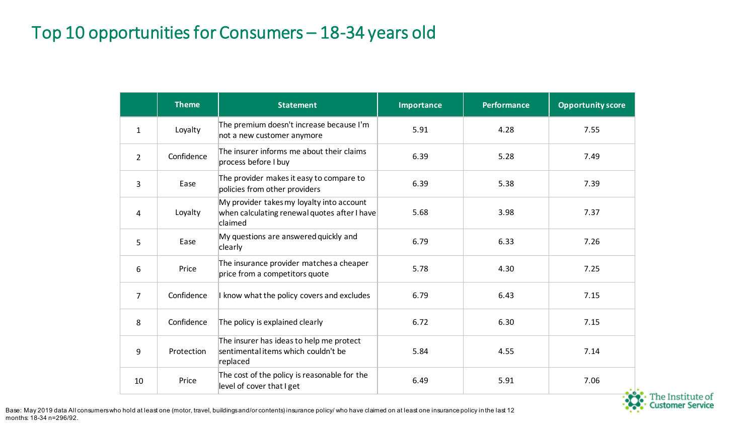# Top 10 opportunities for Consumers – 18-34 years old

| | Theme | Statement | Importance | Performance | Opportunity score |
|---|---|---|---|---|---|
| 1 | Loyalty | The premium doesn't increase because I'm not a new customer anymore | 5.91 | 4.28 | 7.55 |
| 2 | Confidence | The insurer informs me about their claims process before I buy | 6.39 | 5.28 | 7.49 |
| 3 | Ease | The provider makes it easy to compare to policies from other providers | 6.39 | 5.38 | 7.39 |
| 4 | Loyalty | My provider takes my loyalty into account when calculating renewal quotes after I have claimed | 5.68 | 3.98 | 7.37 |
| 5 | Ease | My questions are answered quickly and clearly | 6.79 | 6.33 | 7.26 |
| 6 | Price | The insurance provider matches a cheaper price from a competitors quote | 5.78 | 4.30 | 7.25 |
| 7 | Confidence | I know what the policy covers and excludes | 6.79 | 6.43 | 7.15 |
| 8 | Confidence | The policy is explained clearly | 6.72 | 6.30 | 7.15 |
| 9 | Protection | The insurer has ideas to help me protect sentimental items which couldn't be replaced | 5.84 | 4.55 | 7.14 |
| 10 | Price | The cost of the policy is reasonable for the level of cover that I get | 6.49 | 5.91 | 7.06 |

Base: May 2019 data All consumers who hold at least one (motor, travel, buildings and/or contents) insurance policy/ who have claimed on at least one insurance policy in the last 12 months: 18-34 n=296/92.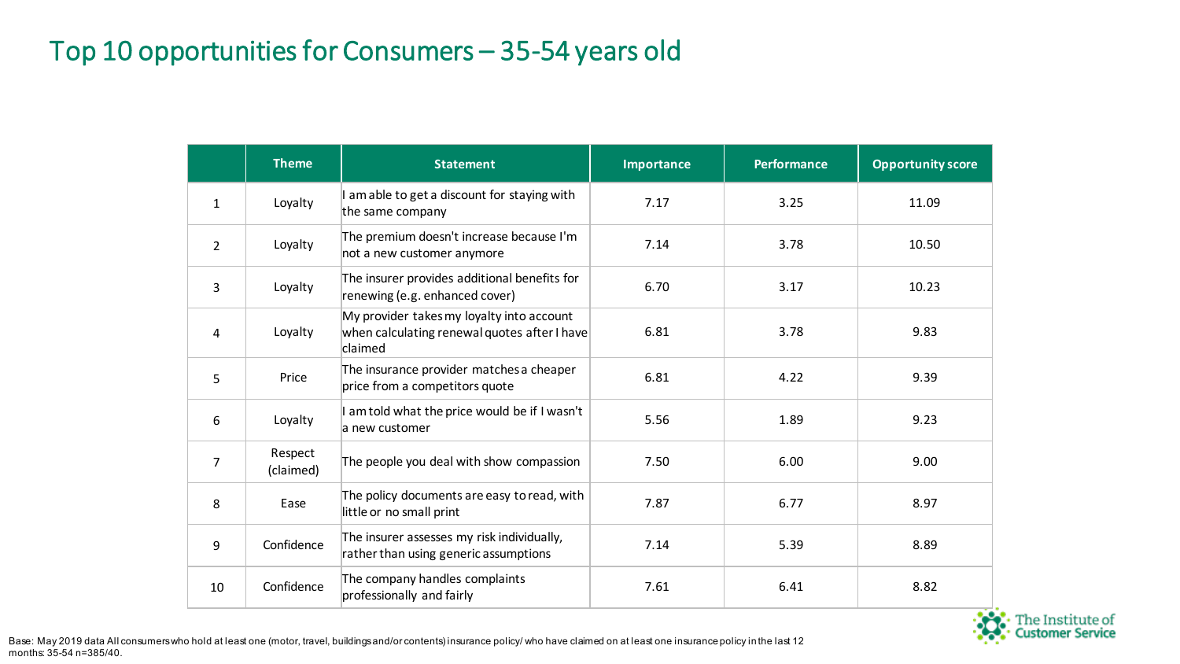# Top 10 opportunities for Consumers – 35-54 years old

| | Theme | Statement | Importance | Performance | Opportunity score |
|---|---|---|---|---|---|
| 1 | Loyalty | I am able to get a discount for staying with the same company | 7.17 | 3.25 | 11.09 |
| 2 | Loyalty | The premium doesn't increase because I'm not a new customer anymore | 7.14 | 3.78 | 10.50 |
| 3 | Loyalty | The insurer provides additional benefits for renewing (e.g. enhanced cover) | 6.70 | 3.17 | 10.23 |
| 4 | Loyalty | My provider takes my loyalty into account when calculating renewal quotes after I have claimed | 6.81 | 3.78 | 9.83 |
| 5 | Price | The insurance provider matches a cheaper price from a competitors quote | 6.81 | 4.22 | 9.39 |
| 6 | Loyalty | I am told what the price would be if I wasn't a new customer | 5.56 | 1.89 | 9.23 |
| 7 | Respect (claimed) | The people you deal with show compassion | 7.50 | 6.00 | 9.00 |
| 8 | Ease | The policy documents are easy to read, with little or no small print | 7.87 | 6.77 | 8.97 |
| 9 | Confidence | The insurer assesses my risk individually, rather than using generic assumptions | 7.14 | 5.39 | 8.89 |
| 10 | Confidence | The company handles complaints professionally and fairly | 7.61 | 6.41 | 8.82 |

Base: May 2019 data All consumers who hold at least one (motor, travel, buildings and/or contents) insurance policy/ who have claimed on at least one insurance policy in the last 12 months: 35-54 n=385/40.

The Institute of Customer Service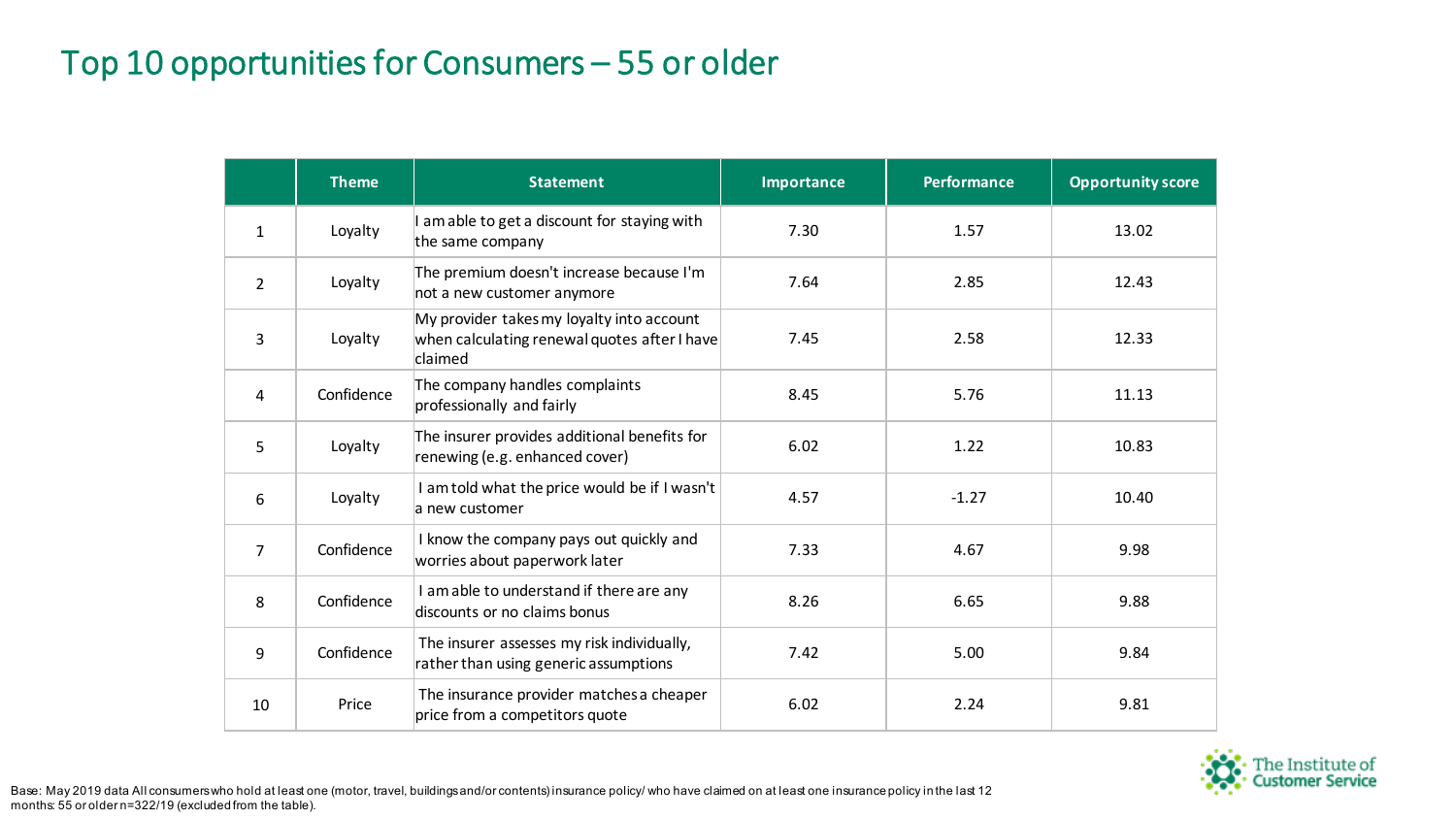# Top 10 opportunities for Consumers – 55 or older

| | Theme | Statement | Importance | Performance | Opportunity score |
|---|---|---|---|---|---|
| 1 | Loyalty | I am able to get a discount for staying with the same company | 7.30 | 1.57 | 13.02 |
| 2 | Loyalty | The premium doesn't increase because I'm not a new customer anymore | 7.64 | 2.85 | 12.43 |
| 3 | Loyalty | My provider takes my loyalty into account when calculating renewal quotes after I have claimed | 7.45 | 2.58 | 12.33 |
| 4 | Confidence | The company handles complaints professionally and fairly | 8.45 | 5.76 | 11.13 |
| 5 | Loyalty | The insurer provides additional benefits for renewing (e.g. enhanced cover) | 6.02 | 1.22 | 10.83 |
| 6 | Loyalty | I am told what the price would be if I wasn't a new customer | 4.57 | -1.27 | 10.40 |
| 7 | Confidence | I know the company pays out quickly and worries about paperwork later | 7.33 | 4.67 | 9.98 |
| 8 | Confidence | I am able to understand if there are any discounts or no claims bonus | 8.26 | 6.65 | 9.88 |
| 9 | Confidence | The insurer assesses my risk individually, rather than using generic assumptions | 7.42 | 5.00 | 9.84 |
| 10 | Price | The insurance provider matches a cheaper price from a competitors quote | 6.02 | 2.24 | 9.81 |

Base: May 2019 data All consumers who hold at least one (motor, travel, buildings and/or contents) insurance policy/ who have claimed on at least one insurance policy in the last 12 months: 55 or older n=322/19 (excluded from the table).

The Institute of Customer Service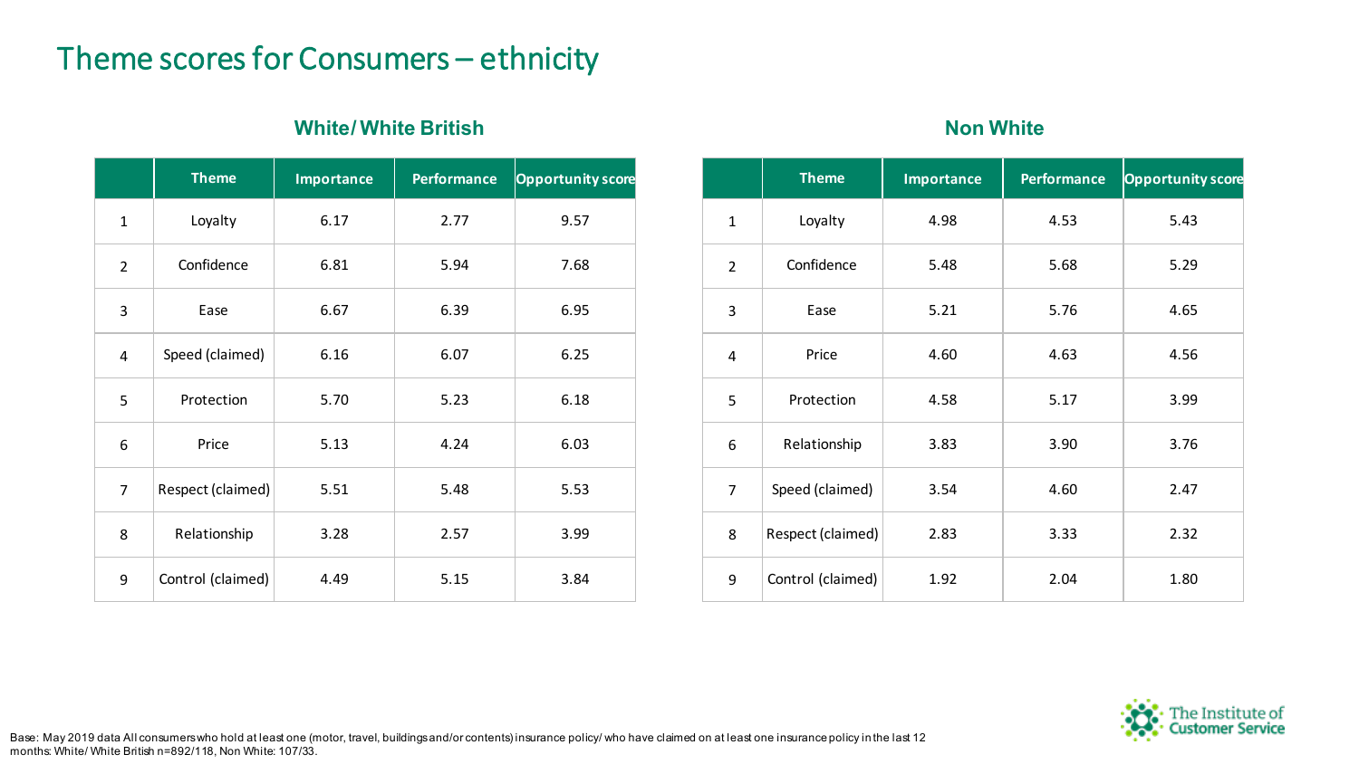# Theme scores for Consumers – ethnicity

### White/ White British

| | Theme | Importance | Performance | Opportunity score |
|---|---|---|---|---|
| 1 | Loyalty | 6.17 | 2.77 | 9.57 |
| 2 | Confidence | 6.81 | 5.94 | 7.68 |
| 3 | Ease | 6.67 | 6.39 | 6.95 |
| 4 | Speed (claimed) | 6.16 | 6.07 | 6.25 |
| 5 | Protection | 5.70 | 5.23 | 6.18 |
| 6 | Price | 5.13 | 4.24 | 6.03 |
| 7 | Respect (claimed) | 5.51 | 5.48 | 5.53 |
| 8 | Relationship | 3.28 | 2.57 | 3.99 |
| 9 | Control (claimed) | 4.49 | 5.15 | 3.84 |

### Non White

| | Theme | Importance | Performance | Opportunity score |
|---|---|---|---|---|
| 1 | Loyalty | 4.98 | 4.53 | 5.43 |
| 2 | Confidence | 5.48 | 5.68 | 5.29 |
| 3 | Ease | 5.21 | 5.76 | 4.65 |
| 4 | Price | 4.60 | 4.63 | 4.56 |
| 5 | Protection | 4.58 | 5.17 | 3.99 |
| 6 | Relationship | 3.83 | 3.90 | 3.76 |
| 7 | Speed (claimed) | 3.54 | 4.60 | 2.47 |
| 8 | Respect (claimed) | 2.83 | 3.33 | 2.32 |
| 9 | Control (claimed) | 1.92 | 2.04 | 1.80 |

Base: May 2019 data All consumers who hold at least one (motor, travel, buildings and/or contents) insurance policy/ who have claimed on at least one insurance policy in the last 12 months: White/ White British n=892/118, Non White: 107/33.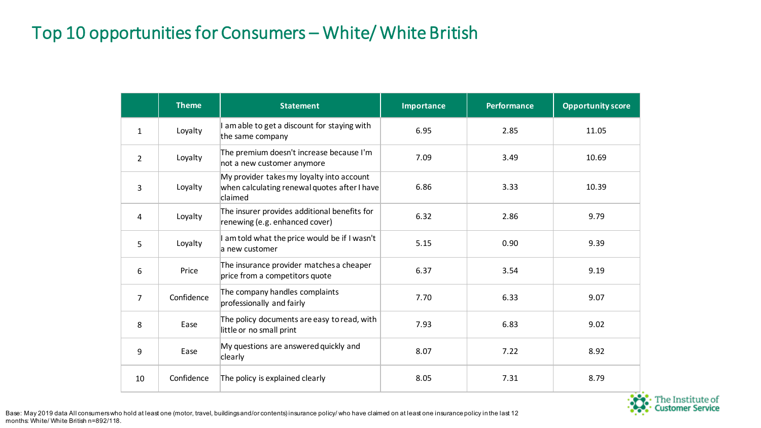# Top 10 opportunities for Consumers – White/ White British

| | Theme | Statement | Importance | Performance | Opportunity score |
|---|---|---|---|---|---|
| 1 | Loyalty | I am able to get a discount for staying with the same company | 6.95 | 2.85 | 11.05 |
| 2 | Loyalty | The premium doesn't increase because I'm not a new customer anymore | 7.09 | 3.49 | 10.69 |
| 3 | Loyalty | My provider takes my loyalty into account when calculating renewal quotes after I have claimed | 6.86 | 3.33 | 10.39 |
| 4 | Loyalty | The insurer provides additional benefits for renewing (e.g. enhanced cover) | 6.32 | 2.86 | 9.79 |
| 5 | Loyalty | I am told what the price would be if I wasn't a new customer | 5.15 | 0.90 | 9.39 |
| 6 | Price | The insurance provider matches a cheaper price from a competitors quote | 6.37 | 3.54 | 9.19 |
| 7 | Confidence | The company handles complaints professionally and fairly | 7.70 | 6.33 | 9.07 |
| 8 | Ease | The policy documents are easy to read, with little or no small print | 7.93 | 6.83 | 9.02 |
| 9 | Ease | My questions are answered quickly and clearly | 8.07 | 7.22 | 8.92 |
| 10 | Confidence | The policy is explained clearly | 8.05 | 7.31 | 8.79 |

Base: May 2019 data All consumers who hold at least one (motor, travel, buildings and/or contents) insurance policy/ who have claimed on at least one insurance policy in the last 12 months: White/ White British n=892/118.

The Institute of Customer Service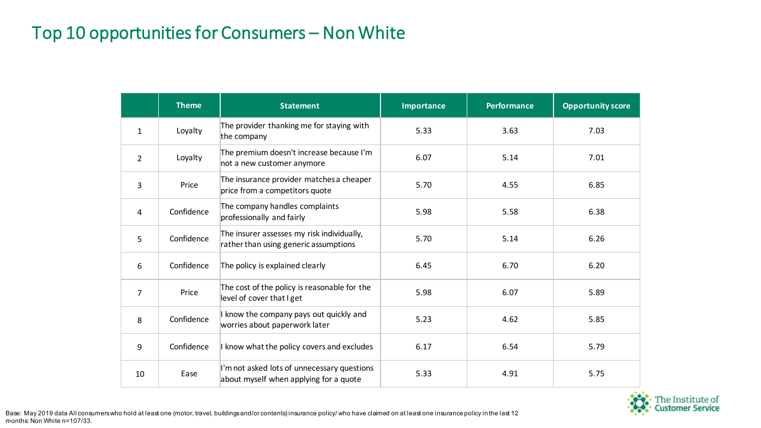# Top 10 opportunities for Consumers – Non White

| | Theme | Statement | Importance | Performance | Opportunity score |
|---|---|---|---|---|---|
| 1 | Loyalty | The provider thanking me for staying with the company | 5.33 | 3.63 | 7.03 |
| 2 | Loyalty | The premium doesn't increase because I'm not a new customer anymore | 6.07 | 5.14 | 7.01 |
| 3 | Price | The insurance provider matches a cheaper price from a competitors quote | 5.70 | 4.55 | 6.85 |
| 4 | Confidence | The company handles complaints professionally and fairly | 5.98 | 5.58 | 6.38 |
| 5 | Confidence | The insurer assesses my risk individually, rather than using generic assumptions | 5.70 | 5.14 | 6.26 |
| 6 | Confidence | The policy is explained clearly | 6.45 | 6.70 | 6.20 |
| 7 | Price | The cost of the policy is reasonable for the level of cover that I get | 5.98 | 6.07 | 5.89 |
| 8 | Confidence | I know the company pays out quickly and worries about paperwork later | 5.23 | 4.62 | 5.85 |
| 9 | Confidence | I know what the policy covers and excludes | 6.17 | 6.54 | 5.79 |
| 10 | Ease | I'm not asked lots of unnecessary questions about myself when applying for a quote | 5.33 | 4.91 | 5.75 |

Base: May 2019 data All consumers who hold at least one (motor, travel, buildings and/or contents) insurance policy/ who have claimed on at least one insurance policy in the last 12 months: Non White n=107/33.

The Institute of Customer Service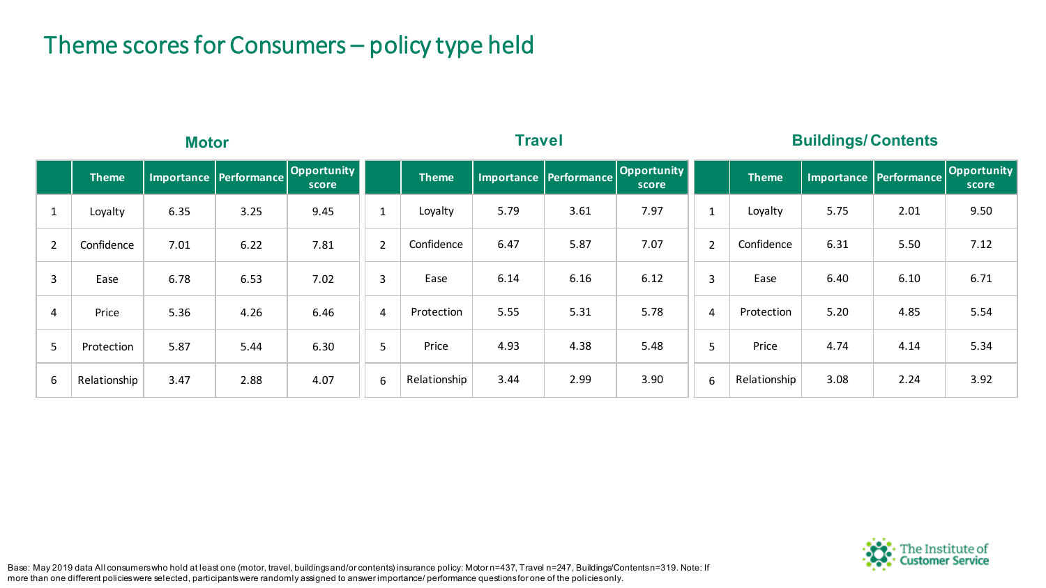# Theme scores for Consumers – policy type held

### Motor

| | Theme | Importance | Performance | Opportunity score |
|---|---|---|---|---|
| 1 | Loyalty | 6.35 | 3.25 | 9.45 |
| 2 | Confidence | 7.01 | 6.22 | 7.81 |
| 3 | Ease | 6.78 | 6.53 | 7.02 |
| 4 | Price | 5.36 | 4.26 | 6.46 |
| 5 | Protection | 5.87 | 5.44 | 6.30 |
| 6 | Relationship | 3.47 | 2.88 | 4.07 |

### Travel

| | Theme | Importance | Performance | Opportunity score |
|---|---|---|---|---|
| 1 | Loyalty | 5.79 | 3.61 | 7.97 |
| 2 | Confidence | 6.47 | 5.87 | 7.07 |
| 3 | Ease | 6.14 | 6.16 | 6.12 |
| 4 | Protection | 5.55 | 5.31 | 5.78 |
| 5 | Price | 4.93 | 4.38 | 5.48 |
| 6 | Relationship | 3.44 | 2.99 | 3.90 |

### Buildings/ Contents

| | Theme | Importance | Performance | Opportunity score |
|---|---|---|---|---|
| 1 | Loyalty | 5.75 | 2.01 | 9.50 |
| 2 | Confidence | 6.31 | 5.50 | 7.12 |
| 3 | Ease | 6.40 | 6.10 | 6.71 |
| 4 | Protection | 5.20 | 4.85 | 5.54 |
| 5 | Price | 4.74 | 4.14 | 5.34 |
| 6 | Relationship | 3.08 | 2.24 | 3.92 |

Base: May 2019 data All consumers who hold at least one (motor, travel, buildings and/or contents) insurance policy: Motor n=437, Travel n=247, Buildings/Contents n=319. Note: If more than one different policies were selected, participants were randomly assigned to answer importance/ performance questions for one of the policies only.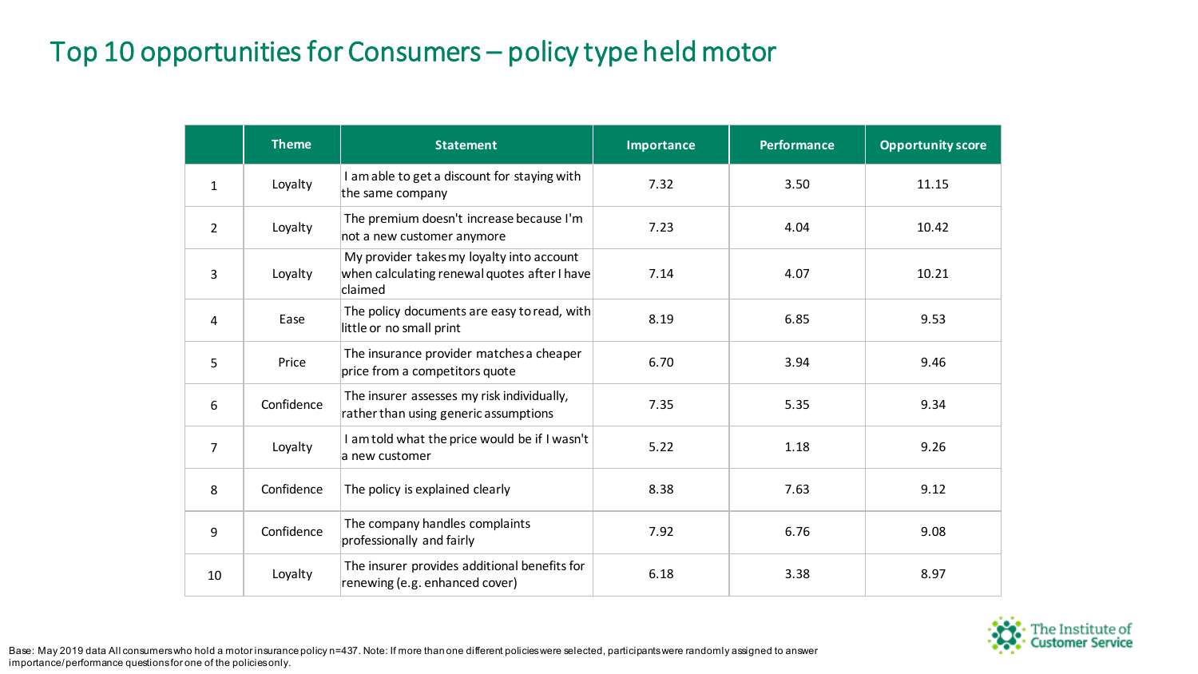# Top 10 opportunities for Consumers – policy type held motor

| | Theme | Statement | Importance | Performance | Opportunity score |
|---|---|---|---|---|---|
| 1 | Loyalty | I am able to get a discount for staying with the same company | 7.32 | 3.50 | 11.15 |
| 2 | Loyalty | The premium doesn't increase because I'm not a new customer anymore | 7.23 | 4.04 | 10.42 |
| 3 | Loyalty | My provider takes my loyalty into account when calculating renewal quotes after I have claimed | 7.14 | 4.07 | 10.21 |
| 4 | Ease | The policy documents are easy to read, with little or no small print | 8.19 | 6.85 | 9.53 |
| 5 | Price | The insurance provider matches a cheaper price from a competitors quote | 6.70 | 3.94 | 9.46 |
| 6 | Confidence | The insurer assesses my risk individually, rather than using generic assumptions | 7.35 | 5.35 | 9.34 |
| 7 | Loyalty | I am told what the price would be if I wasn't a new customer | 5.22 | 1.18 | 9.26 |
| 8 | Confidence | The policy is explained clearly | 8.38 | 7.63 | 9.12 |
| 9 | Confidence | The company handles complaints professionally and fairly | 7.92 | 6.76 | 9.08 |
| 10 | Loyalty | The insurer provides additional benefits for renewing (e.g. enhanced cover) | 6.18 | 3.38 | 8.97 |

Base: May 2019 data All consumers who hold a motor insurance policy n=437. Note: If more than one different policies were selected, participants were randomly assigned to answer importance/performance questions for one of the policies only.

The Institute of Customer Service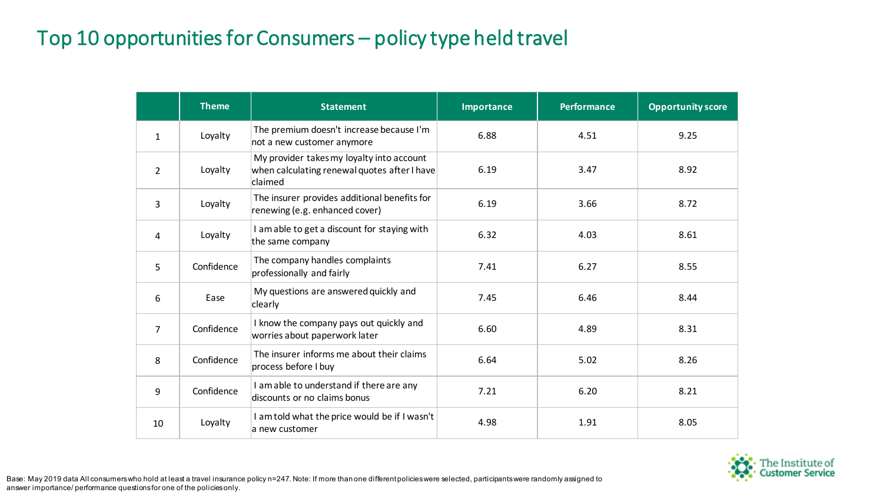# Top 10 opportunities for Consumers – policy type held travel

| | Theme | Statement | Importance | Performance | Opportunity score |
|---|---|---|---|---|---|
| 1 | Loyalty | The premium doesn't increase because I'm not a new customer anymore | 6.88 | 4.51 | 9.25 |
| 2 | Loyalty | My provider takes my loyalty into account when calculating renewal quotes after I have claimed | 6.19 | 3.47 | 8.92 |
| 3 | Loyalty | The insurer provides additional benefits for renewing (e.g. enhanced cover) | 6.19 | 3.66 | 8.72 |
| 4 | Loyalty | I am able to get a discount for staying with the same company | 6.32 | 4.03 | 8.61 |
| 5 | Confidence | The company handles complaints professionally and fairly | 7.41 | 6.27 | 8.55 |
| 6 | Ease | My questions are answered quickly and clearly | 7.45 | 6.46 | 8.44 |
| 7 | Confidence | I know the company pays out quickly and worries about paperwork later | 6.60 | 4.89 | 8.31 |
| 8 | Confidence | The insurer informs me about their claims process before I buy | 6.64 | 5.02 | 8.26 |
| 9 | Confidence | I am able to understand if there are any discounts or no claims bonus | 7.21 | 6.20 | 8.21 |
| 10 | Loyalty | I am told what the price would be if I wasn't a new customer | 4.98 | 1.91 | 8.05 |

Base: May 2019 data All consumers who hold at least a travel insurance policy n=247. Note: If more than one different policies were selected, participants were randomly assigned to answer importance/ performance questions for one of the policies only.

The Institute of Customer Service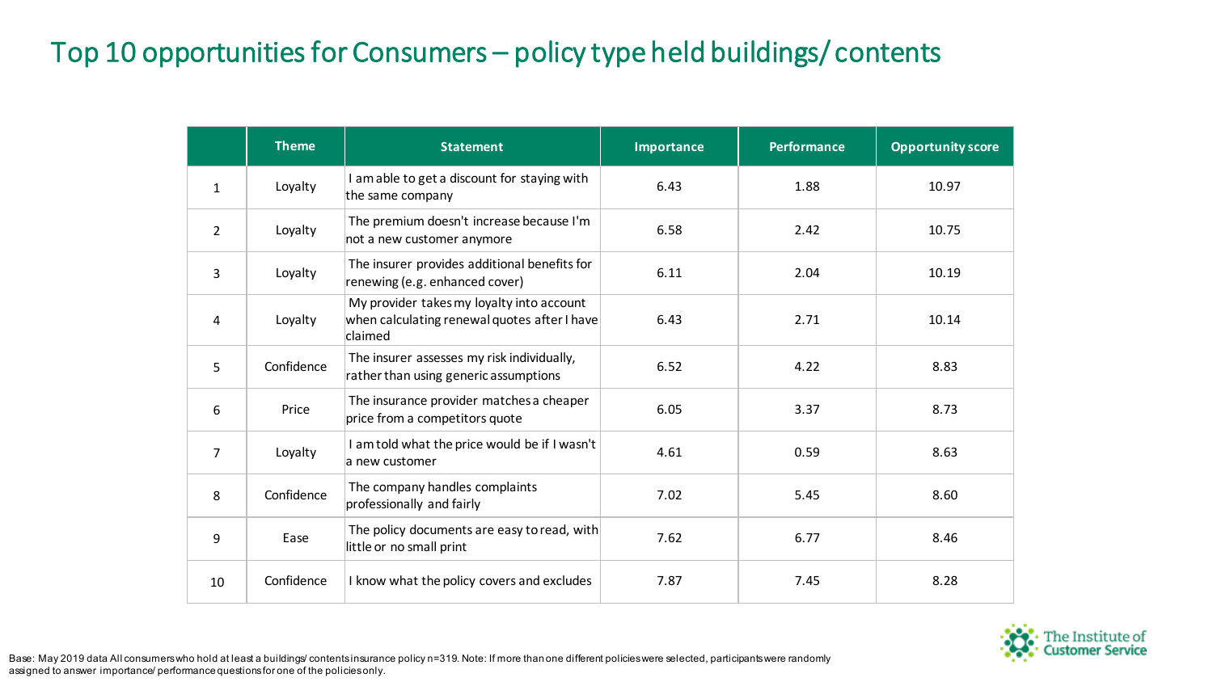# Top 10 opportunities for Consumers – policy type held buildings/ contents

| | Theme | Statement | Importance | Performance | Opportunity score |
|---|---|---|---|---|---|
| 1 | Loyalty | I am able to get a discount for staying with the same company | 6.43 | 1.88 | 10.97 |
| 2 | Loyalty | The premium doesn't increase because I'm not a new customer anymore | 6.58 | 2.42 | 10.75 |
| 3 | Loyalty | The insurer provides additional benefits for renewing (e.g. enhanced cover) | 6.11 | 2.04 | 10.19 |
| 4 | Loyalty | My provider takes my loyalty into account when calculating renewal quotes after I have claimed | 6.43 | 2.71 | 10.14 |
| 5 | Confidence | The insurer assesses my risk individually, rather than using generic assumptions | 6.52 | 4.22 | 8.83 |
| 6 | Price | The insurance provider matches a cheaper price from a competitors quote | 6.05 | 3.37 | 8.73 |
| 7 | Loyalty | I am told what the price would be if I wasn't a new customer | 4.61 | 0.59 | 8.63 |
| 8 | Confidence | The company handles complaints professionally and fairly | 7.02 | 5.45 | 8.60 |
| 9 | Ease | The policy documents are easy to read, with little or no small print | 7.62 | 6.77 | 8.46 |
| 10 | Confidence | I know what the policy covers and excludes | 7.87 | 7.45 | 8.28 |

Base: May 2019 data All consumers who hold at least a buildings/ contents insurance policy n=319. Note: If more than one different policies were selected, participants were randomly assigned to answer importance/ performance questions for one of the policies only.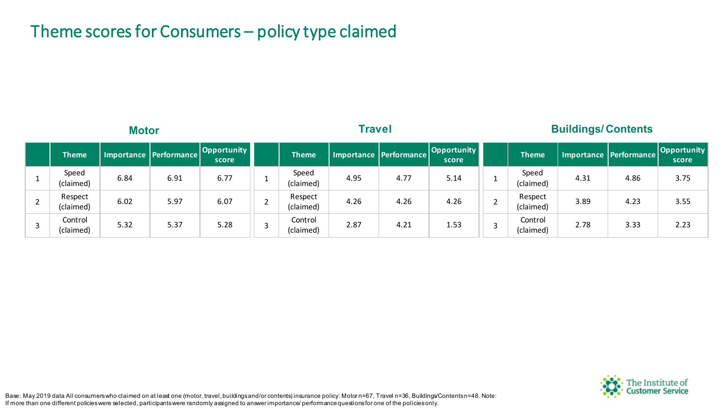# Theme scores for Consumers – policy type claimed

### Motor

| | Theme | Importance | Performance | Opportunity score |
|---|---|---|---|---|
| 1 | Speed (claimed) | 6.84 | 6.91 | 6.77 |
| 2 | Respect (claimed) | 6.02 | 5.97 | 6.07 |
| 3 | Control (claimed) | 5.32 | 5.37 | 5.28 |

### Travel

| | Theme | Importance | Performance | Opportunity score |
|---|---|---|---|---|
| 1 | Speed (claimed) | 4.95 | 4.77 | 5.14 |
| 2 | Respect (claimed) | 4.26 | 4.26 | 4.26 |
| 3 | Control (claimed) | 2.87 | 4.21 | 1.53 |

### Buildings/ Contents

| | Theme | Importance | Performance | Opportunity score |
|---|---|---|---|---|
| 1 | Speed (claimed) | 4.31 | 4.86 | 3.75 |
| 2 | Respect (claimed) | 3.89 | 4.23 | 3.55 |
| 3 | Control (claimed) | 2.78 | 3.33 | 2.23 |

Base: May 2019 data All consumers who claimed on at least one (motor, travel, buildings and/or contents) insurance policy: Motor n=67, Travel n=36, Buildings/Contents n=48. Note: If more than one different policies were selected, participants were randomly assigned to answer importance/ performance questions for one of the policies only.

The Institute of Customer Service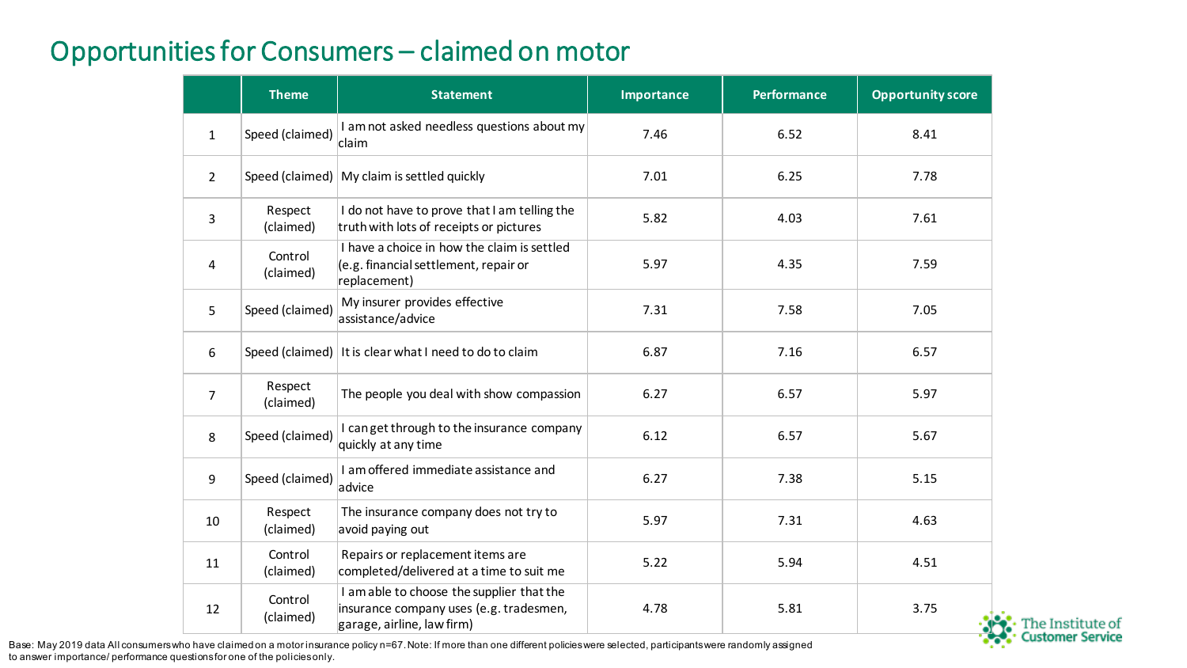# Opportunities for Consumers – claimed on motor

| | Theme | Statement | Importance | Performance | Opportunity score |
|---|---|---|---|---|---|
| 1 | Speed (claimed) | I am not asked needless questions about my claim | 7.46 | 6.52 | 8.41 |
| 2 | Speed (claimed) | My claim is settled quickly | 7.01 | 6.25 | 7.78 |
| 3 | Respect (claimed) | I do not have to prove that I am telling the truth with lots of receipts or pictures | 5.82 | 4.03 | 7.61 |
| 4 | Control (claimed) | I have a choice in how the claim is settled (e.g. financial settlement, repair or replacement) | 5.97 | 4.35 | 7.59 |
| 5 | Speed (claimed) | My insurer provides effective assistance/advice | 7.31 | 7.58 | 7.05 |
| 6 | Speed (claimed) | It is clear what I need to do to claim | 6.87 | 7.16 | 6.57 |
| 7 | Respect (claimed) | The people you deal with show compassion | 6.27 | 6.57 | 5.97 |
| 8 | Speed (claimed) | I can get through to the insurance company quickly at any time | 6.12 | 6.57 | 5.67 |
| 9 | Speed (claimed) | I am offered immediate assistance and advice | 6.27 | 7.38 | 5.15 |
| 10 | Respect (claimed) | The insurance company does not try to avoid paying out | 5.97 | 7.31 | 4.63 |
| 11 | Control (claimed) | Repairs or replacement items are completed/delivered at a time to suit me | 5.22 | 5.94 | 4.51 |
| 12 | Control (claimed) | I am able to choose the supplier that the insurance company uses (e.g. tradesmen, garage, airline, law firm) | 4.78 | 5.81 | 3.75 |

Base: May 2019 data All consumers who have claimed on a motor insurance policy n=67. Note: If more than one different policies were selected, participants were randomly assigned to answer importance/ performance questions for one of the policies only.

The Institute of Customer Service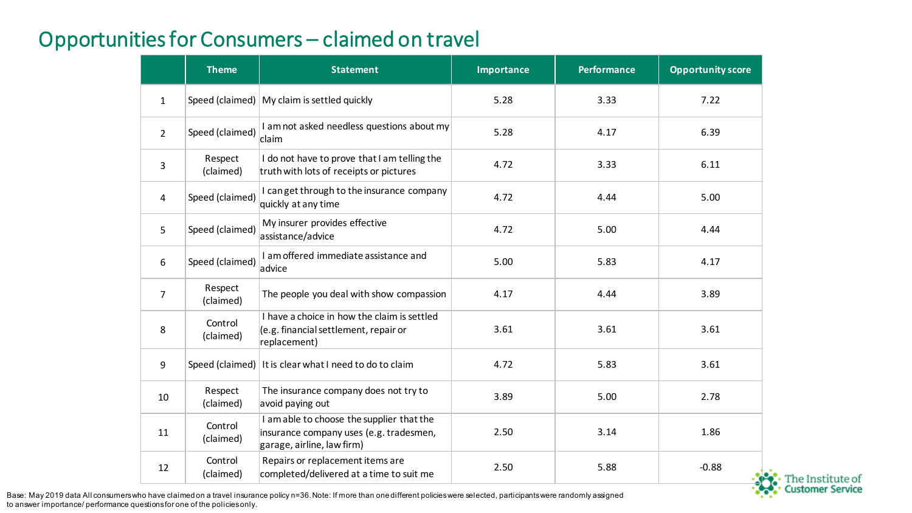# Opportunities for Consumers – claimed on travel

| | Theme | Statement | Importance | Performance | Opportunity score |
|---|---|---|---|---|---|
| 1 | Speed (claimed) | My claim is settled quickly | 5.28 | 3.33 | 7.22 |
| 2 | Speed (claimed) | I am not asked needless questions about my claim | 5.28 | 4.17 | 6.39 |
| 3 | Respect (claimed) | I do not have to prove that I am telling the truth with lots of receipts or pictures | 4.72 | 3.33 | 6.11 |
| 4 | Speed (claimed) | I can get through to the insurance company quickly at any time | 4.72 | 4.44 | 5.00 |
| 5 | Speed (claimed) | My insurer provides effective assistance/advice | 4.72 | 5.00 | 4.44 |
| 6 | Speed (claimed) | I am offered immediate assistance and advice | 5.00 | 5.83 | 4.17 |
| 7 | Respect (claimed) | The people you deal with show compassion | 4.17 | 4.44 | 3.89 |
| 8 | Control (claimed) | I have a choice in how the claim is settled (e.g. financial settlement, repair or replacement) | 3.61 | 3.61 | 3.61 |
| 9 | Speed (claimed) | It is clear what I need to do to claim | 4.72 | 5.83 | 3.61 |
| 10 | Respect (claimed) | The insurance company does not try to avoid paying out | 3.89 | 5.00 | 2.78 |
| 11 | Control (claimed) | I am able to choose the supplier that the insurance company uses (e.g. tradesmen, garage, airline, law firm) | 2.50 | 3.14 | 1.86 |
| 12 | Control (claimed) | Repairs or replacement items are completed/delivered at a time to suit me | 2.50 | 5.88 | -0.88 |

Base: May 2019 data All consumers who have claimed on a travel insurance policy n=36. Note: If more than one different policies were selected, participants were randomly assigned to answer importance/ performance questions for one of the policies only.

The Institute of Customer Service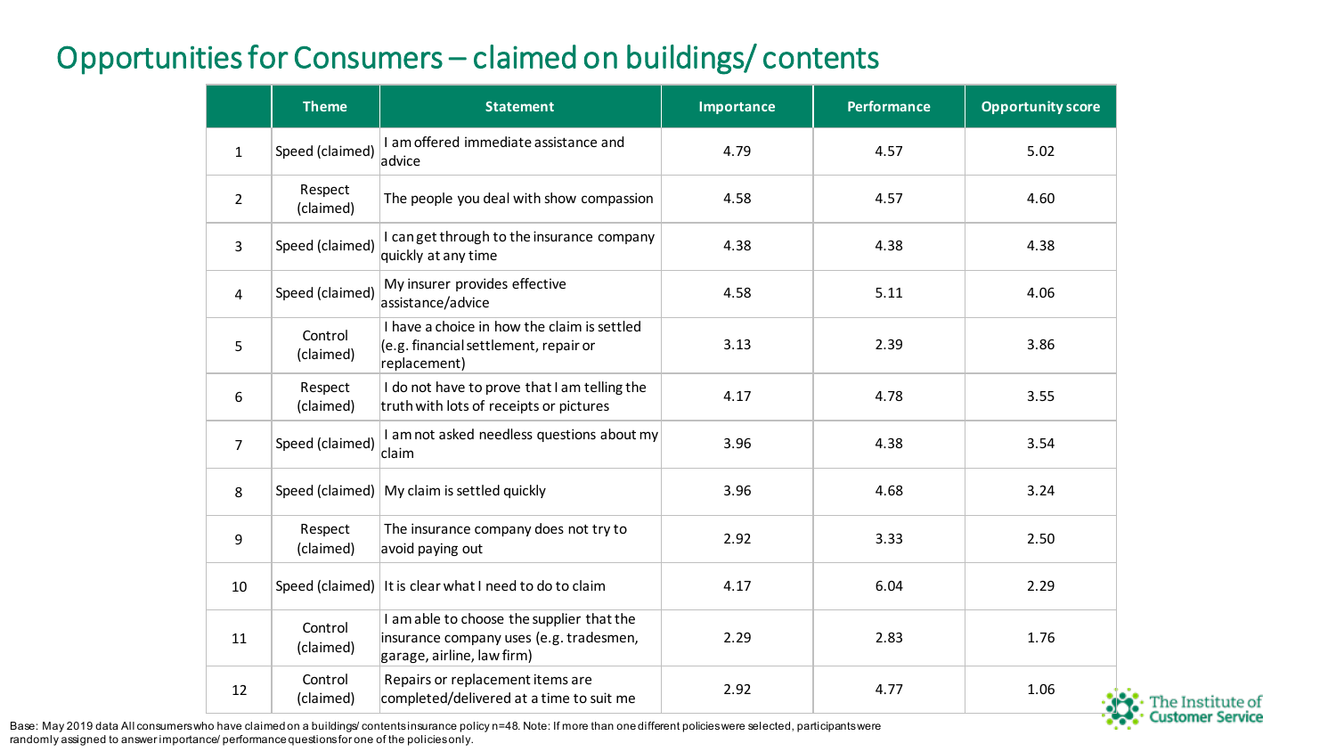# Opportunities for Consumers – claimed on buildings/ contents

| | Theme | Statement | Importance | Performance | Opportunity score |
|---|---|---|---|---|---|
| 1 | Speed (claimed) | I am offered immediate assistance and advice | 4.79 | 4.57 | 5.02 |
| 2 | Respect (claimed) | The people you deal with show compassion | 4.58 | 4.57 | 4.60 |
| 3 | Speed (claimed) | I can get through to the insurance company quickly at any time | 4.38 | 4.38 | 4.38 |
| 4 | Speed (claimed) | My insurer provides effective assistance/advice | 4.58 | 5.11 | 4.06 |
| 5 | Control (claimed) | I have a choice in how the claim is settled (e.g. financial settlement, repair or replacement) | 3.13 | 2.39 | 3.86 |
| 6 | Respect (claimed) | I do not have to prove that I am telling the truth with lots of receipts or pictures | 4.17 | 4.78 | 3.55 |
| 7 | Speed (claimed) | I am not asked needless questions about my claim | 3.96 | 4.38 | 3.54 |
| 8 | Speed (claimed) | My claim is settled quickly | 3.96 | 4.68 | 3.24 |
| 9 | Respect (claimed) | The insurance company does not try to avoid paying out | 2.92 | 3.33 | 2.50 |
| 10 | Speed (claimed) | It is clear what I need to do to claim | 4.17 | 6.04 | 2.29 |
| 11 | Control (claimed) | I am able to choose the supplier that the insurance company uses (e.g. tradesmen, garage, airline, law firm) | 2.29 | 2.83 | 1.76 |
| 12 | Control (claimed) | Repairs or replacement items are completed/delivered at a time to suit me | 2.92 | 4.77 | 1.06 |

Base: May 2019 data All consumers who have claimed on a buildings/ contents insurance policy n=48. Note: If more than one different policies were selected, participants were randomly assigned to answer importance/ performance questions for one of the policies only.

The Institute of Customer Service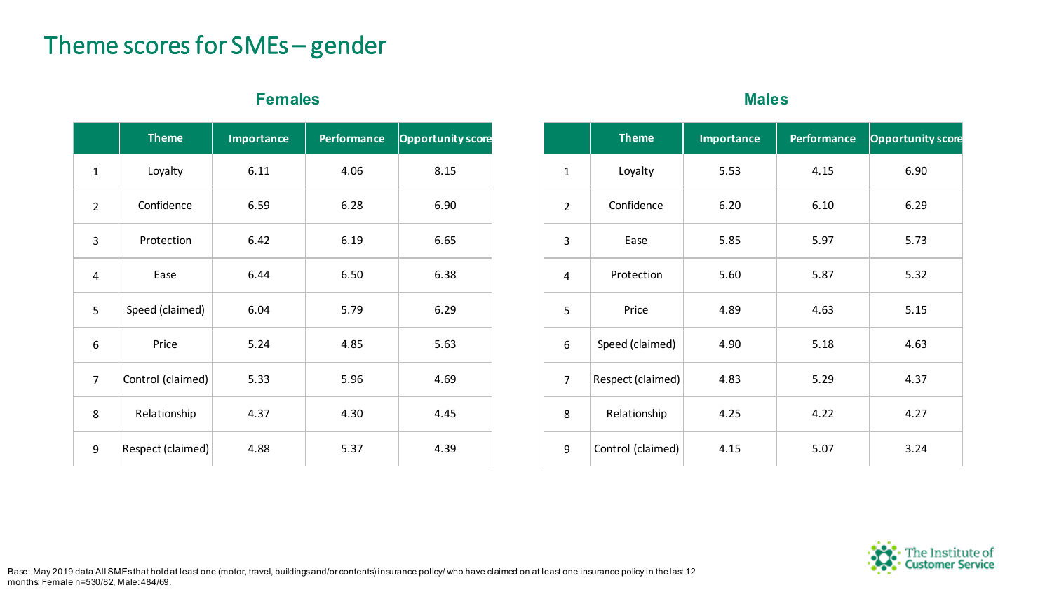# Theme scores for SMEs – gender

## Females

| | Theme | Importance | Performance | Opportunity score |
|---|---|---|---|---|
| 1 | Loyalty | 6.11 | 4.06 | 8.15 |
| 2 | Confidence | 6.59 | 6.28 | 6.90 |
| 3 | Protection | 6.42 | 6.19 | 6.65 |
| 4 | Ease | 6.44 | 6.50 | 6.38 |
| 5 | Speed (claimed) | 6.04 | 5.79 | 6.29 |
| 6 | Price | 5.24 | 4.85 | 5.63 |
| 7 | Control (claimed) | 5.33 | 5.96 | 4.69 |
| 8 | Relationship | 4.37 | 4.30 | 4.45 |
| 9 | Respect (claimed) | 4.88 | 5.37 | 4.39 |

## Males

| | Theme | Importance | Performance | Opportunity score |
|---|---|---|---|---|
| 1 | Loyalty | 5.53 | 4.15 | 6.90 |
| 2 | Confidence | 6.20 | 6.10 | 6.29 |
| 3 | Ease | 5.85 | 5.97 | 5.73 |
| 4 | Protection | 5.60 | 5.87 | 5.32 |
| 5 | Price | 4.89 | 4.63 | 5.15 |
| 6 | Speed (claimed) | 4.90 | 5.18 | 4.63 |
| 7 | Respect (claimed) | 4.83 | 5.29 | 4.37 |
| 8 | Relationship | 4.25 | 4.22 | 4.27 |
| 9 | Control (claimed) | 4.15 | 5.07 | 3.24 |

Base: May 2019 data All SMEs that hold at least one (motor, travel, buildings and/or contents) insurance policy/ who have claimed on at least one insurance policy in the last 12 months: Female n=530/82, Male: 484/69.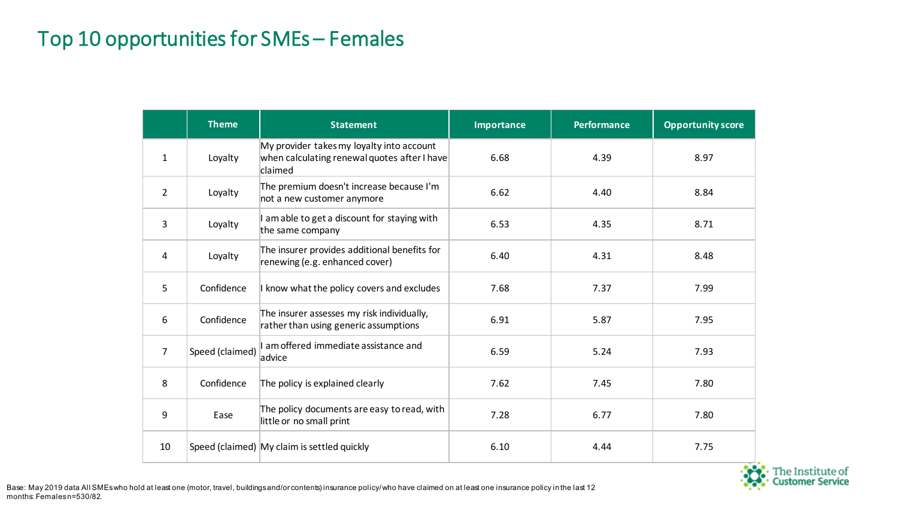# Top 10 opportunities for SMEs – Females

| | Theme | Statement | Importance | Performance | Opportunity score |
|---|---|---|---|---|---|
| 1 | Loyalty | My provider takes my loyalty into account when calculating renewal quotes after I have claimed | 6.68 | 4.39 | 8.97 |
| 2 | Loyalty | The premium doesn't increase because I'm not a new customer anymore | 6.62 | 4.40 | 8.84 |
| 3 | Loyalty | I am able to get a discount for staying with the same company | 6.53 | 4.35 | 8.71 |
| 4 | Loyalty | The insurer provides additional benefits for renewing (e.g. enhanced cover) | 6.40 | 4.31 | 8.48 |
| 5 | Confidence | I know what the policy covers and excludes | 7.68 | 7.37 | 7.99 |
| 6 | Confidence | The insurer assesses my risk individually, rather than using generic assumptions | 6.91 | 5.87 | 7.95 |
| 7 | Speed (claimed) | I am offered immediate assistance and advice | 6.59 | 5.24 | 7.93 |
| 8 | Confidence | The policy is explained clearly | 7.62 | 7.45 | 7.80 |
| 9 | Ease | The policy documents are easy to read, with little or no small print | 7.28 | 6.77 | 7.80 |
| 10 | Speed (claimed) | My claim is settled quickly | 6.10 | 4.44 | 7.75 |

Base: May 2019 data All SMEs who hold at least one (motor, travel, buildings and/or contents) insurance policy/ who have claimed on at least one insurance policy in the last 12 months: Females n=530/82.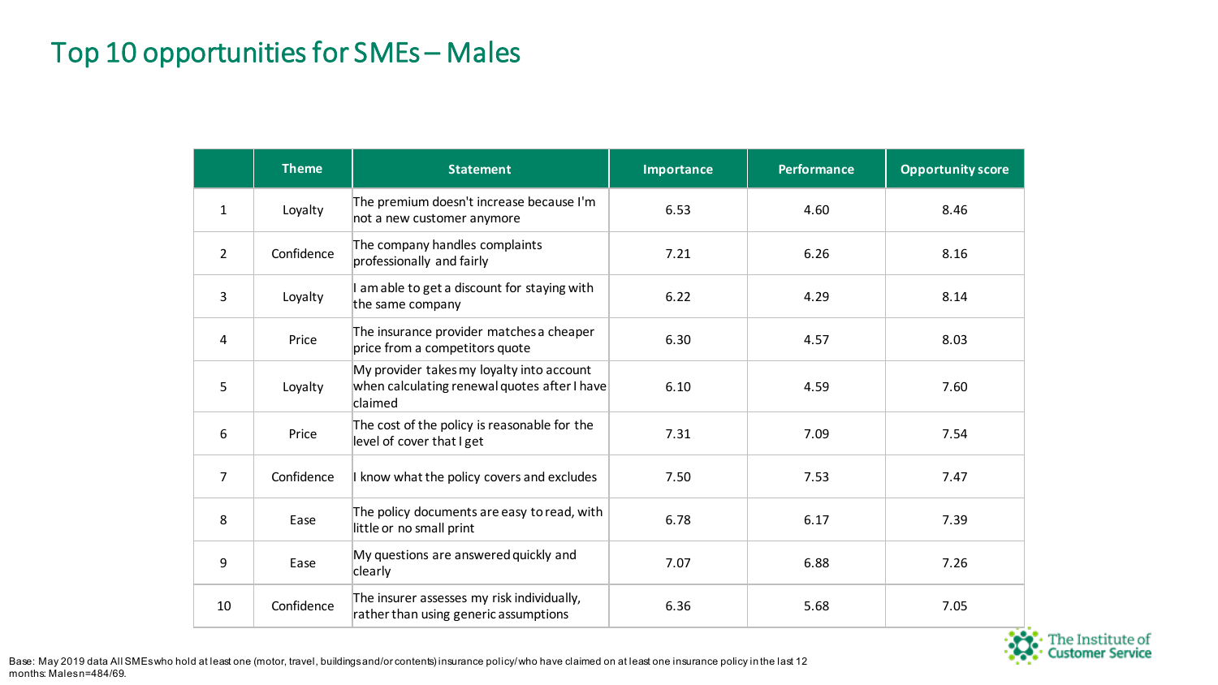# Top 10 opportunities for SMEs – Males

| | Theme | Statement | Importance | Performance | Opportunity score |
|---|---|---|---|---|---|
| 1 | Loyalty | The premium doesn't increase because I'm not a new customer anymore | 6.53 | 4.60 | 8.46 |
| 2 | Confidence | The company handles complaints professionally and fairly | 7.21 | 6.26 | 8.16 |
| 3 | Loyalty | I am able to get a discount for staying with the same company | 6.22 | 4.29 | 8.14 |
| 4 | Price | The insurance provider matches a cheaper price from a competitors quote | 6.30 | 4.57 | 8.03 |
| 5 | Loyalty | My provider takes my loyalty into account when calculating renewal quotes after I have claimed | 6.10 | 4.59 | 7.60 |
| 6 | Price | The cost of the policy is reasonable for the level of cover that I get | 7.31 | 7.09 | 7.54 |
| 7 | Confidence | I know what the policy covers and excludes | 7.50 | 7.53 | 7.47 |
| 8 | Ease | The policy documents are easy to read, with little or no small print | 6.78 | 6.17 | 7.39 |
| 9 | Ease | My questions are answered quickly and clearly | 7.07 | 6.88 | 7.26 |
| 10 | Confidence | The insurer assesses my risk individually, rather than using generic assumptions | 6.36 | 5.68 | 7.05 |

Base: May 2019 data All SMEs who hold at least one (motor, travel, buildings and/or contents) insurance policy/ who have claimed on at least one insurance policy in the last 12 months: Males n=484/69.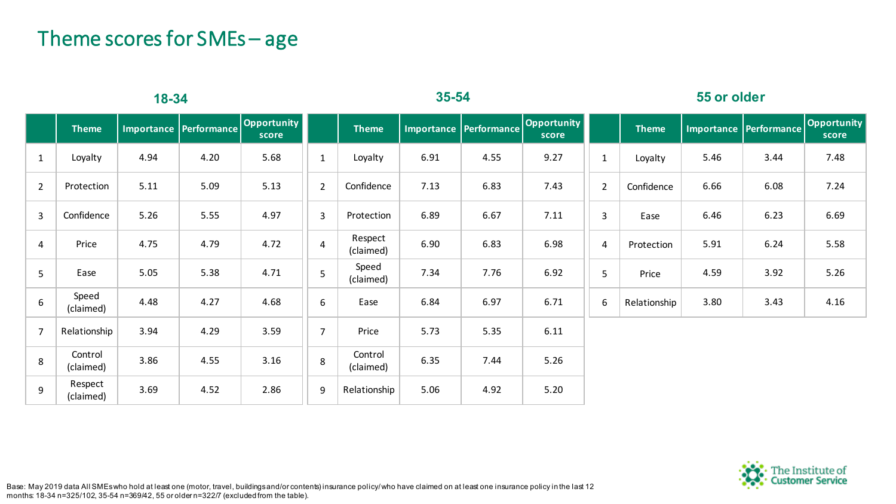# Theme scores for SMEs – age

### 18-34

| | Theme | Importance | Performance | Opportunity score |
|---|---|---|---|---|
| 1 | Loyalty | 4.94 | 4.20 | 5.68 |
| 2 | Protection | 5.11 | 5.09 | 5.13 |
| 3 | Confidence | 5.26 | 5.55 | 4.97 |
| 4 | Price | 4.75 | 4.79 | 4.72 |
| 5 | Ease | 5.05 | 5.38 | 4.71 |
| 6 | Speed (claimed) | 4.48 | 4.27 | 4.68 |
| 7 | Relationship | 3.94 | 4.29 | 3.59 |
| 8 | Control (claimed) | 3.86 | 4.55 | 3.16 |
| 9 | Respect (claimed) | 3.69 | 4.52 | 2.86 |

### 35-54

| | Theme | Importance | Performance | Opportunity score |
|---|---|---|---|---|
| 1 | Loyalty | 6.91 | 4.55 | 9.27 |
| 2 | Confidence | 7.13 | 6.83 | 7.43 |
| 3 | Protection | 6.89 | 6.67 | 7.11 |
| 4 | Respect (claimed) | 6.90 | 6.83 | 6.98 |
| 5 | Speed (claimed) | 7.34 | 7.76 | 6.92 |
| 6 | Ease | 6.84 | 6.97 | 6.71 |
| 7 | Price | 5.73 | 5.35 | 6.11 |
| 8 | Control (claimed) | 6.35 | 7.44 | 5.26 |
| 9 | Relationship | 5.06 | 4.92 | 5.20 |

### 55 or older

| | Theme | Importance | Performance | Opportunity score |
|---|---|---|---|---|
| 1 | Loyalty | 5.46 | 3.44 | 7.48 |
| 2 | Confidence | 6.66 | 6.08 | 7.24 |
| 3 | Ease | 6.46 | 6.23 | 6.69 |
| 4 | Protection | 5.91 | 6.24 | 5.58 |
| 5 | Price | 4.59 | 3.92 | 5.26 |
| 6 | Relationship | 3.80 | 3.43 | 4.16 |

Base: May 2019 data All SMEs who hold at least one (motor, travel, buildings and/or contents) insurance policy/ who have claimed on at least one insurance policy in the last 12 months: 18-34 n=325/102, 35-54 n=369/42, 55 or older n=322/7 (excluded from the table).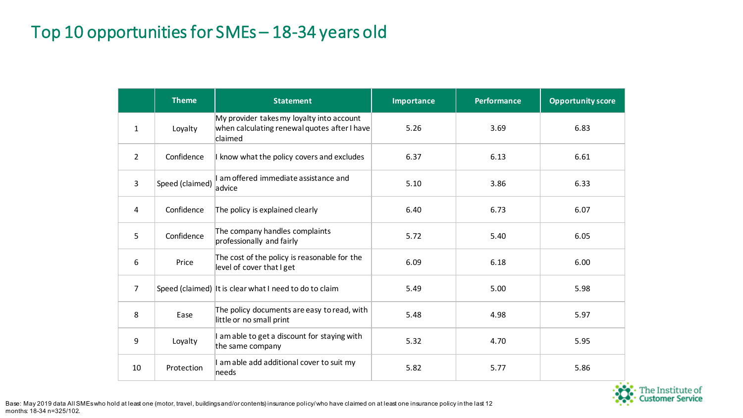# Top 10 opportunities for SMEs – 18-34 years old

| | Theme | Statement | Importance | Performance | Opportunity score |
|---|---|---|---|---|---|
| 1 | Loyalty | My provider takes my loyalty into account when calculating renewal quotes after I have claimed | 5.26 | 3.69 | 6.83 |
| 2 | Confidence | I know what the policy covers and excludes | 6.37 | 6.13 | 6.61 |
| 3 | Speed (claimed) | I am offered immediate assistance and advice | 5.10 | 3.86 | 6.33 |
| 4 | Confidence | The policy is explained clearly | 6.40 | 6.73 | 6.07 |
| 5 | Confidence | The company handles complaints professionally and fairly | 5.72 | 5.40 | 6.05 |
| 6 | Price | The cost of the policy is reasonable for the level of cover that I get | 6.09 | 6.18 | 6.00 |
| 7 | Speed (claimed) | It is clear what I need to do to claim | 5.49 | 5.00 | 5.98 |
| 8 | Ease | The policy documents are easy to read, with little or no small print | 5.48 | 4.98 | 5.97 |
| 9 | Loyalty | I am able to get a discount for staying with the same company | 5.32 | 4.70 | 5.95 |
| 10 | Protection | I am able add additional cover to suit my needs | 5.82 | 5.77 | 5.86 |

Base: May 2019 data All SMEs who hold at least one (motor, travel, buildings and/or contents) insurance policy/ who have claimed on at least one insurance policy in the last 12 months: 18-34 n=325/102.

The Institute of Customer Service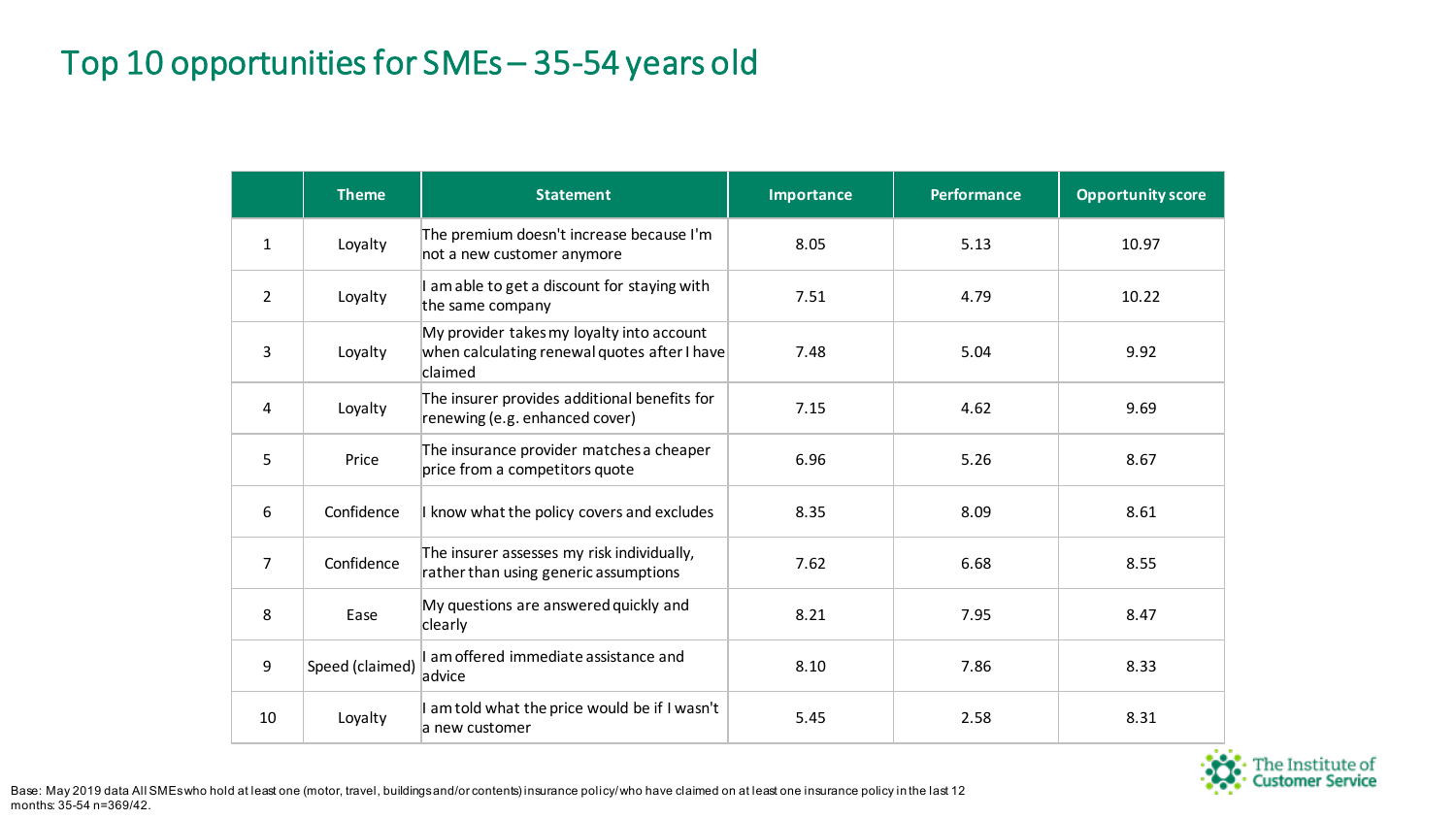# Top 10 opportunities for SMEs – 35-54 years old

| | Theme | Statement | Importance | Performance | Opportunity score |
|---|---|---|---|---|---|
| 1 | Loyalty | The premium doesn't increase because I'm not a new customer anymore | 8.05 | 5.13 | 10.97 |
| 2 | Loyalty | I am able to get a discount for staying with the same company | 7.51 | 4.79 | 10.22 |
| 3 | Loyalty | My provider takes my loyalty into account when calculating renewal quotes after I have claimed | 7.48 | 5.04 | 9.92 |
| 4 | Loyalty | The insurer provides additional benefits for renewing (e.g. enhanced cover) | 7.15 | 4.62 | 9.69 |
| 5 | Price | The insurance provider matches a cheaper price from a competitors quote | 6.96 | 5.26 | 8.67 |
| 6 | Confidence | I know what the policy covers and excludes | 8.35 | 8.09 | 8.61 |
| 7 | Confidence | The insurer assesses my risk individually, rather than using generic assumptions | 7.62 | 6.68 | 8.55 |
| 8 | Ease | My questions are answered quickly and clearly | 8.21 | 7.95 | 8.47 |
| 9 | Speed (claimed) | I am offered immediate assistance and advice | 8.10 | 7.86 | 8.33 |
| 10 | Loyalty | I am told what the price would be if I wasn't a new customer | 5.45 | 2.58 | 8.31 |

Base: May 2019 data All SMEs who hold at least one (motor, travel, buildings and/or contents) insurance policy/ who have claimed on at least one insurance policy in the last 12 months: 35-54 n=369/42.

The Institute of Customer Service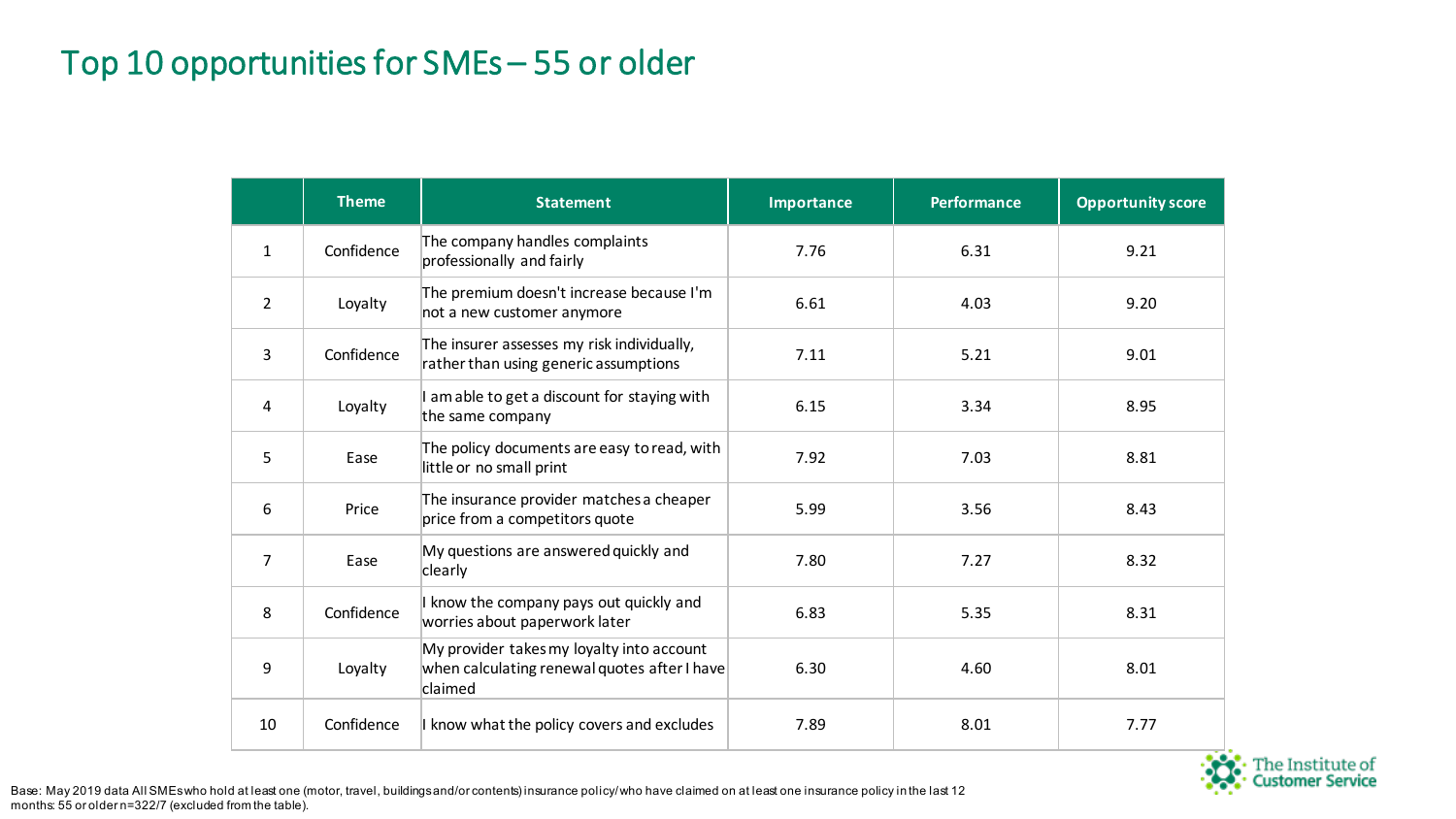# Top 10 opportunities for SMEs – 55 or older

| | Theme | Statement | Importance | Performance | Opportunity score |
|---|---|---|---|---|---|
| 1 | Confidence | The company handles complaints professionally and fairly | 7.76 | 6.31 | 9.21 |
| 2 | Loyalty | The premium doesn't increase because I'm not a new customer anymore | 6.61 | 4.03 | 9.20 |
| 3 | Confidence | The insurer assesses my risk individually, rather than using generic assumptions | 7.11 | 5.21 | 9.01 |
| 4 | Loyalty | I am able to get a discount for staying with the same company | 6.15 | 3.34 | 8.95 |
| 5 | Ease | The policy documents are easy to read, with little or no small print | 7.92 | 7.03 | 8.81 |
| 6 | Price | The insurance provider matches a cheaper price from a competitors quote | 5.99 | 3.56 | 8.43 |
| 7 | Ease | My questions are answered quickly and clearly | 7.80 | 7.27 | 8.32 |
| 8 | Confidence | I know the company pays out quickly and worries about paperwork later | 6.83 | 5.35 | 8.31 |
| 9 | Loyalty | My provider takes my loyalty into account when calculating renewal quotes after I have claimed | 6.30 | 4.60 | 8.01 |
| 10 | Confidence | I know what the policy covers and excludes | 7.89 | 8.01 | 7.77 |

Base: May 2019 data All SMEs who hold at least one (motor, travel, buildings and/or contents) insurance policy/ who have claimed on at least one insurance policy in the last 12 months: 55 or older n=322/7 (excluded from the table).

The Institute of Customer Service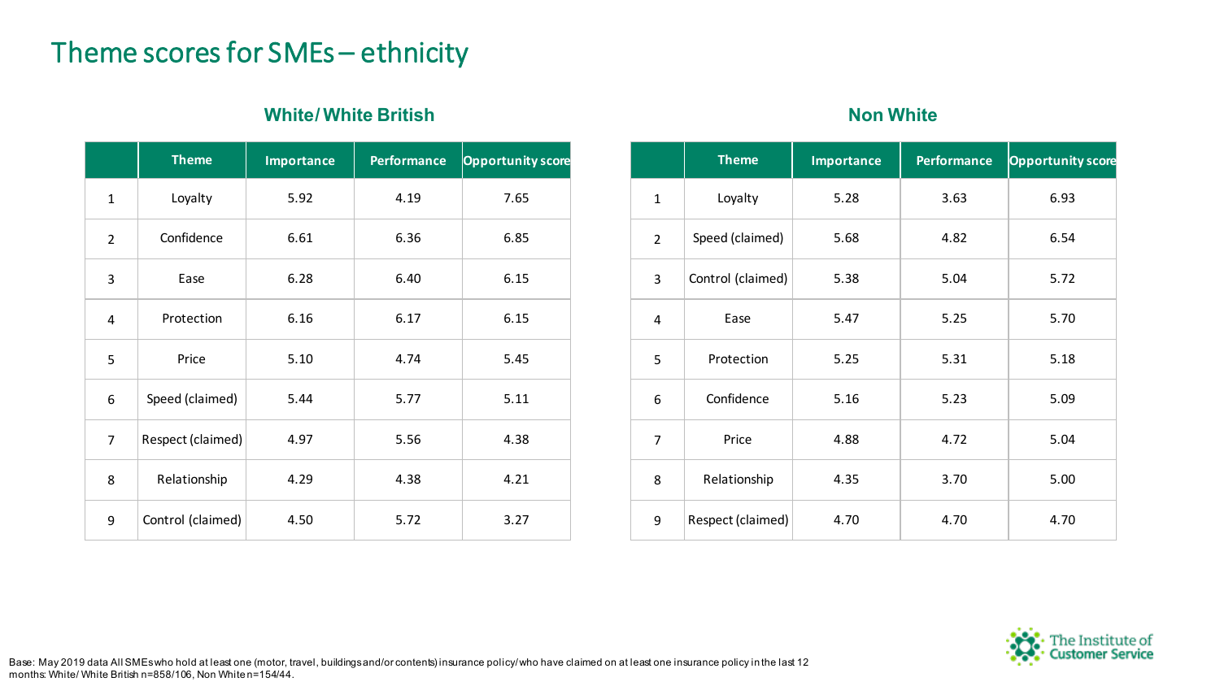# Theme scores for SMEs – ethnicity

### White/ White British

| | Theme | Importance | Performance | Opportunity score |
|---|---|---|---|---|
| 1 | Loyalty | 5.92 | 4.19 | 7.65 |
| 2 | Confidence | 6.61 | 6.36 | 6.85 |
| 3 | Ease | 6.28 | 6.40 | 6.15 |
| 4 | Protection | 6.16 | 6.17 | 6.15 |
| 5 | Price | 5.10 | 4.74 | 5.45 |
| 6 | Speed (claimed) | 5.44 | 5.77 | 5.11 |
| 7 | Respect (claimed) | 4.97 | 5.56 | 4.38 |
| 8 | Relationship | 4.29 | 4.38 | 4.21 |
| 9 | Control (claimed) | 4.50 | 5.72 | 3.27 |

### Non White

| | Theme | Importance | Performance | Opportunity score |
|---|---|---|---|---|
| 1 | Loyalty | 5.28 | 3.63 | 6.93 |
| 2 | Speed (claimed) | 5.68 | 4.82 | 6.54 |
| 3 | Control (claimed) | 5.38 | 5.04 | 5.72 |
| 4 | Ease | 5.47 | 5.25 | 5.70 |
| 5 | Protection | 5.25 | 5.31 | 5.18 |
| 6 | Confidence | 5.16 | 5.23 | 5.09 |
| 7 | Price | 4.88 | 4.72 | 5.04 |
| 8 | Relationship | 4.35 | 3.70 | 5.00 |
| 9 | Respect (claimed) | 4.70 | 4.70 | 4.70 |

Base: May 2019 data All SMEs who hold at least one (motor, travel, buildings and/or contents) insurance policy/ who have claimed on at least one insurance policy in the last 12 months: White/ White British n=858/106, Non White n=154/44.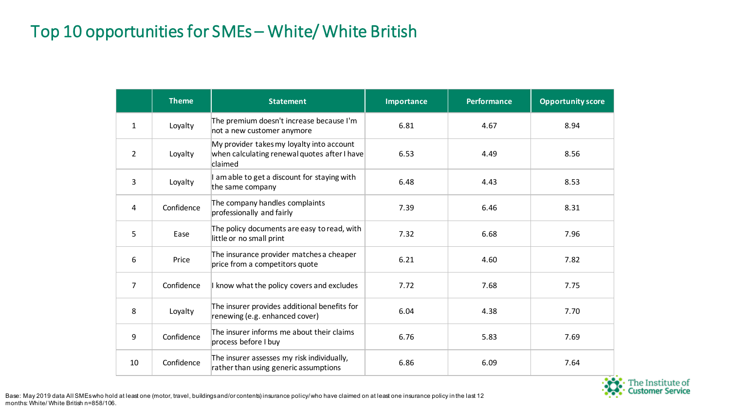# Top 10 opportunities for SMEs – White/ White British

| | Theme | Statement | Importance | Performance | Opportunity score |
|---|---|---|---|---|---|
| 1 | Loyalty | The premium doesn't increase because I'm not a new customer anymore | 6.81 | 4.67 | 8.94 |
| 2 | Loyalty | My provider takes my loyalty into account when calculating renewal quotes after I have claimed | 6.53 | 4.49 | 8.56 |
| 3 | Loyalty | I am able to get a discount for staying with the same company | 6.48 | 4.43 | 8.53 |
| 4 | Confidence | The company handles complaints professionally and fairly | 7.39 | 6.46 | 8.31 |
| 5 | Ease | The policy documents are easy to read, with little or no small print | 7.32 | 6.68 | 7.96 |
| 6 | Price | The insurance provider matches a cheaper price from a competitors quote | 6.21 | 4.60 | 7.82 |
| 7 | Confidence | I know what the policy covers and excludes | 7.72 | 7.68 | 7.75 |
| 8 | Loyalty | The insurer provides additional benefits for renewing (e.g. enhanced cover) | 6.04 | 4.38 | 7.70 |
| 9 | Confidence | The insurer informs me about their claims process before I buy | 6.76 | 5.83 | 7.69 |
| 10 | Confidence | The insurer assesses my risk individually, rather than using generic assumptions | 6.86 | 6.09 | 7.64 |

Base: May 2019 data All SMEs who hold at least one (motor, travel, buildings and/or contents) insurance policy/ who have claimed on at least one insurance policy in the last 12 months: White/ White British n=858/106.

The Institute of Customer Service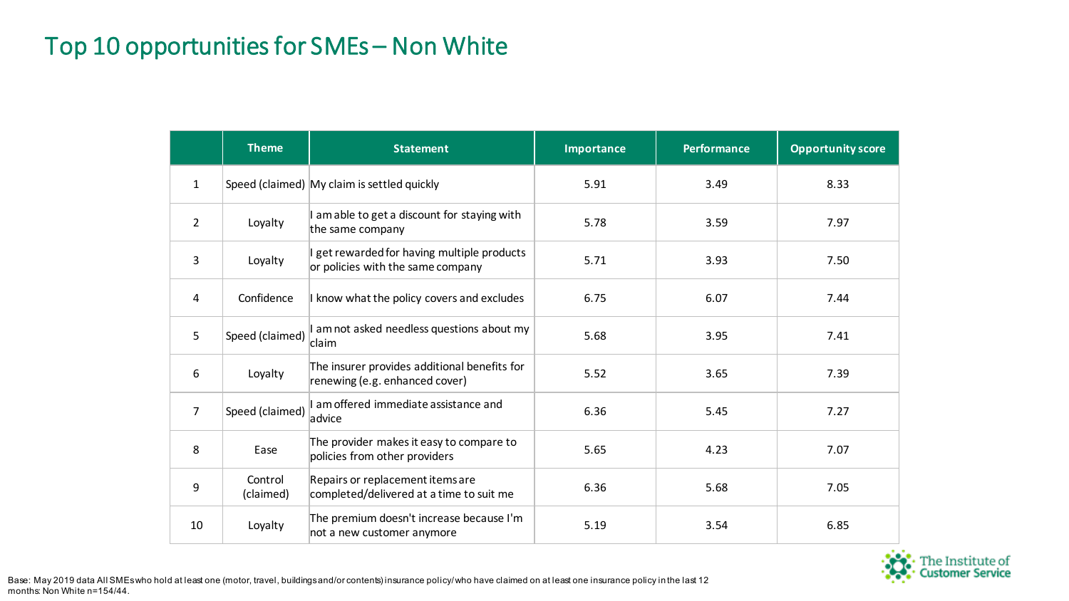# Top 10 opportunities for SMEs – Non White

| | Theme | Statement | Importance | Performance | Opportunity score |
|---|---|---|---|---|---|
| 1 | Speed (claimed) | My claim is settled quickly | 5.91 | 3.49 | 8.33 |
| 2 | Loyalty | I am able to get a discount for staying with the same company | 5.78 | 3.59 | 7.97 |
| 3 | Loyalty | I get rewarded for having multiple products or policies with the same company | 5.71 | 3.93 | 7.50 |
| 4 | Confidence | I know what the policy covers and excludes | 6.75 | 6.07 | 7.44 |
| 5 | Speed (claimed) | I am not asked needless questions about my claim | 5.68 | 3.95 | 7.41 |
| 6 | Loyalty | The insurer provides additional benefits for renewing (e.g. enhanced cover) | 5.52 | 3.65 | 7.39 |
| 7 | Speed (claimed) | I am offered immediate assistance and advice | 6.36 | 5.45 | 7.27 |
| 8 | Ease | The provider makes it easy to compare to policies from other providers | 5.65 | 4.23 | 7.07 |
| 9 | Control (claimed) | Repairs or replacement items are completed/delivered at a time to suit me | 6.36 | 5.68 | 7.05 |
| 10 | Loyalty | The premium doesn't increase because I'm not a new customer anymore | 5.19 | 3.54 | 6.85 |

Base: May 2019 data All SMEs who hold at least one (motor, travel, buildings and/or contents) insurance policy/ who have claimed on at least one insurance policy in the last 12 months: Non White n=154/44.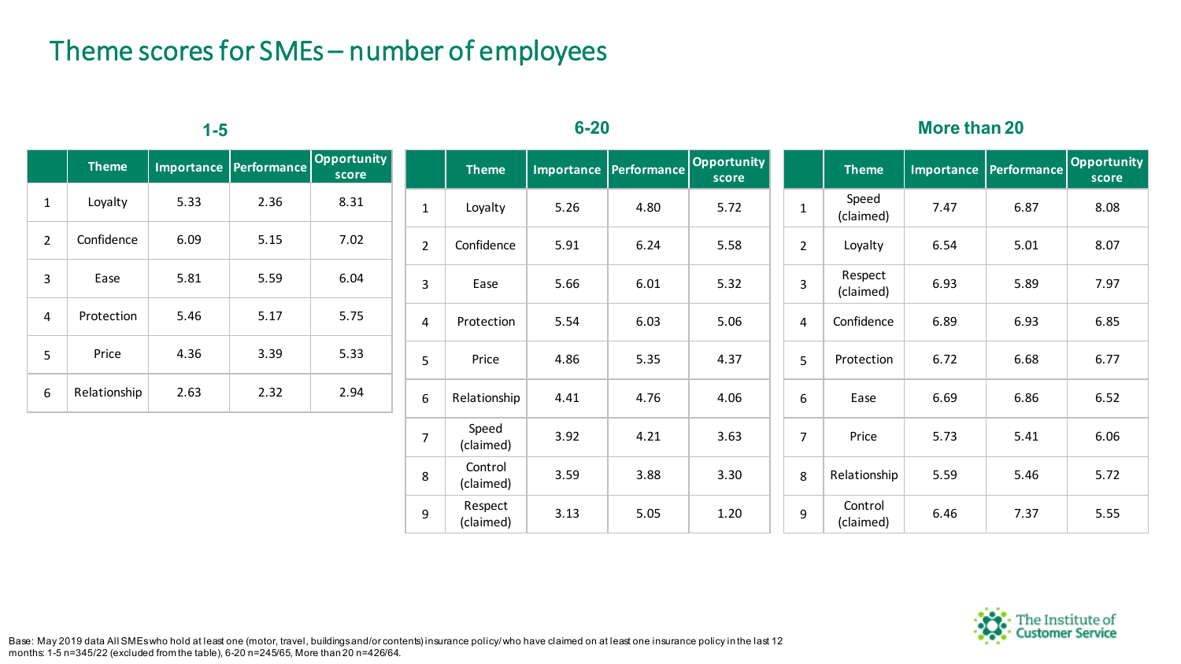# Theme scores for SMEs – number of employees

### 1-5

| | Theme | Importance | Performance | Opportunity score |
|---|---|---|---|---|
| 1 | Loyalty | 5.33 | 2.36 | 8.31 |
| 2 | Confidence | 6.09 | 5.15 | 7.02 |
| 3 | Ease | 5.81 | 5.59 | 6.04 |
| 4 | Protection | 5.46 | 5.17 | 5.75 |
| 5 | Price | 4.36 | 3.39 | 5.33 |
| 6 | Relationship | 2.63 | 2.32 | 2.94 |

### 6-20

| | Theme | Importance | Performance | Opportunity score |
|---|---|---|---|---|
| 1 | Loyalty | 5.26 | 4.80 | 5.72 |
| 2 | Confidence | 5.91 | 6.24 | 5.58 |
| 3 | Ease | 5.66 | 6.01 | 5.32 |
| 4 | Protection | 5.54 | 6.03 | 5.06 |
| 5 | Price | 4.86 | 5.35 | 4.37 |
| 6 | Relationship | 4.41 | 4.76 | 4.06 |
| 7 | Speed (claimed) | 3.92 | 4.21 | 3.63 |
| 8 | Control (claimed) | 3.59 | 3.88 | 3.30 |
| 9 | Respect (claimed) | 3.13 | 5.05 | 1.20 |

### More than 20

| | Theme | Importance | Performance | Opportunity score |
|---|---|---|---|---|
| 1 | Speed (claimed) | 7.47 | 6.87 | 8.08 |
| 2 | Loyalty | 6.54 | 5.01 | 8.07 |
| 3 | Respect (claimed) | 6.93 | 5.89 | 7.97 |
| 4 | Confidence | 6.89 | 6.93 | 6.85 |
| 5 | Protection | 6.72 | 6.68 | 6.77 |
| 6 | Ease | 6.69 | 6.86 | 6.52 |
| 7 | Price | 5.73 | 5.41 | 6.06 |
| 8 | Relationship | 5.59 | 5.46 | 5.72 |
| 9 | Control (claimed) | 6.46 | 7.37 | 5.55 |

Base: May 2019 data All SMEs who hold at least one (motor, travel, buildings and/or contents) insurance policy/ who have claimed on at least one insurance policy in the last 12 months: 1-5 n=345/22 (excluded from the table), 6-20 n=245/65, More than 20 n=426/64.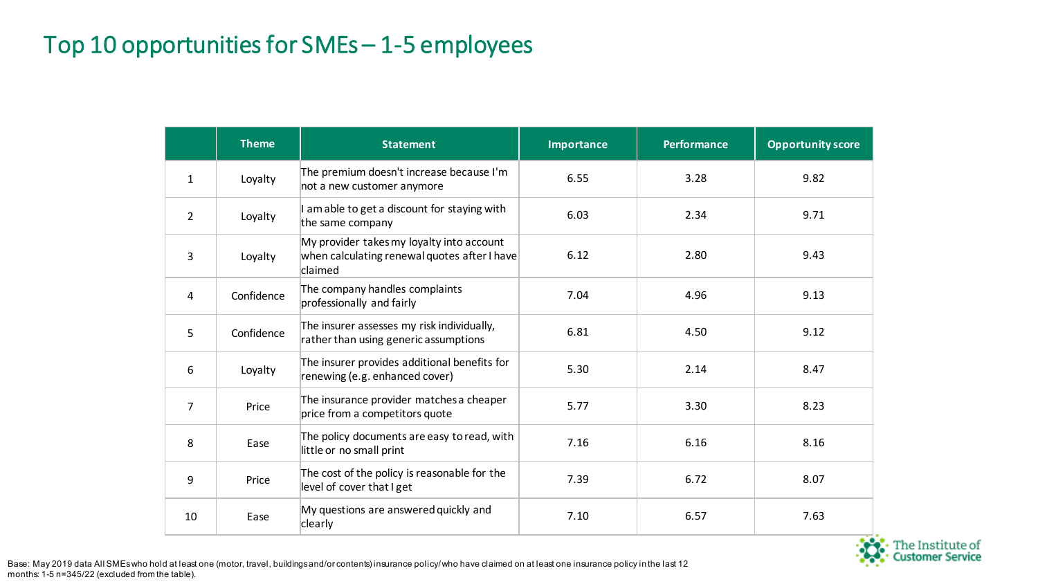# Top 10 opportunities for SMEs – 1-5 employees

| | Theme | Statement | Importance | Performance | Opportunity score |
|---|---|---|---|---|---|
| 1 | Loyalty | The premium doesn't increase because I'm not a new customer anymore | 6.55 | 3.28 | 9.82 |
| 2 | Loyalty | I am able to get a discount for staying with the same company | 6.03 | 2.34 | 9.71 |
| 3 | Loyalty | My provider takes my loyalty into account when calculating renewal quotes after I have claimed | 6.12 | 2.80 | 9.43 |
| 4 | Confidence | The company handles complaints professionally and fairly | 7.04 | 4.96 | 9.13 |
| 5 | Confidence | The insurer assesses my risk individually, rather than using generic assumptions | 6.81 | 4.50 | 9.12 |
| 6 | Loyalty | The insurer provides additional benefits for renewing (e.g. enhanced cover) | 5.30 | 2.14 | 8.47 |
| 7 | Price | The insurance provider matches a cheaper price from a competitors quote | 5.77 | 3.30 | 8.23 |
| 8 | Ease | The policy documents are easy to read, with little or no small print | 7.16 | 6.16 | 8.16 |
| 9 | Price | The cost of the policy is reasonable for the level of cover that I get | 7.39 | 6.72 | 8.07 |
| 10 | Ease | My questions are answered quickly and clearly | 7.10 | 6.57 | 7.63 |

Base: May 2019 data All SMEs who hold at least one (motor, travel, buildings and/or contents) insurance policy/ who have claimed on at least one insurance policy in the last 12 months: 1-5 n=345/22 (excluded from the table).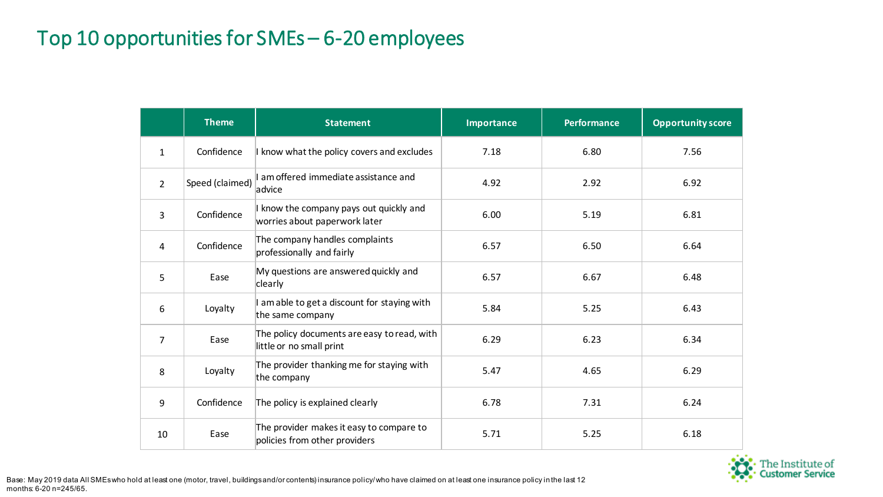# Top 10 opportunities for SMEs – 6-20 employees

| | Theme | Statement | Importance | Performance | Opportunity score |
|---|---|---|---|---|---|
| 1 | Confidence | I know what the policy covers and excludes | 7.18 | 6.80 | 7.56 |
| 2 | Speed (claimed) | I am offered immediate assistance and advice | 4.92 | 2.92 | 6.92 |
| 3 | Confidence | I know the company pays out quickly and worries about paperwork later | 6.00 | 5.19 | 6.81 |
| 4 | Confidence | The company handles complaints professionally and fairly | 6.57 | 6.50 | 6.64 |
| 5 | Ease | My questions are answered quickly and clearly | 6.57 | 6.67 | 6.48 |
| 6 | Loyalty | I am able to get a discount for staying with the same company | 5.84 | 5.25 | 6.43 |
| 7 | Ease | The policy documents are easy to read, with little or no small print | 6.29 | 6.23 | 6.34 |
| 8 | Loyalty | The provider thanking me for staying with the company | 5.47 | 4.65 | 6.29 |
| 9 | Confidence | The policy is explained clearly | 6.78 | 7.31 | 6.24 |
| 10 | Ease | The provider makes it easy to compare to policies from other providers | 5.71 | 5.25 | 6.18 |

Base: May 2019 data All SMEs who hold at least one (motor, travel, buildings and/or contents) insurance policy/ who have claimed on at least one insurance policy in the last 12 months: 6-20 n=245/65.

The Institute of Customer Service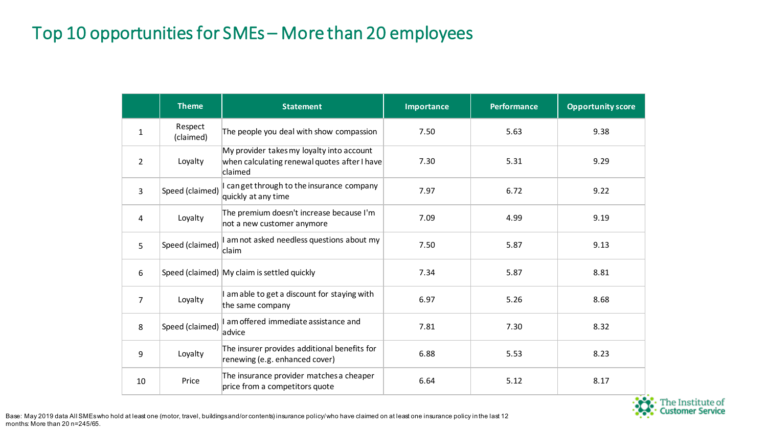# Top 10 opportunities for SMEs – More than 20 employees

| | Theme | Statement | Importance | Performance | Opportunity score |
|---|---|---|---|---|---|
| 1 | Respect (claimed) | The people you deal with show compassion | 7.50 | 5.63 | 9.38 |
| 2 | Loyalty | My provider takes my loyalty into account when calculating renewal quotes after I have claimed | 7.30 | 5.31 | 9.29 |
| 3 | Speed (claimed) | I can get through to the insurance company quickly at any time | 7.97 | 6.72 | 9.22 |
| 4 | Loyalty | The premium doesn't increase because I'm not a new customer anymore | 7.09 | 4.99 | 9.19 |
| 5 | Speed (claimed) | I am not asked needless questions about my claim | 7.50 | 5.87 | 9.13 |
| 6 | Speed (claimed) | My claim is settled quickly | 7.34 | 5.87 | 8.81 |
| 7 | Loyalty | I am able to get a discount for staying with the same company | 6.97 | 5.26 | 8.68 |
| 8 | Speed (claimed) | I am offered immediate assistance and advice | 7.81 | 7.30 | 8.32 |
| 9 | Loyalty | The insurer provides additional benefits for renewing (e.g. enhanced cover) | 6.88 | 5.53 | 8.23 |
| 10 | Price | The insurance provider matches a cheaper price from a competitors quote | 6.64 | 5.12 | 8.17 |

Base: May 2019 data All SMEs who hold at least one (motor, travel, buildings and/or contents) insurance policy/ who have claimed on at least one insurance policy in the last 12 months: More than 20 n=245/65.

The Institute of Customer Service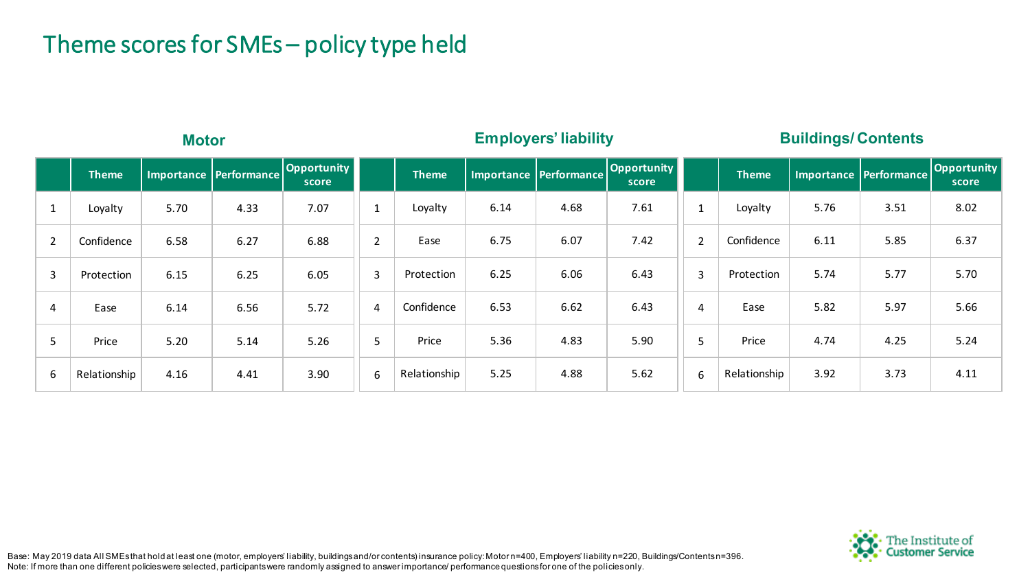# Theme scores for SMEs – policy type held

### Motor

|  | Theme | Importance | Performance | Opportunity score |
|---|---|---|---|---|
| 1 | Loyalty | 5.70 | 4.33 | 7.07 |
| 2 | Confidence | 6.58 | 6.27 | 6.88 |
| 3 | Protection | 6.15 | 6.25 | 6.05 |
| 4 | Ease | 6.14 | 6.56 | 5.72 |
| 5 | Price | 5.20 | 5.14 | 5.26 |
| 6 | Relationship | 4.16 | 4.41 | 3.90 |

### Employers' liability

|  | Theme | Importance | Performance | Opportunity score |
|---|---|---|---|---|
| 1 | Loyalty | 6.14 | 4.68 | 7.61 |
| 2 | Ease | 6.75 | 6.07 | 7.42 |
| 3 | Protection | 6.25 | 6.06 | 6.43 |
| 4 | Confidence | 6.53 | 6.62 | 6.43 |
| 5 | Price | 5.36 | 4.83 | 5.90 |
| 6 | Relationship | 5.25 | 4.88 | 5.62 |

### Buildings/ Contents

|  | Theme | Importance | Performance | Opportunity score |
|---|---|---|---|---|
| 1 | Loyalty | 5.76 | 3.51 | 8.02 |
| 2 | Confidence | 6.11 | 5.85 | 6.37 |
| 3 | Protection | 5.74 | 5.77 | 5.70 |
| 4 | Ease | 5.82 | 5.97 | 5.66 |
| 5 | Price | 4.74 | 4.25 | 5.24 |
| 6 | Relationship | 3.92 | 3.73 | 4.11 |

Base: May 2019 data All SMEs that hold at least one (motor, employers' liability, buildings and/or contents) insurance policy: Motor n=400, Employers' liability n=220, Buildings/Contents n=396.
Note: If more than one different policies were selected, participants were randomly assigned to answer importance/ performance questions for one of the policies only.

The Institute of Customer Service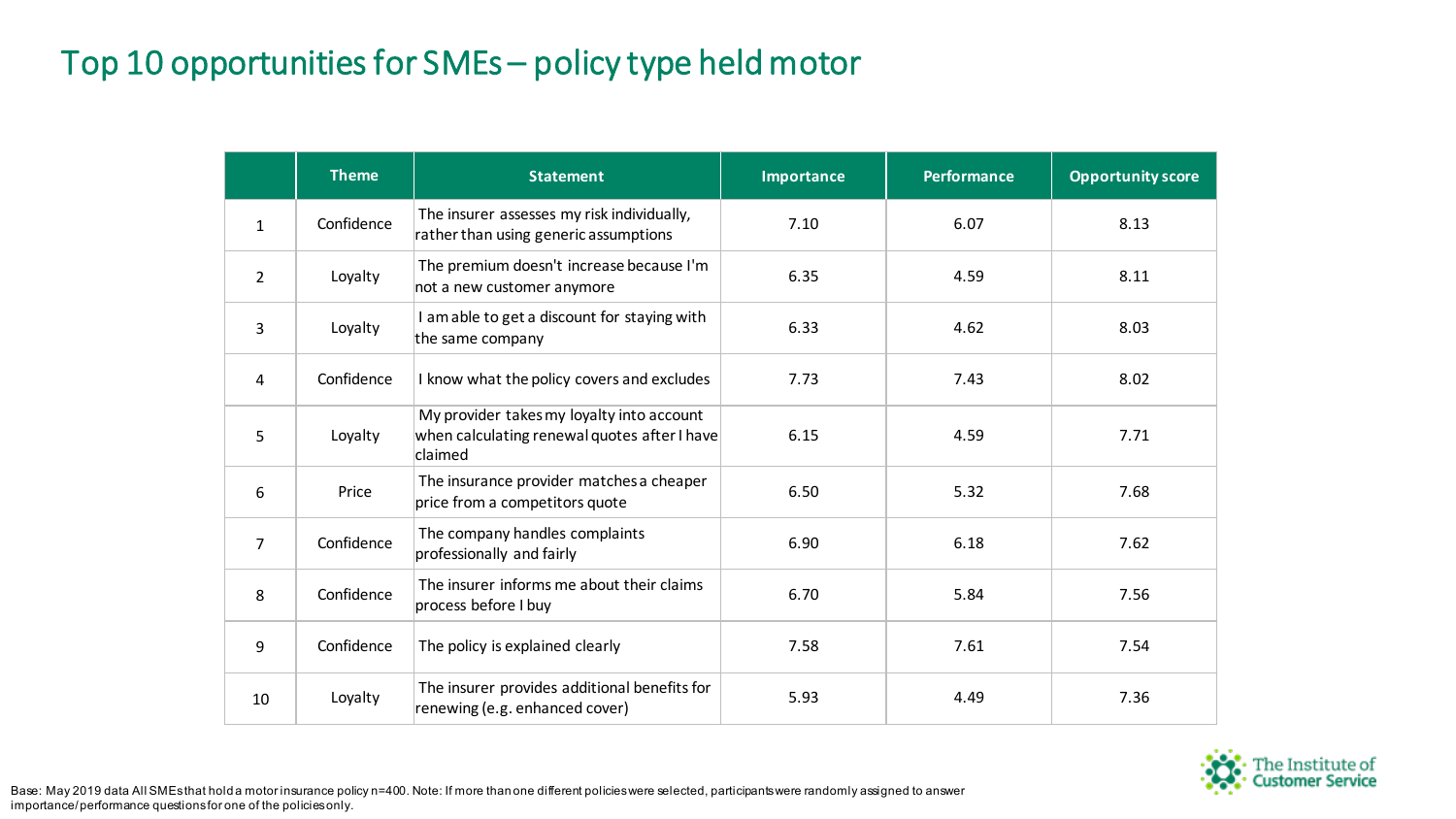# Top 10 opportunities for SMEs – policy type held motor

| | Theme | Statement | Importance | Performance | Opportunity score |
|---|---|---|---|---|---|
| 1 | Confidence | The insurer assesses my risk individually, rather than using generic assumptions | 7.10 | 6.07 | 8.13 |
| 2 | Loyalty | The premium doesn't increase because I'm not a new customer anymore | 6.35 | 4.59 | 8.11 |
| 3 | Loyalty | I am able to get a discount for staying with the same company | 6.33 | 4.62 | 8.03 |
| 4 | Confidence | I know what the policy covers and excludes | 7.73 | 7.43 | 8.02 |
| 5 | Loyalty | My provider takes my loyalty into account when calculating renewal quotes after I have claimed | 6.15 | 4.59 | 7.71 |
| 6 | Price | The insurance provider matches a cheaper price from a competitors quote | 6.50 | 5.32 | 7.68 |
| 7 | Confidence | The company handles complaints professionally and fairly | 6.90 | 6.18 | 7.62 |
| 8 | Confidence | The insurer informs me about their claims process before I buy | 6.70 | 5.84 | 7.56 |
| 9 | Confidence | The policy is explained clearly | 7.58 | 7.61 | 7.54 |
| 10 | Loyalty | The insurer provides additional benefits for renewing (e.g. enhanced cover) | 5.93 | 4.49 | 7.36 |

Base: May 2019 data All SMEs that hold a motor insurance policy n=400. Note: If more than one different policies were selected, participants were randomly assigned to answer importance/performance questions for one of the policies only.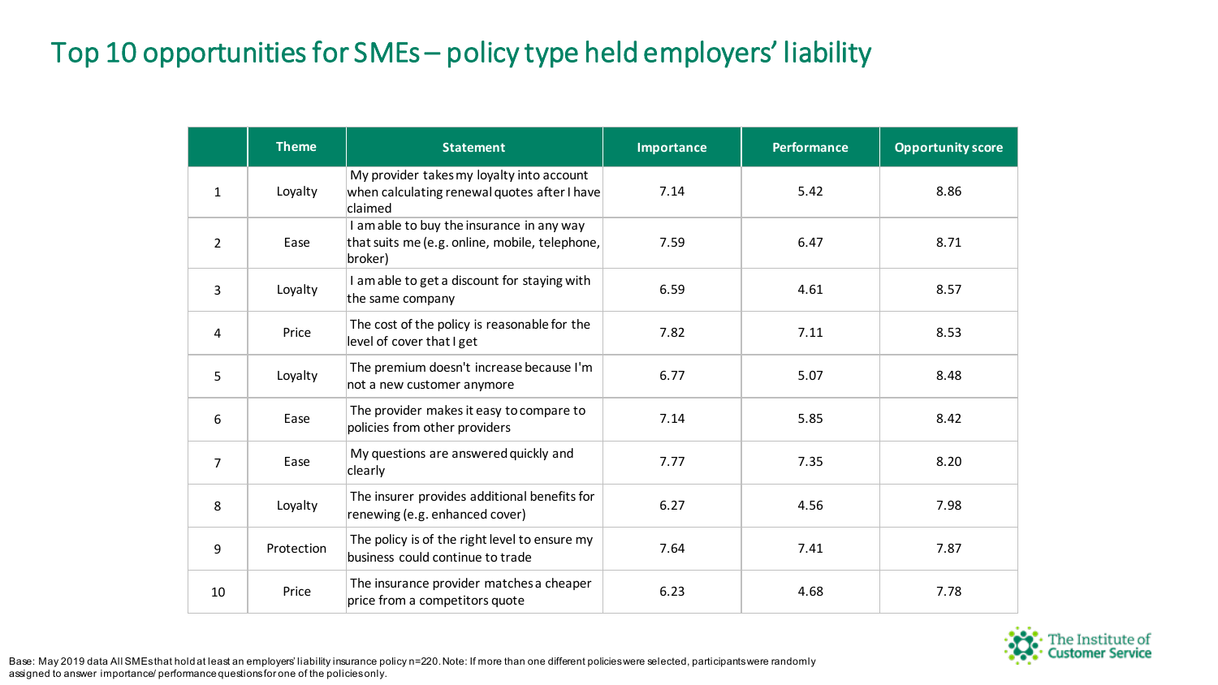# Top 10 opportunities for SMEs – policy type held employers' liability

| | Theme | Statement | Importance | Performance | Opportunity score |
|---|---|---|---|---|---|
| 1 | Loyalty | My provider takes my loyalty into account when calculating renewal quotes after I have claimed | 7.14 | 5.42 | 8.86 |
| 2 | Ease | I am able to buy the insurance in any way that suits me (e.g. online, mobile, telephone, broker) | 7.59 | 6.47 | 8.71 |
| 3 | Loyalty | I am able to get a discount for staying with the same company | 6.59 | 4.61 | 8.57 |
| 4 | Price | The cost of the policy is reasonable for the level of cover that I get | 7.82 | 7.11 | 8.53 |
| 5 | Loyalty | The premium doesn't increase because I'm not a new customer anymore | 6.77 | 5.07 | 8.48 |
| 6 | Ease | The provider makes it easy to compare to policies from other providers | 7.14 | 5.85 | 8.42 |
| 7 | Ease | My questions are answered quickly and clearly | 7.77 | 7.35 | 8.20 |
| 8 | Loyalty | The insurer provides additional benefits for renewing (e.g. enhanced cover) | 6.27 | 4.56 | 7.98 |
| 9 | Protection | The policy is of the right level to ensure my business could continue to trade | 7.64 | 7.41 | 7.87 |
| 10 | Price | The insurance provider matches a cheaper price from a competitors quote | 6.23 | 4.68 | 7.78 |

Base: May 2019 data All SMEs that hold at least an employers' liability insurance policy n=220. Note: If more than one different policies were selected, participants were randomly assigned to answer importance/ performance questions for one of the policies only.

The Institute of Customer Service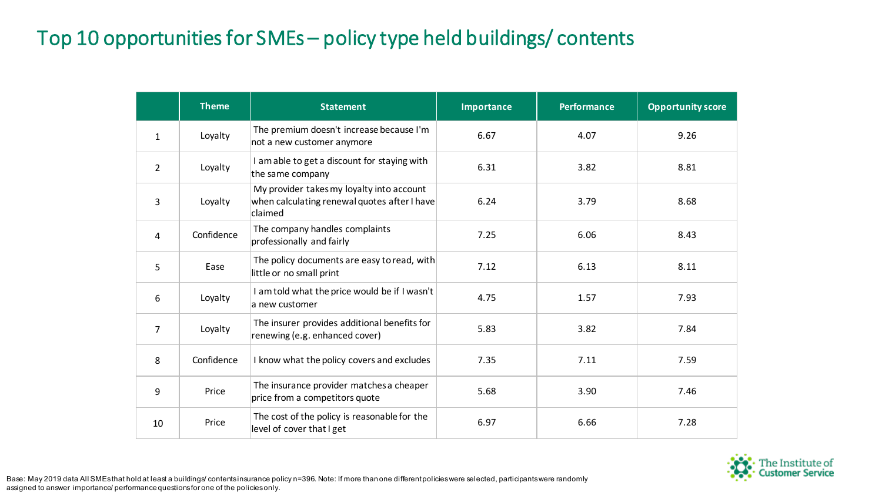# Top 10 opportunities for SMEs – policy type held buildings/ contents

| | Theme | Statement | Importance | Performance | Opportunity score |
|---|---|---|---|---|---|
| 1 | Loyalty | The premium doesn't increase because I'm not a new customer anymore | 6.67 | 4.07 | 9.26 |
| 2 | Loyalty | I am able to get a discount for staying with the same company | 6.31 | 3.82 | 8.81 |
| 3 | Loyalty | My provider takes my loyalty into account when calculating renewal quotes after I have claimed | 6.24 | 3.79 | 8.68 |
| 4 | Confidence | The company handles complaints professionally and fairly | 7.25 | 6.06 | 8.43 |
| 5 | Ease | The policy documents are easy to read, with little or no small print | 7.12 | 6.13 | 8.11 |
| 6 | Loyalty | I am told what the price would be if I wasn't a new customer | 4.75 | 1.57 | 7.93 |
| 7 | Loyalty | The insurer provides additional benefits for renewing (e.g. enhanced cover) | 5.83 | 3.82 | 7.84 |
| 8 | Confidence | I know what the policy covers and excludes | 7.35 | 7.11 | 7.59 |
| 9 | Price | The insurance provider matches a cheaper price from a competitors quote | 5.68 | 3.90 | 7.46 |
| 10 | Price | The cost of the policy is reasonable for the level of cover that I get | 6.97 | 6.66 | 7.28 |

Base: May 2019 data All SMEs that hold at least a buildings/ contents insurance policy n=396. Note: If more than one different policies were selected, participants were randomly assigned to answer importance/ performance questions for one of the policies only.

The Institute of Customer Service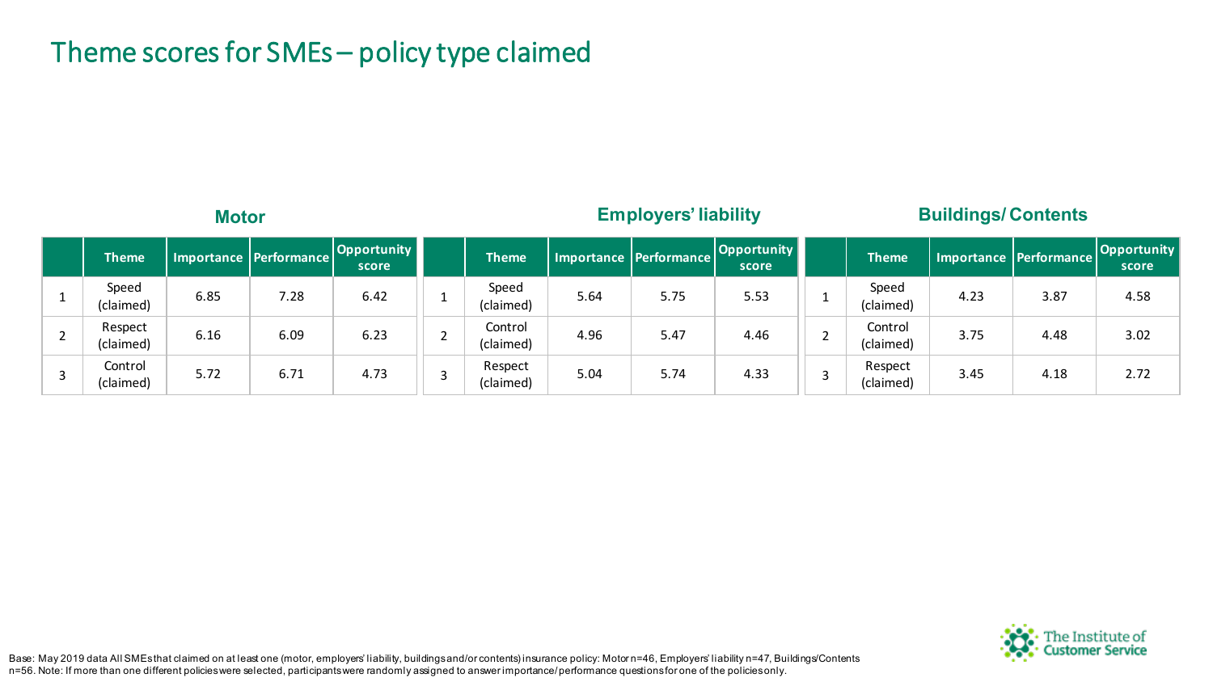# Theme scores for SMEs – policy type claimed

### Motor

| | Theme | Importance | Performance | Opportunity score |
|---|---|---|---|---|
| 1 | Speed (claimed) | 6.85 | 7.28 | 6.42 |
| 2 | Respect (claimed) | 6.16 | 6.09 | 6.23 |
| 3 | Control (claimed) | 5.72 | 6.71 | 4.73 |

### Employers' liability

| | Theme | Importance | Performance | Opportunity score |
|---|---|---|---|---|
| 1 | Speed (claimed) | 5.64 | 5.75 | 5.53 |
| 2 | Control (claimed) | 4.96 | 5.47 | 4.46 |
| 3 | Respect (claimed) | 5.04 | 5.74 | 4.33 |

### Buildings/ Contents

| | Theme | Importance | Performance | Opportunity score |
|---|---|---|---|---|
| 1 | Speed (claimed) | 4.23 | 3.87 | 4.58 |
| 2 | Control (claimed) | 3.75 | 4.48 | 3.02 |
| 3 | Respect (claimed) | 3.45 | 4.18 | 2.72 |

Base: May 2019 data All SMEs that claimed on at least one (motor, employers' liability, buildings and/or contents) insurance policy: Motor n=46, Employers' liability n=47, Buildings/Contents n=56. Note: If more than one different policies were selected, participants were randomly assigned to answer importance/performance questions for one of the policies only.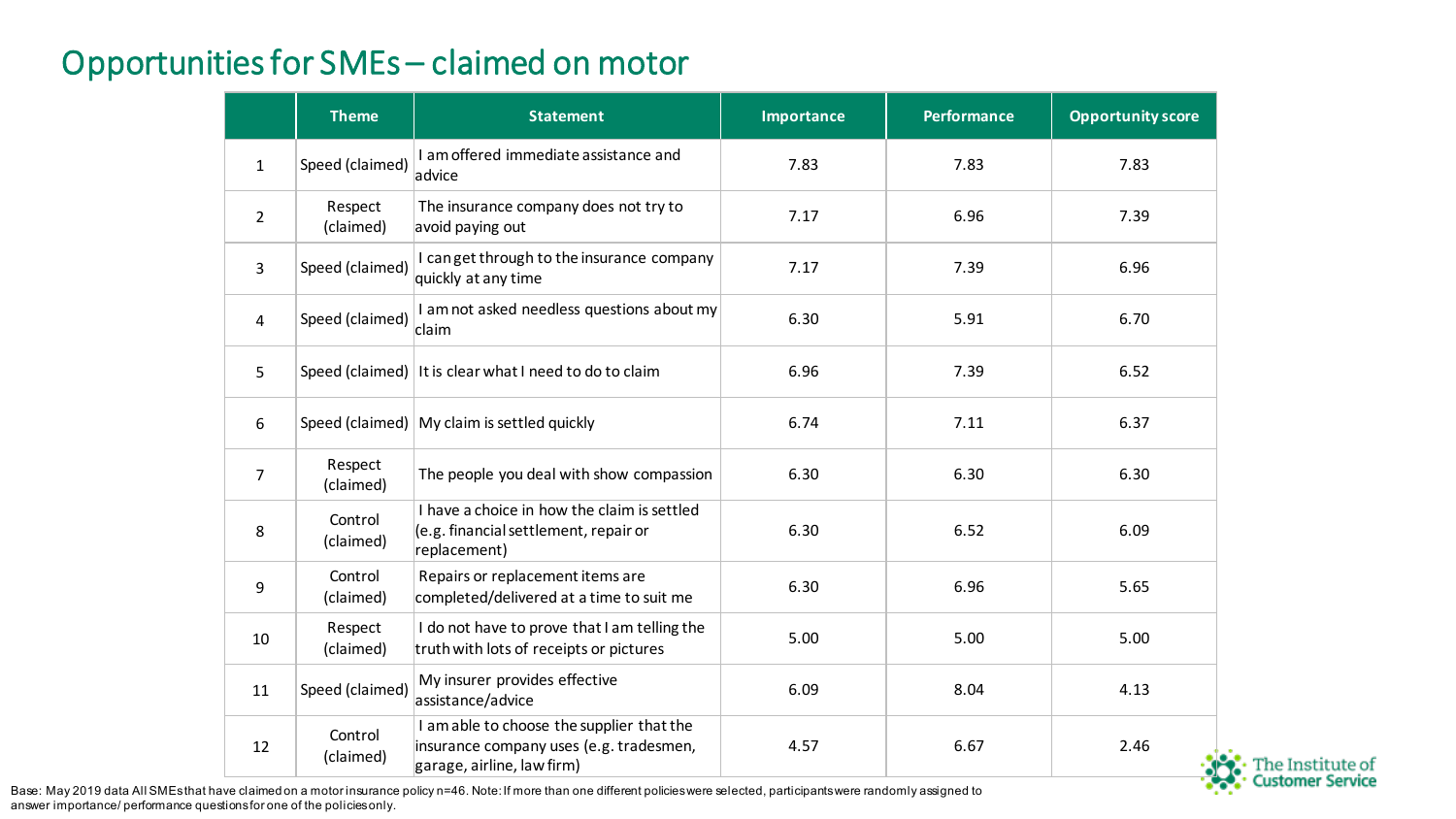## Opportunities for SMEs – claimed on motor

| | Theme | Statement | Importance | Performance | Opportunity score |
|---|---|---|---|---|---|
| 1 | Speed (claimed) | I am offered immediate assistance and advice | 7.83 | 7.83 | 7.83 |
| 2 | Respect (claimed) | The insurance company does not try to avoid paying out | 7.17 | 6.96 | 7.39 |
| 3 | Speed (claimed) | I can get through to the insurance company quickly at any time | 7.17 | 7.39 | 6.96 |
| 4 | Speed (claimed) | I am not asked needless questions about my claim | 6.30 | 5.91 | 6.70 |
| 5 | Speed (claimed) | It is clear what I need to do to claim | 6.96 | 7.39 | 6.52 |
| 6 | Speed (claimed) | My claim is settled quickly | 6.74 | 7.11 | 6.37 |
| 7 | Respect (claimed) | The people you deal with show compassion | 6.30 | 6.30 | 6.30 |
| 8 | Control (claimed) | I have a choice in how the claim is settled (e.g. financial settlement, repair or replacement) | 6.30 | 6.52 | 6.09 |
| 9 | Control (claimed) | Repairs or replacement items are completed/delivered at a time to suit me | 6.30 | 6.96 | 5.65 |
| 10 | Respect (claimed) | I do not have to prove that I am telling the truth with lots of receipts or pictures | 5.00 | 5.00 | 5.00 |
| 11 | Speed (claimed) | My insurer provides effective assistance/advice | 6.09 | 8.04 | 4.13 |
| 12 | Control (claimed) | I am able to choose the supplier that the insurance company uses (e.g. tradesmen, garage, airline, law firm) | 4.57 | 6.67 | 2.46 |

Base: May 2019 data All SMEs that have claimed on a motor insurance policy n=46. Note: If more than one different policies were selected, participants were randomly assigned to answer importance/ performance questions for one of the policies only.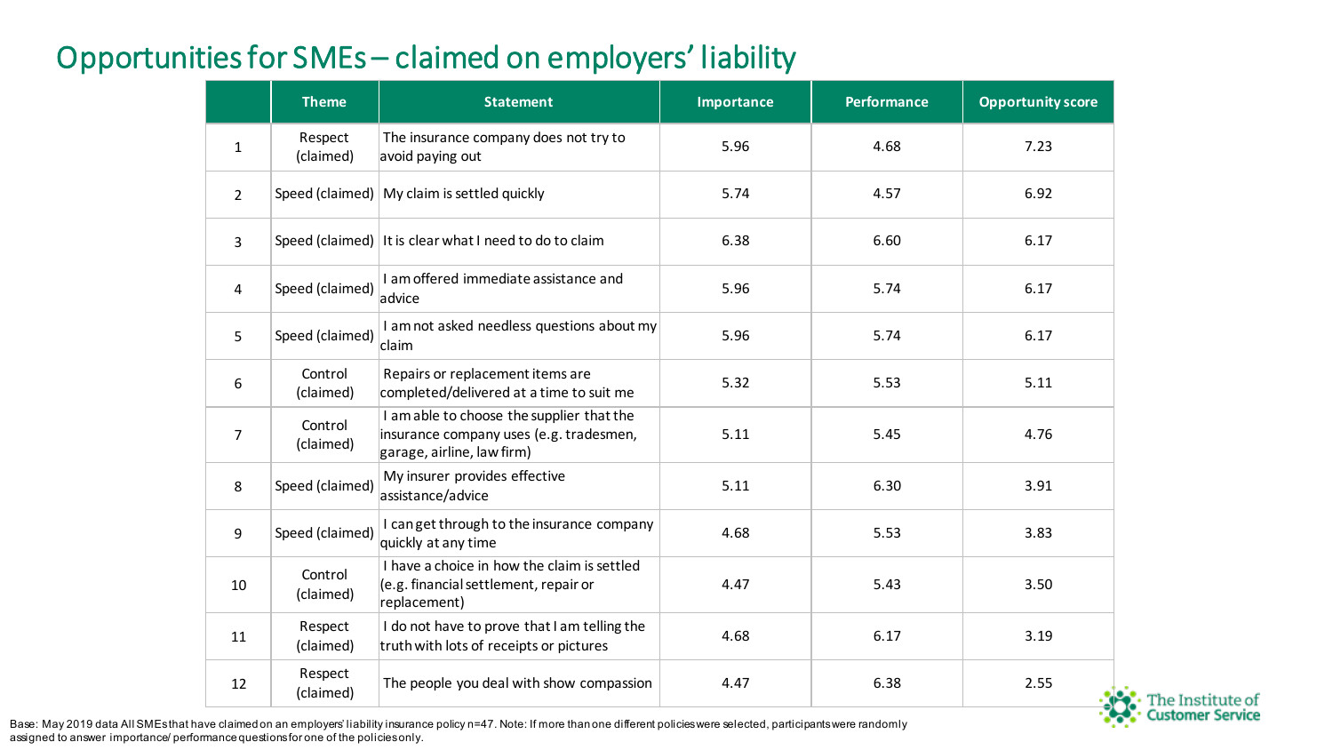# Opportunities for SMEs – claimed on employers' liability

| | Theme | Statement | Importance | Performance | Opportunity score |
|---|---|---|---|---|---|
| 1 | Respect (claimed) | The insurance company does not try to avoid paying out | 5.96 | 4.68 | 7.23 |
| 2 | Speed (claimed) | My claim is settled quickly | 5.74 | 4.57 | 6.92 |
| 3 | Speed (claimed) | It is clear what I need to do to claim | 6.38 | 6.60 | 6.17 |
| 4 | Speed (claimed) | I am offered immediate assistance and advice | 5.96 | 5.74 | 6.17 |
| 5 | Speed (claimed) | I am not asked needless questions about my claim | 5.96 | 5.74 | 6.17 |
| 6 | Control (claimed) | Repairs or replacement items are completed/delivered at a time to suit me | 5.32 | 5.53 | 5.11 |
| 7 | Control (claimed) | I am able to choose the supplier that the insurance company uses (e.g. tradesmen, garage, airline, law firm) | 5.11 | 5.45 | 4.76 |
| 8 | Speed (claimed) | My insurer provides effective assistance/advice | 5.11 | 6.30 | 3.91 |
| 9 | Speed (claimed) | I can get through to the insurance company quickly at any time | 4.68 | 5.53 | 3.83 |
| 10 | Control (claimed) | I have a choice in how the claim is settled (e.g. financial settlement, repair or replacement) | 4.47 | 5.43 | 3.50 |
| 11 | Respect (claimed) | I do not have to prove that I am telling the truth with lots of receipts or pictures | 4.68 | 6.17 | 3.19 |
| 12 | Respect (claimed) | The people you deal with show compassion | 4.47 | 6.38 | 2.55 |

Base: May 2019 data All SMEs that have claimed on an employers' liability insurance policy n=47. Note: If more than one different policies were selected, participants were randomly assigned to answer importance/ performance questions for one of the policies only.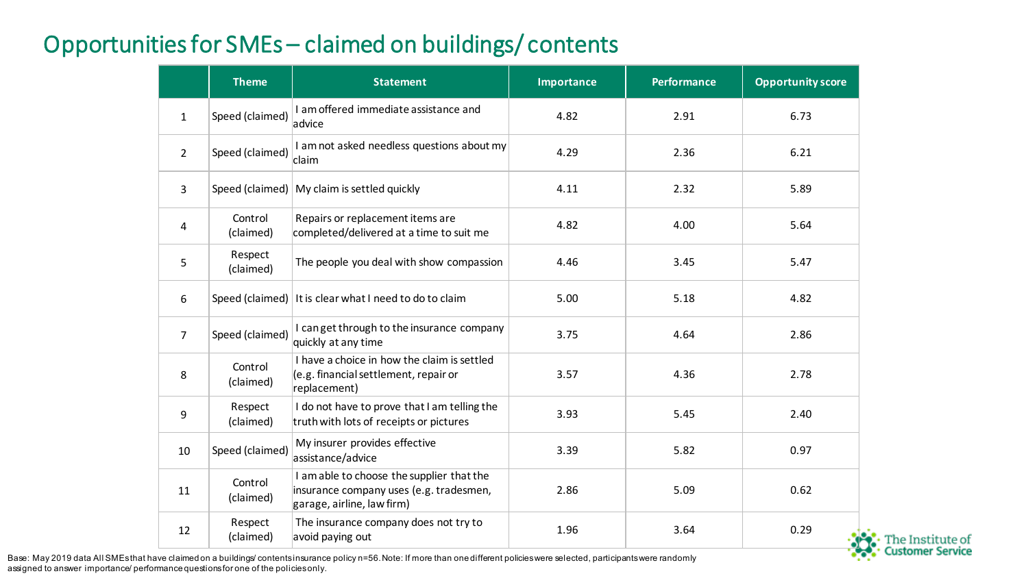# Opportunities for SMEs – claimed on buildings/ contents

| | Theme | Statement | Importance | Performance | Opportunity score |
|---|---|---|---|---|---|
| 1 | Speed (claimed) | I am offered immediate assistance and advice | 4.82 | 2.91 | 6.73 |
| 2 | Speed (claimed) | I am not asked needless questions about my claim | 4.29 | 2.36 | 6.21 |
| 3 | Speed (claimed) | My claim is settled quickly | 4.11 | 2.32 | 5.89 |
| 4 | Control (claimed) | Repairs or replacement items are completed/delivered at a time to suit me | 4.82 | 4.00 | 5.64 |
| 5 | Respect (claimed) | The people you deal with show compassion | 4.46 | 3.45 | 5.47 |
| 6 | Speed (claimed) | It is clear what I need to do to claim | 5.00 | 5.18 | 4.82 |
| 7 | Speed (claimed) | I can get through to the insurance company quickly at any time | 3.75 | 4.64 | 2.86 |
| 8 | Control (claimed) | I have a choice in how the claim is settled (e.g. financial settlement, repair or replacement) | 3.57 | 4.36 | 2.78 |
| 9 | Respect (claimed) | I do not have to prove that I am telling the truth with lots of receipts or pictures | 3.93 | 5.45 | 2.40 |
| 10 | Speed (claimed) | My insurer provides effective assistance/advice | 3.39 | 5.82 | 0.97 |
| 11 | Control (claimed) | I am able to choose the supplier that the insurance company uses (e.g. tradesmen, garage, airline, law firm) | 2.86 | 5.09 | 0.62 |
| 12 | Respect (claimed) | The insurance company does not try to avoid paying out | 1.96 | 3.64 | 0.29 |

Base: May 2019 data All SMEs that have claimed on a buildings/ contents insurance policy n=56. Note: If more than one different policies were selected, participants were randomly assigned to answer importance/ performance questions for one of the policies only.

The Institute of Customer Service